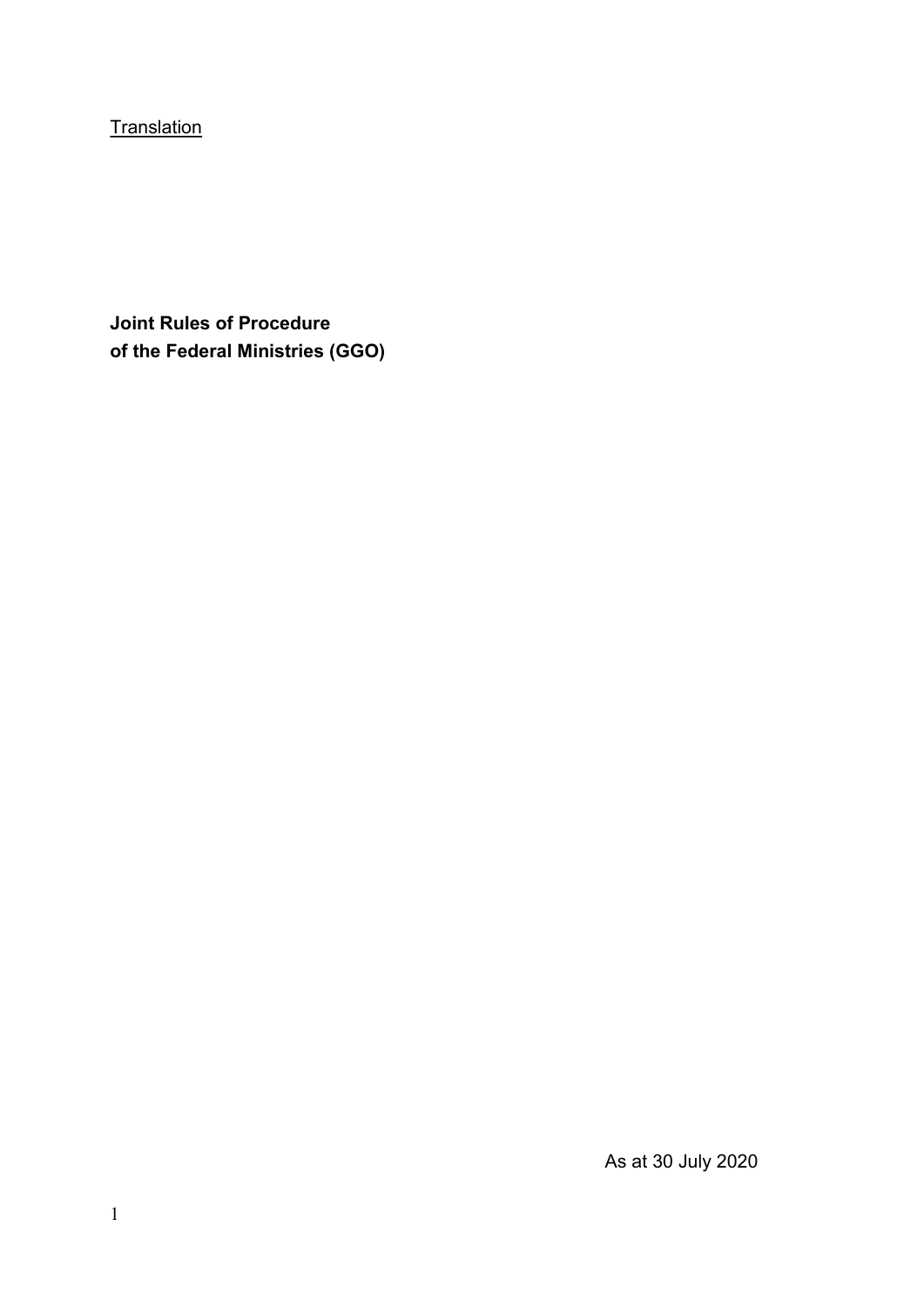Translation

**Joint Rules of Procedure**
**of the Federal Ministries (GGO)**

As at 30 July 2020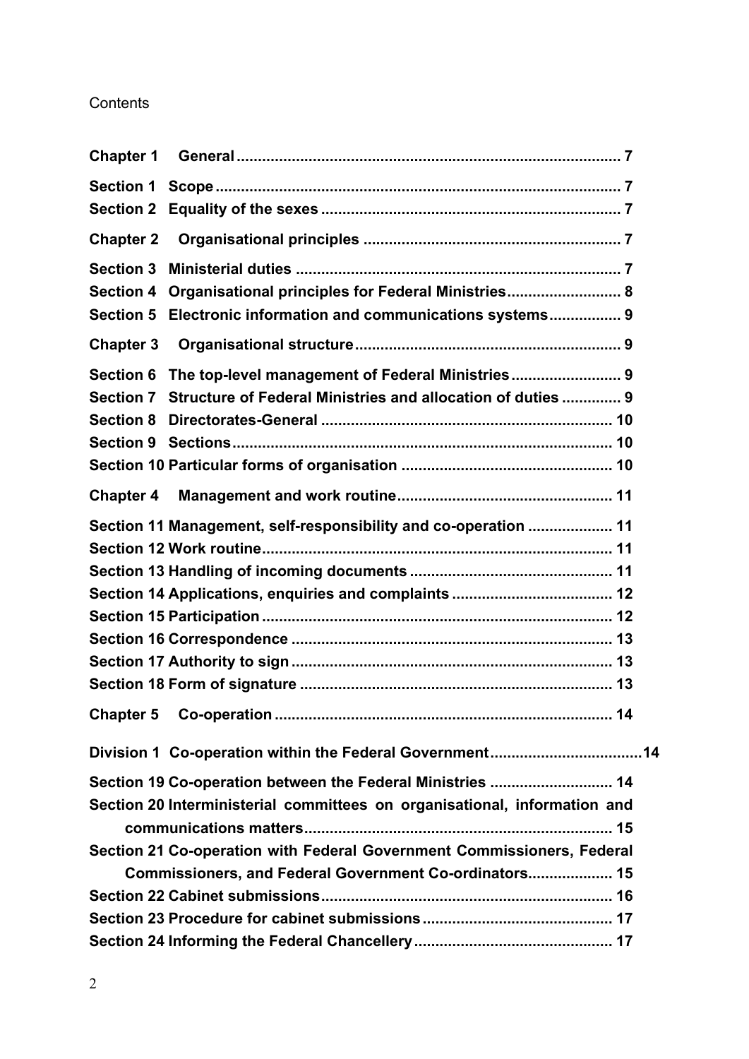Contents

| | | |
|---|---|---|
| **Chapter 1** | **General** | **7** |
| **Section 1** | **Scope** | **7** |
| **Section 2** | **Equality of the sexes** | **7** |
| **Chapter 2** | **Organisational principles** | **7** |
| **Section 3** | **Ministerial duties** | **7** |
| **Section 4** | **Organisational principles for Federal Ministries** | **8** |
| **Section 5** | **Electronic information and communications systems** | **9** |
| **Chapter 3** | **Organisational structure** | **9** |
| **Section 6** | **The top-level management of Federal Ministries** | **9** |
| **Section 7** | **Structure of Federal Ministries and allocation of duties** | **9** |
| **Section 8** | **Directorates-General** | **10** |
| **Section 9** | **Sections** | **10** |
| **Section 10** | **Particular forms of organisation** | **10** |
| **Chapter 4** | **Management and work routine** | **11** |
| **Section 11** | **Management, self-responsibility and co-operation** | **11** |
| **Section 12** | **Work routine** | **11** |
| **Section 13** | **Handling of incoming documents** | **11** |
| **Section 14** | **Applications, enquiries and complaints** | **12** |
| **Section 15** | **Participation** | **12** |
| **Section 16** | **Correspondence** | **13** |
| **Section 17** | **Authority to sign** | **13** |
| **Section 18** | **Form of signature** | **13** |
| **Chapter 5** | **Co-operation** | **14** |
| **Division 1** | **Co-operation within the Federal Government** | **14** |
| **Section 19** | **Co-operation between the Federal Ministries** | **14** |
| **Section 20** | **Interministerial committees on organisational, information and communications matters** | **15** |
| **Section 21** | **Co-operation with Federal Government Commissioners, Federal Commissioners, and Federal Government Co-ordinators** | **15** |
| **Section 22** | **Cabinet submissions** | **16** |
| **Section 23** | **Procedure for cabinet submissions** | **17** |
| **Section 24** | **Informing the Federal Chancellery** | **17** |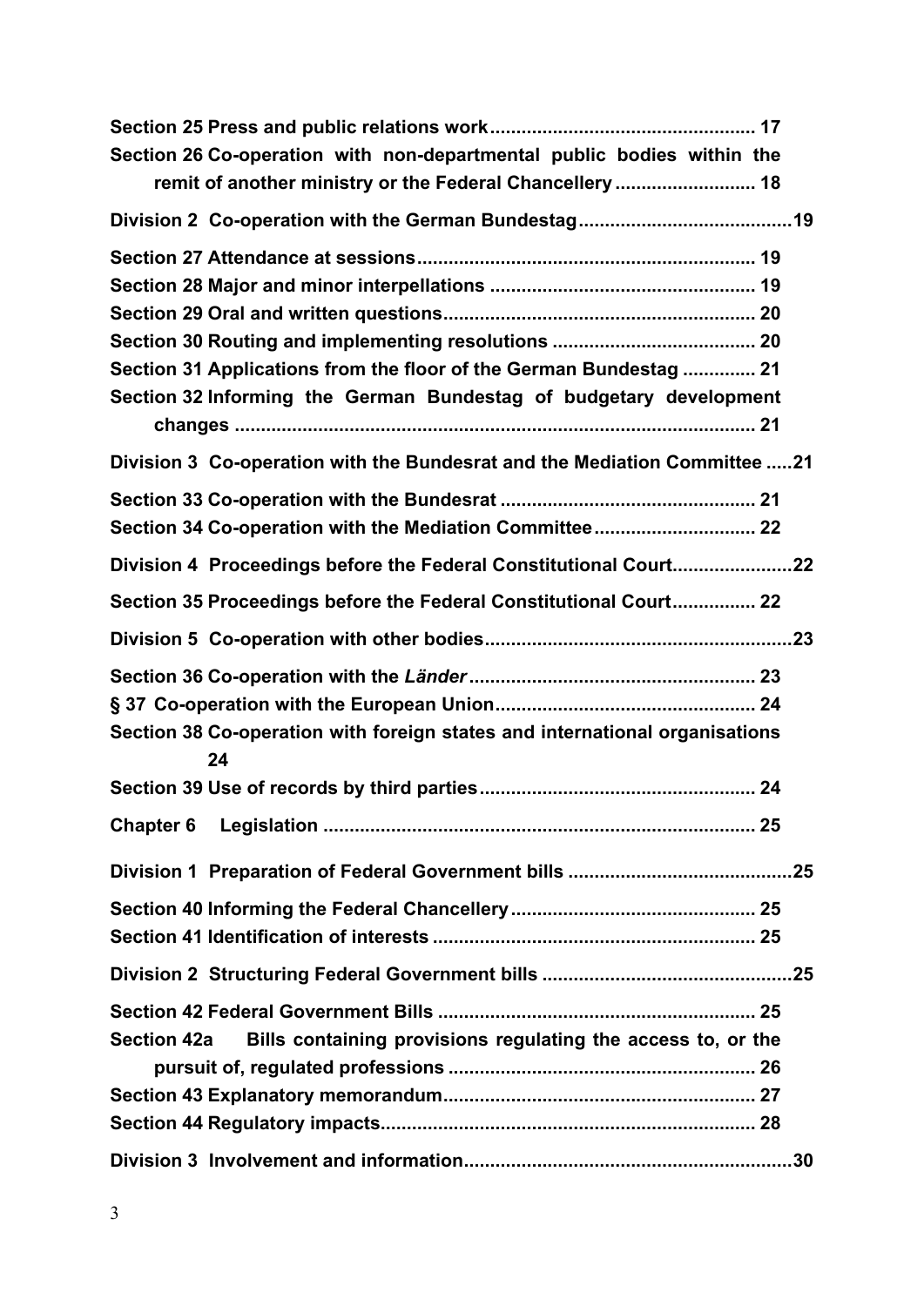**Section 25 Press and public relations work** ....................................................... 17

**Section 26 Co-operation with non-departmental public bodies within the remit of another ministry or the Federal Chancellery** ........................... 18

**Division 2 Co-operation with the German Bundestag** .........................................19

**Section 27 Attendance at sessions** ................................................................ 19

**Section 28 Major and minor interpellations** ................................................... 19

**Section 29 Oral and written questions** ........................................................... 20

**Section 30 Routing and implementing resolutions** ....................................... 20

**Section 31 Applications from the floor of the German Bundestag** .............. 21

**Section 32 Informing the German Bundestag of budgetary development changes** ................................................................................................... 21

**Division 3 Co-operation with the Bundesrat and the Mediation Committee** .....21

**Section 33 Co-operation with the Bundesrat** ................................................. 21

**Section 34 Co-operation with the Mediation Committee** ............................... 22

**Division 4 Proceedings before the Federal Constitutional Court** .......................22

**Section 35 Proceedings before the Federal Constitutional Court** ................ 22

**Division 5 Co-operation with other bodies** ...........................................................23

**Section 36 Co-operation with the *Länder*** ....................................................... 23

**§ 37 Co-operation with the European Union** ................................................. 24

**Section 38 Co-operation with foreign states and international organisations** 24

**Section 39 Use of records by third parties** ..................................................... 24

**Chapter 6 Legislation** ................................................................................... 25

**Division 1 Preparation of Federal Government bills** ............................................25

**Section 40 Informing the Federal Chancellery** ............................................... 25

**Section 41 Identification of interests** ............................................................. 25

**Division 2 Structuring Federal Government bills** ................................................25

**Section 42 Federal Government Bills** ............................................................. 25

**Section 42a Bills containing provisions regulating the access to, or the pursuit of, regulated professions** ........................................................... 26

**Section 43 Explanatory memorandum** ............................................................ 27

**Section 44 Regulatory impacts** ........................................................................ 28

**Division 3 Involvement and information** ..............................................................30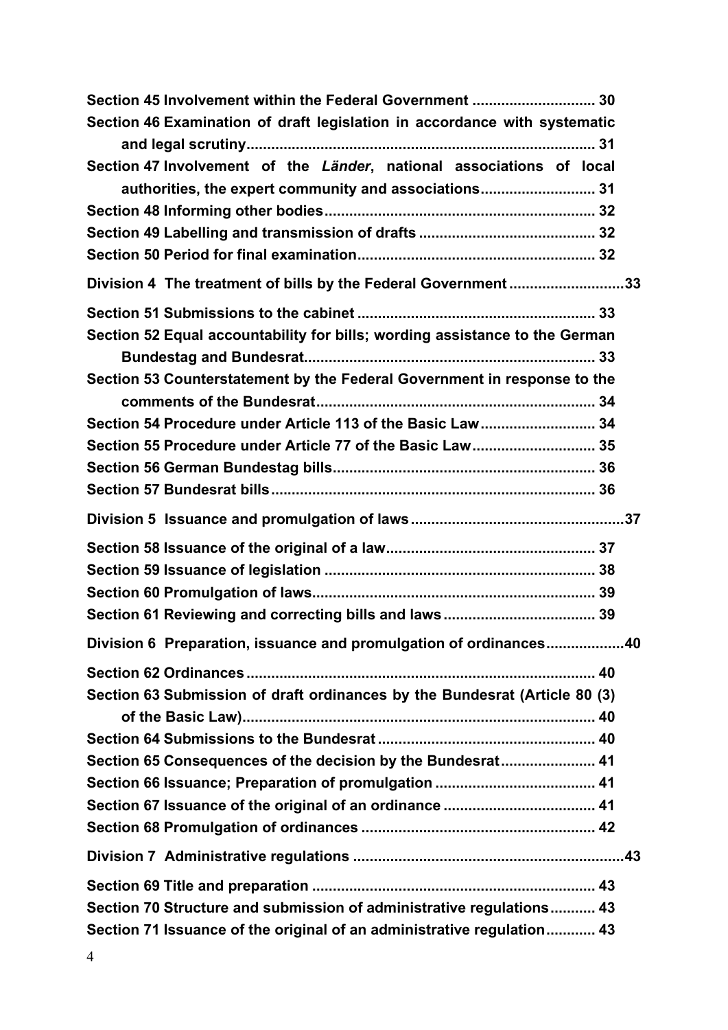**Section 45 Involvement within the Federal Government .............................. 30**

**Section 46 Examination of draft legislation in accordance with systematic and legal scrutiny.................................................................................... 31**

**Section 47 Involvement of the *Länder*, national associations of local authorities, the expert community and associations............................ 31**

**Section 48 Informing other bodies.................................................................. 32**

**Section 49 Labelling and transmission of drafts ........................................... 32**

**Section 50 Period for final examination.......................................................... 32**

**Division 4 The treatment of bills by the Federal Government ............................33**

**Section 51 Submissions to the cabinet ........................................................... 33**

**Section 52 Equal accountability for bills; wording assistance to the German Bundestag and Bundesrat...................................................................... 33**

**Section 53 Counterstatement by the Federal Government in response to the comments of the Bundesrat.................................................................... 34**

**Section 54 Procedure under Article 113 of the Basic Law............................ 34**

**Section 55 Procedure under Article 77 of the Basic Law.............................. 35**

**Section 56 German Bundestag bills................................................................ 36**

**Section 57 Bundesrat bills............................................................................... 36**

**Division 5 Issuance and promulgation of laws....................................................37**

**Section 58 Issuance of the original of a law................................................... 37**

**Section 59 Issuance of legislation .................................................................. 38**

**Section 60 Promulgation of laws..................................................................... 39**

**Section 61 Reviewing and correcting bills and laws ..................................... 39**

**Division 6 Preparation, issuance and promulgation of ordinances...................40**

**Section 62 Ordinances..................................................................................... 40**

**Section 63 Submission of draft ordinances by the Bundesrat (Article 80 (3) of the Basic Law)...................................................................................... 40**

**Section 64 Submissions to the Bundesrat..................................................... 40**

**Section 65 Consequences of the decision by the Bundesrat....................... 41**

**Section 66 Issuance; Preparation of promulgation ....................................... 41**

**Section 67 Issuance of the original of an ordinance ..................................... 41**

**Section 68 Promulgation of ordinances ......................................................... 42**

**Division 7 Administrative regulations ..................................................................43**

**Section 69 Title and preparation ..................................................................... 43**

**Section 70 Structure and submission of administrative regulations........... 43**

**Section 71 Issuance of the original of an administrative regulation............ 43**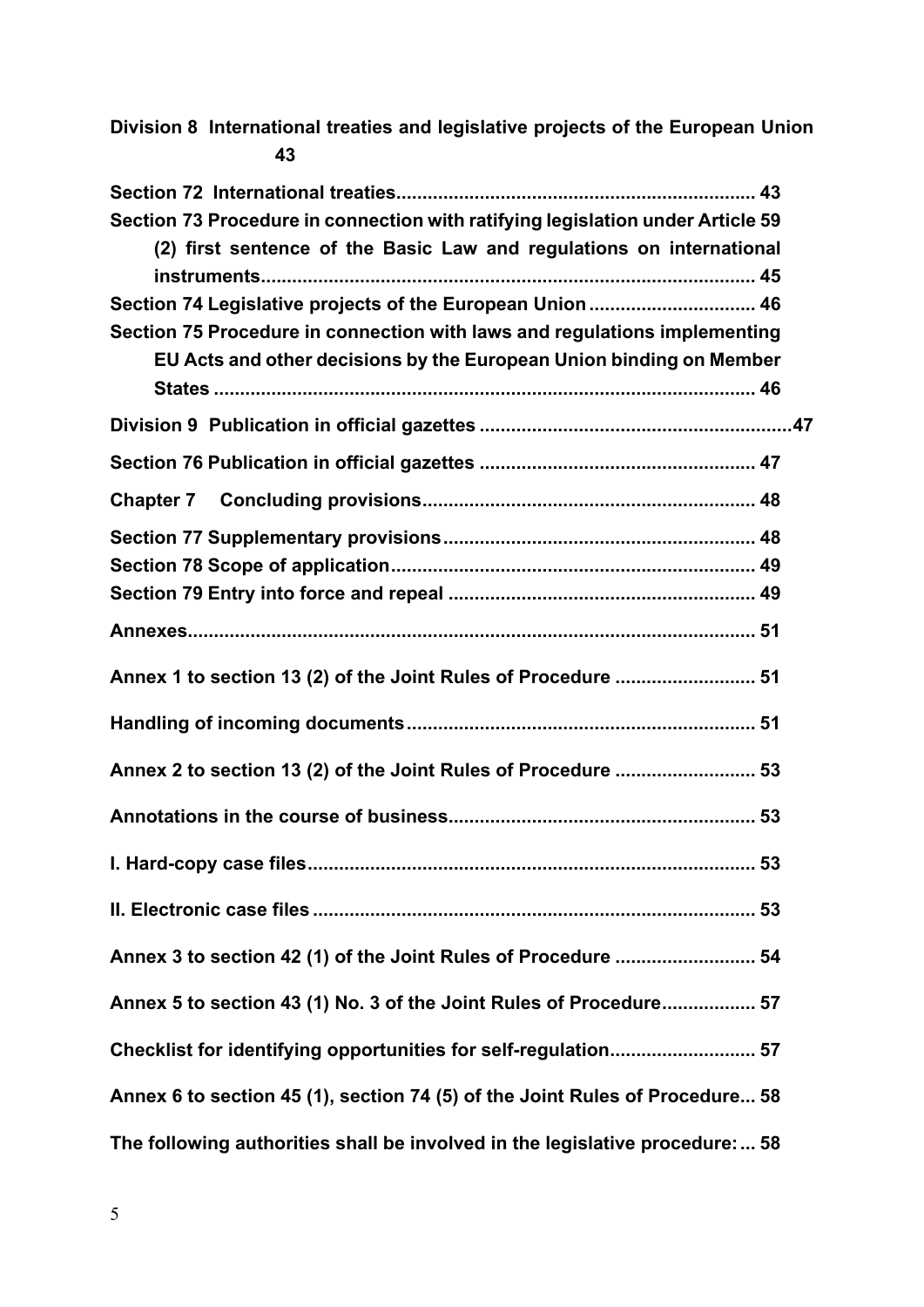**Division 8 International treaties and legislative projects of the European Union 43**

**Section 72 International treaties.................................................................... 43**

**Section 73 Procedure in connection with ratifying legislation under Article 59 (2) first sentence of the Basic Law and regulations on international instruments.............................................................................................. 45**

**Section 74 Legislative projects of the European Union................................ 46**

**Section 75 Procedure in connection with laws and regulations implementing EU Acts and other decisions by the European Union binding on Member States ....................................................................................................... 46**

**Division 9 Publication in official gazettes ...........................................................47**

**Section 76 Publication in official gazettes .................................................... 47**

**Chapter 7 Concluding provisions.............................................................. 48**

**Section 77 Supplementary provisions........................................................... 48**

**Section 78 Scope of application..................................................................... 49**

**Section 79 Entry into force and repeal ........................................................... 49**

**Annexes............................................................................................................ 51**

**Annex 1 to section 13 (2) of the Joint Rules of Procedure ........................... 51**

**Handling of incoming documents.................................................................. 51**

**Annex 2 to section 13 (2) of the Joint Rules of Procedure ........................... 53**

**Annotations in the course of business.......................................................... 53**

**I. Hard-copy case files..................................................................................... 53**

**II. Electronic case files ..................................................................................... 53**

**Annex 3 to section 42 (1) of the Joint Rules of Procedure ........................... 54**

**Annex 5 to section 43 (1) No. 3 of the Joint Rules of Procedure................. 57**

**Checklist for identifying opportunities for self-regulation............................ 57**

**Annex 6 to section 45 (1), section 74 (5) of the Joint Rules of Procedure... 58**

**The following authorities shall be involved in the legislative procedure: ... 58**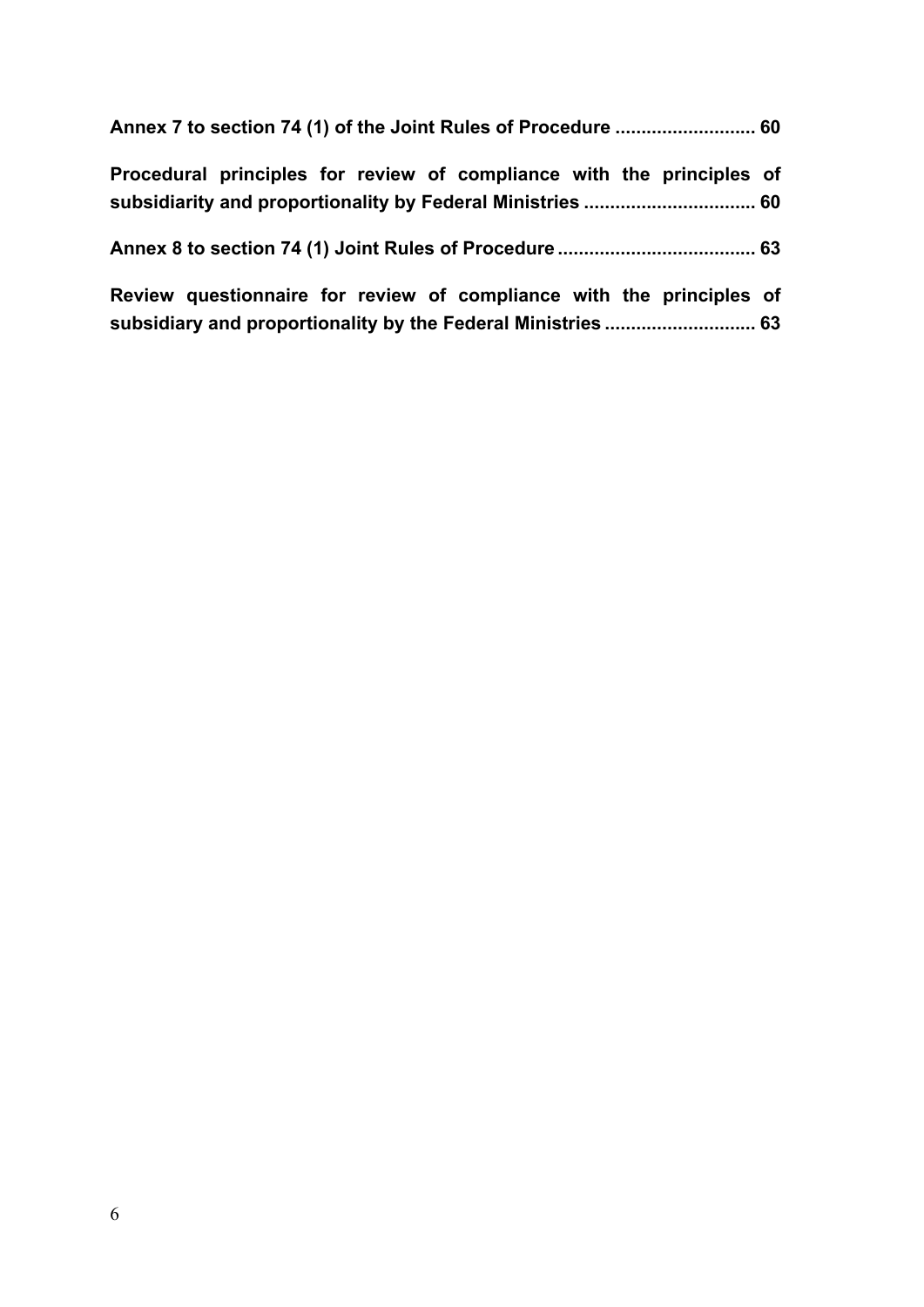**Annex 7 to section 74 (1) of the Joint Rules of Procedure ........................... 60**

**Procedural principles for review of compliance with the principles of subsidiarity and proportionality by Federal Ministries ................................. 60**

**Annex 8 to section 74 (1) Joint Rules of Procedure ...................................... 63**

**Review questionnaire for review of compliance with the principles of subsidiary and proportionality by the Federal Ministries ............................. 63**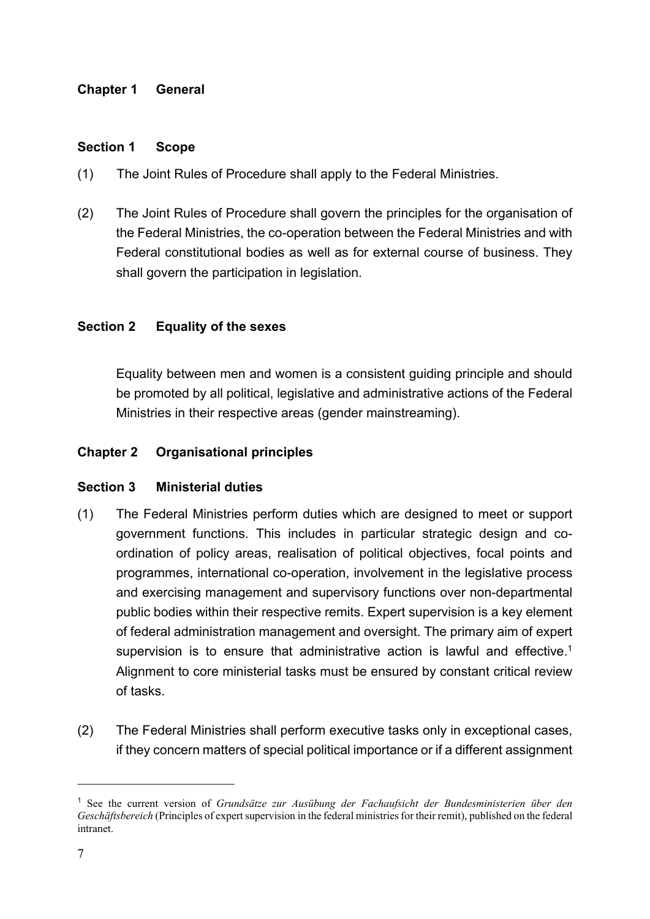## Chapter 1 General

### Section 1 Scope

(1) The Joint Rules of Procedure shall apply to the Federal Ministries.

(2) The Joint Rules of Procedure shall govern the principles for the organisation of the Federal Ministries, the co-operation between the Federal Ministries and with Federal constitutional bodies as well as for external course of business. They shall govern the participation in legislation.

### Section 2 Equality of the sexes

Equality between men and women is a consistent guiding principle and should be promoted by all political, legislative and administrative actions of the Federal Ministries in their respective areas (gender mainstreaming).

## Chapter 2 Organisational principles

### Section 3 Ministerial duties

(1) The Federal Ministries perform duties which are designed to meet or support government functions. This includes in particular strategic design and co-ordination of policy areas, realisation of political objectives, focal points and programmes, international co-operation, involvement in the legislative process and exercising management and supervisory functions over non-departmental public bodies within their respective remits. Expert supervision is a key element of federal administration management and oversight. The primary aim of expert supervision is to ensure that administrative action is lawful and effective.[1] Alignment to core ministerial tasks must be ensured by constant critical review of tasks.

(2) The Federal Ministries shall perform executive tasks only in exceptional cases, if they concern matters of special political importance or if a different assignment

---

[1] See the current version of *Grundsätze zur Ausübung der Fachaufsicht der Bundesministerien über den Geschäftsbereich* (Principles of expert supervision in the federal ministries for their remit), published on the federal intranet.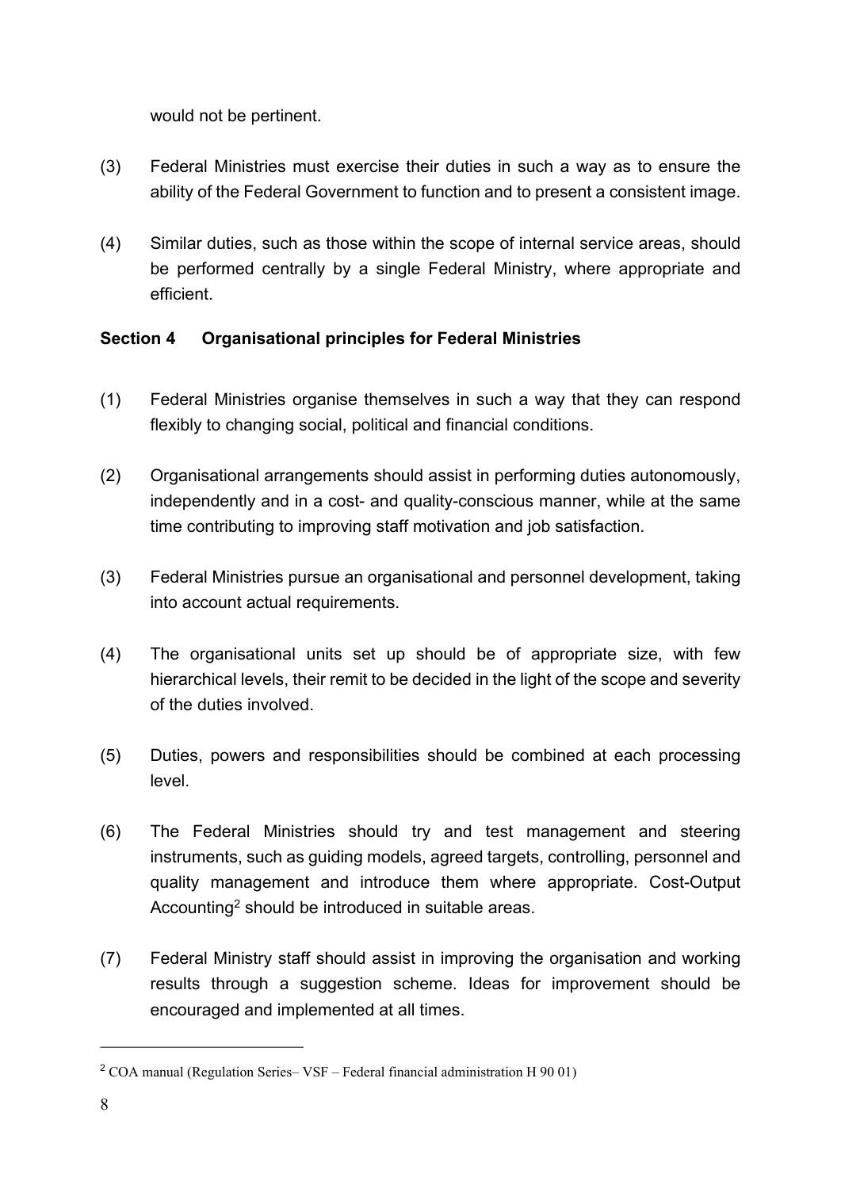would not be pertinent.

(3) Federal Ministries must exercise their duties in such a way as to ensure the ability of the Federal Government to function and to present a consistent image.

(4) Similar duties, such as those within the scope of internal service areas, should be performed centrally by a single Federal Ministry, where appropriate and efficient.

### Section 4 Organisational principles for Federal Ministries

(1) Federal Ministries organise themselves in such a way that they can respond flexibly to changing social, political and financial conditions.

(2) Organisational arrangements should assist in performing duties autonomously, independently and in a cost- and quality-conscious manner, while at the same time contributing to improving staff motivation and job satisfaction.

(3) Federal Ministries pursue an organisational and personnel development, taking into account actual requirements.

(4) The organisational units set up should be of appropriate size, with few hierarchical levels, their remit to be decided in the light of the scope and severity of the duties involved.

(5) Duties, powers and responsibilities should be combined at each processing level.

(6) The Federal Ministries should try and test management and steering instruments, such as guiding models, agreed targets, controlling, personnel and quality management and introduce them where appropriate. Cost-Output Accounting[2] should be introduced in suitable areas.

(7) Federal Ministry staff should assist in improving the organisation and working results through a suggestion scheme. Ideas for improvement should be encouraged and implemented at all times.

---

[2] COA manual (Regulation Series– VSF – Federal financial administration H 90 01)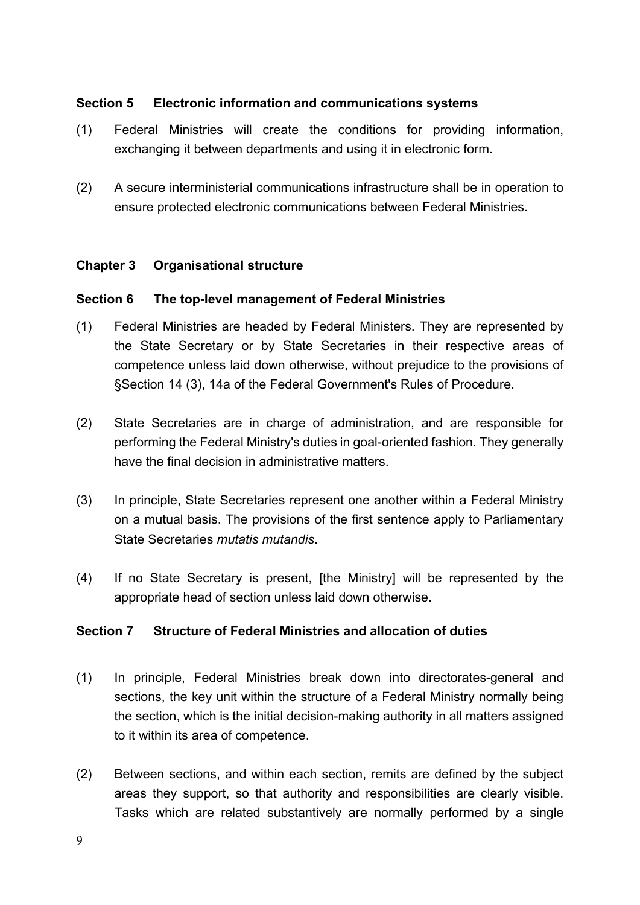**Section 5 Electronic information and communications systems**

(1) Federal Ministries will create the conditions for providing information, exchanging it between departments and using it in electronic form.

(2) A secure interministerial communications infrastructure shall be in operation to ensure protected electronic communications between Federal Ministries.

## Chapter 3 Organisational structure

**Section 6 The top-level management of Federal Ministries**

(1) Federal Ministries are headed by Federal Ministers. They are represented by the State Secretary or by State Secretaries in their respective areas of competence unless laid down otherwise, without prejudice to the provisions of §Section 14 (3), 14a of the Federal Government's Rules of Procedure.

(2) State Secretaries are in charge of administration, and are responsible for performing the Federal Ministry's duties in goal-oriented fashion. They generally have the final decision in administrative matters.

(3) In principle, State Secretaries represent one another within a Federal Ministry on a mutual basis. The provisions of the first sentence apply to Parliamentary State Secretaries *mutatis mutandis*.

(4) If no State Secretary is present, [the Ministry] will be represented by the appropriate head of section unless laid down otherwise.

**Section 7 Structure of Federal Ministries and allocation of duties**

(1) In principle, Federal Ministries break down into directorates-general and sections, the key unit within the structure of a Federal Ministry normally being the section, which is the initial decision-making authority in all matters assigned to it within its area of competence.

(2) Between sections, and within each section, remits are defined by the subject areas they support, so that authority and responsibilities are clearly visible. Tasks which are related substantively are normally performed by a single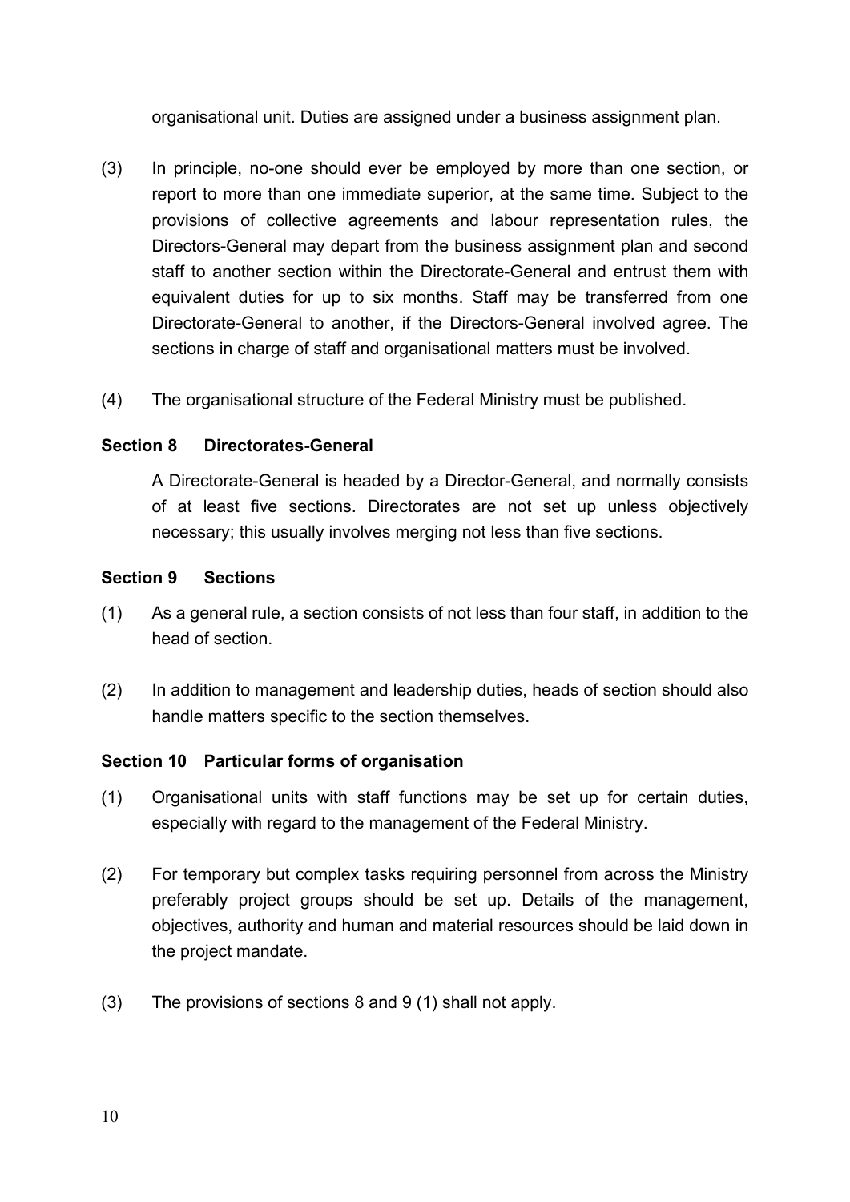organisational unit. Duties are assigned under a business assignment plan.

(3) In principle, no-one should ever be employed by more than one section, or report to more than one immediate superior, at the same time. Subject to the provisions of collective agreements and labour representation rules, the Directors-General may depart from the business assignment plan and second staff to another section within the Directorate-General and entrust them with equivalent duties for up to six months. Staff may be transferred from one Directorate-General to another, if the Directors-General involved agree. The sections in charge of staff and organisational matters must be involved.

(4) The organisational structure of the Federal Ministry must be published.

**Section 8 Directorates-General**

A Directorate-General is headed by a Director-General, and normally consists of at least five sections. Directorates are not set up unless objectively necessary; this usually involves merging not less than five sections.

**Section 9 Sections**

(1) As a general rule, a section consists of not less than four staff, in addition to the head of section.

(2) In addition to management and leadership duties, heads of section should also handle matters specific to the section themselves.

**Section 10 Particular forms of organisation**

(1) Organisational units with staff functions may be set up for certain duties, especially with regard to the management of the Federal Ministry.

(2) For temporary but complex tasks requiring personnel from across the Ministry preferably project groups should be set up. Details of the management, objectives, authority and human and material resources should be laid down in the project mandate.

(3) The provisions of sections 8 and 9 (1) shall not apply.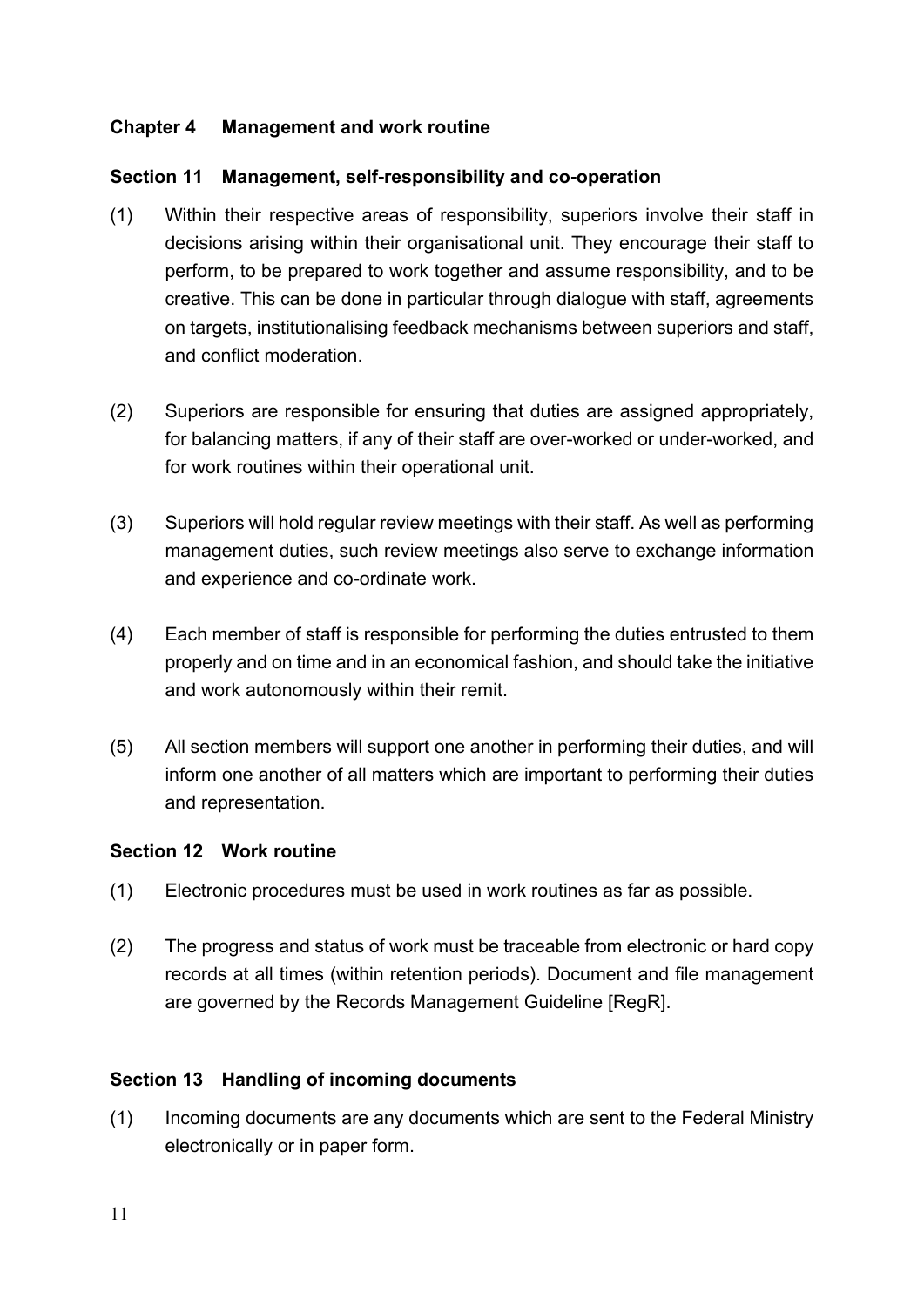## Chapter 4 Management and work routine

### Section 11 Management, self-responsibility and co-operation

(1) Within their respective areas of responsibility, superiors involve their staff in decisions arising within their organisational unit. They encourage their staff to perform, to be prepared to work together and assume responsibility, and to be creative. This can be done in particular through dialogue with staff, agreements on targets, institutionalising feedback mechanisms between superiors and staff, and conflict moderation.

(2) Superiors are responsible for ensuring that duties are assigned appropriately, for balancing matters, if any of their staff are over-worked or under-worked, and for work routines within their operational unit.

(3) Superiors will hold regular review meetings with their staff. As well as performing management duties, such review meetings also serve to exchange information and experience and co-ordinate work.

(4) Each member of staff is responsible for performing the duties entrusted to them properly and on time and in an economical fashion, and should take the initiative and work autonomously within their remit.

(5) All section members will support one another in performing their duties, and will inform one another of all matters which are important to performing their duties and representation.

### Section 12 Work routine

(1) Electronic procedures must be used in work routines as far as possible.

(2) The progress and status of work must be traceable from electronic or hard copy records at all times (within retention periods). Document and file management are governed by the Records Management Guideline [RegR].

### Section 13 Handling of incoming documents

(1) Incoming documents are any documents which are sent to the Federal Ministry electronically or in paper form.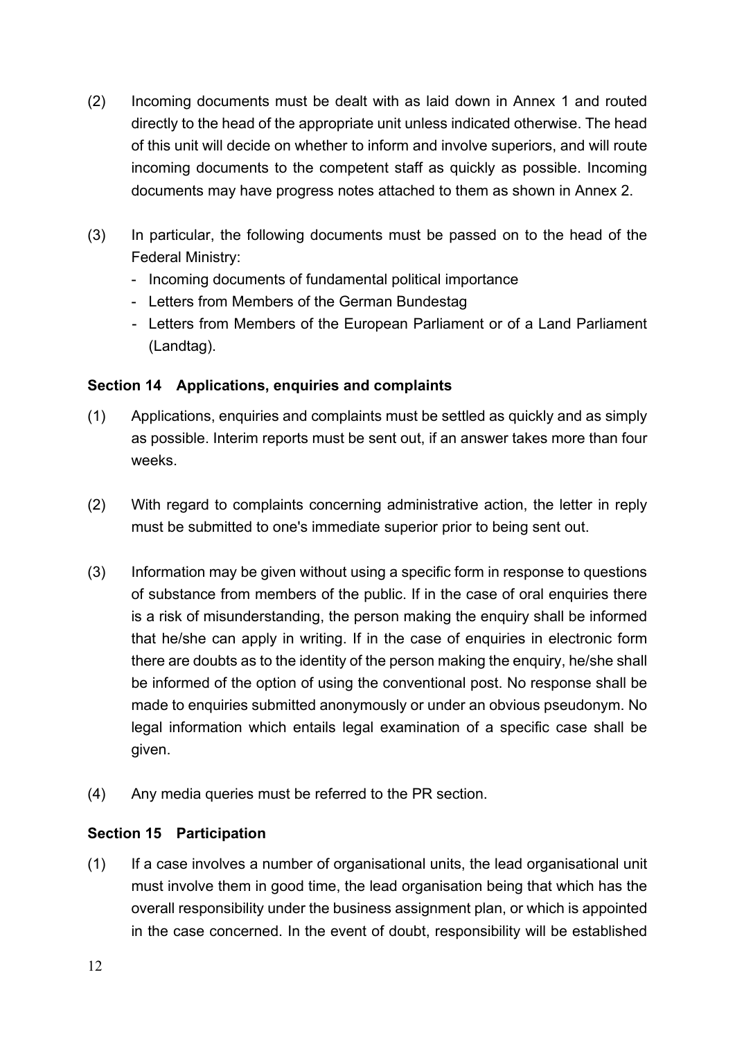(2) Incoming documents must be dealt with as laid down in Annex 1 and routed directly to the head of the appropriate unit unless indicated otherwise. The head of this unit will decide on whether to inform and involve superiors, and will route incoming documents to the competent staff as quickly as possible. Incoming documents may have progress notes attached to them as shown in Annex 2.

(3) In particular, the following documents must be passed on to the head of the Federal Ministry:
- Incoming documents of fundamental political importance
- Letters from Members of the German Bundestag
- Letters from Members of the European Parliament or of a Land Parliament (Landtag).

### Section 14 Applications, enquiries and complaints

(1) Applications, enquiries and complaints must be settled as quickly and as simply as possible. Interim reports must be sent out, if an answer takes more than four weeks.

(2) With regard to complaints concerning administrative action, the letter in reply must be submitted to one's immediate superior prior to being sent out.

(3) Information may be given without using a specific form in response to questions of substance from members of the public. If in the case of oral enquiries there is a risk of misunderstanding, the person making the enquiry shall be informed that he/she can apply in writing. If in the case of enquiries in electronic form there are doubts as to the identity of the person making the enquiry, he/she shall be informed of the option of using the conventional post. No response shall be made to enquiries submitted anonymously or under an obvious pseudonym. No legal information which entails legal examination of a specific case shall be given.

(4) Any media queries must be referred to the PR section.

### Section 15 Participation

(1) If a case involves a number of organisational units, the lead organisational unit must involve them in good time, the lead organisation being that which has the overall responsibility under the business assignment plan, or which is appointed in the case concerned. In the event of doubt, responsibility will be established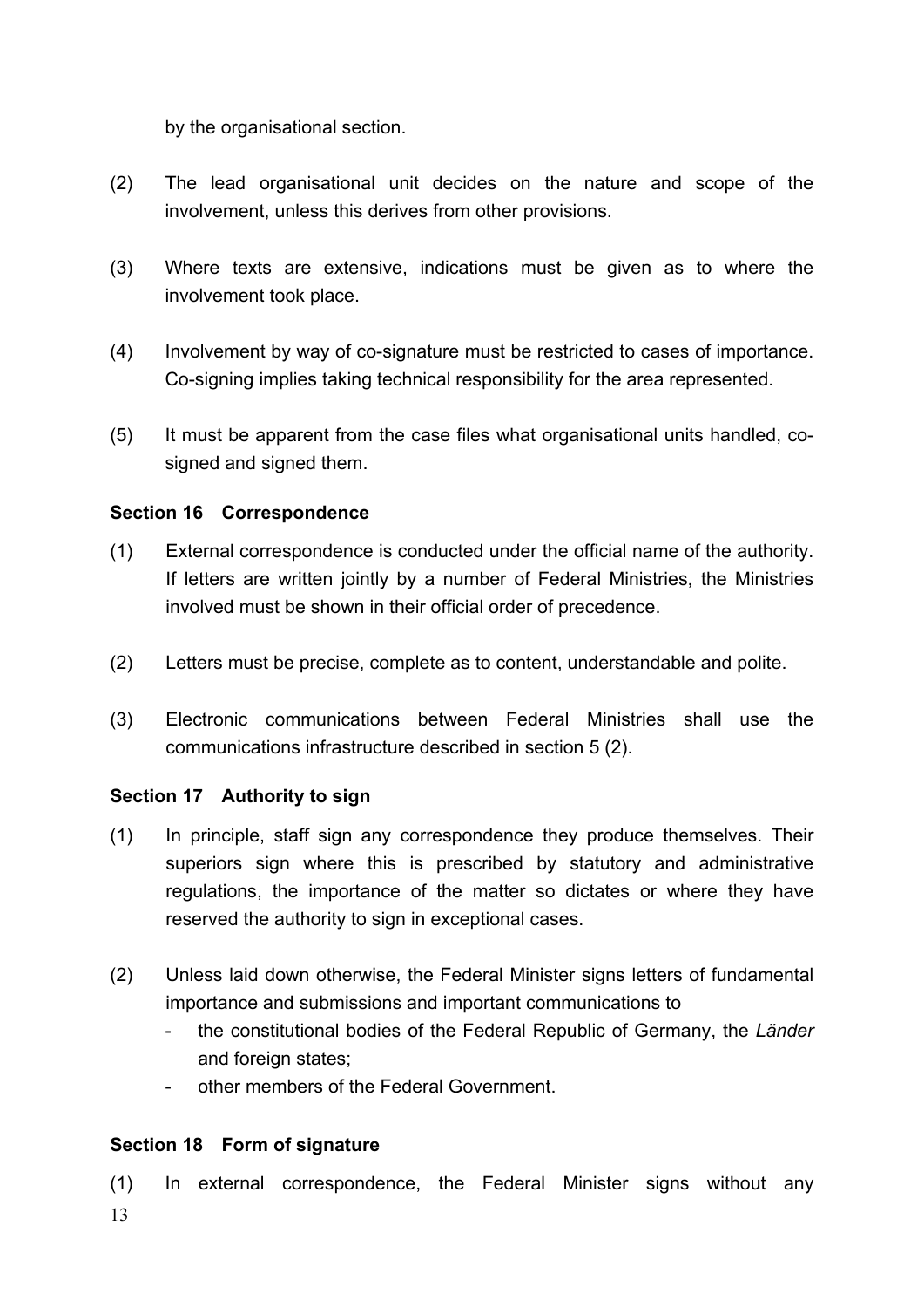by the organisational section.

(2) The lead organisational unit decides on the nature and scope of the involvement, unless this derives from other provisions.

(3) Where texts are extensive, indications must be given as to where the involvement took place.

(4) Involvement by way of co-signature must be restricted to cases of importance. Co-signing implies taking technical responsibility for the area represented.

(5) It must be apparent from the case files what organisational units handled, co-signed and signed them.

### Section 16 Correspondence

(1) External correspondence is conducted under the official name of the authority. If letters are written jointly by a number of Federal Ministries, the Ministries involved must be shown in their official order of precedence.

(2) Letters must be precise, complete as to content, understandable and polite.

(3) Electronic communications between Federal Ministries shall use the communications infrastructure described in section 5 (2).

### Section 17 Authority to sign

(1) In principle, staff sign any correspondence they produce themselves. Their superiors sign where this is prescribed by statutory and administrative regulations, the importance of the matter so dictates or where they have reserved the authority to sign in exceptional cases.

(2) Unless laid down otherwise, the Federal Minister signs letters of fundamental importance and submissions and important communications to
- the constitutional bodies of the Federal Republic of Germany, the *Länder* and foreign states;
- other members of the Federal Government.

### Section 18 Form of signature

(1) In external correspondence, the Federal Minister signs without any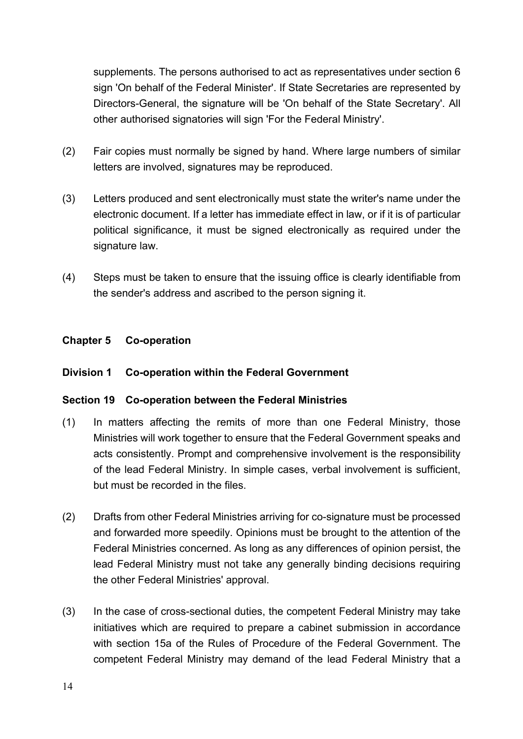supplements. The persons authorised to act as representatives under section 6 sign 'On behalf of the Federal Minister'. If State Secretaries are represented by Directors-General, the signature will be 'On behalf of the State Secretary'. All other authorised signatories will sign 'For the Federal Ministry'.

(2) Fair copies must normally be signed by hand. Where large numbers of similar letters are involved, signatures may be reproduced.

(3) Letters produced and sent electronically must state the writer's name under the electronic document. If a letter has immediate effect in law, or if it is of particular political significance, it must be signed electronically as required under the signature law.

(4) Steps must be taken to ensure that the issuing office is clearly identifiable from the sender's address and ascribed to the person signing it.

## Chapter 5 Co-operation

### Division 1 Co-operation within the Federal Government

#### Section 19 Co-operation between the Federal Ministries

(1) In matters affecting the remits of more than one Federal Ministry, those Ministries will work together to ensure that the Federal Government speaks and acts consistently. Prompt and comprehensive involvement is the responsibility of the lead Federal Ministry. In simple cases, verbal involvement is sufficient, but must be recorded in the files.

(2) Drafts from other Federal Ministries arriving for co-signature must be processed and forwarded more speedily. Opinions must be brought to the attention of the Federal Ministries concerned. As long as any differences of opinion persist, the lead Federal Ministry must not take any generally binding decisions requiring the other Federal Ministries' approval.

(3) In the case of cross-sectional duties, the competent Federal Ministry may take initiatives which are required to prepare a cabinet submission in accordance with section 15a of the Rules of Procedure of the Federal Government. The competent Federal Ministry may demand of the lead Federal Ministry that a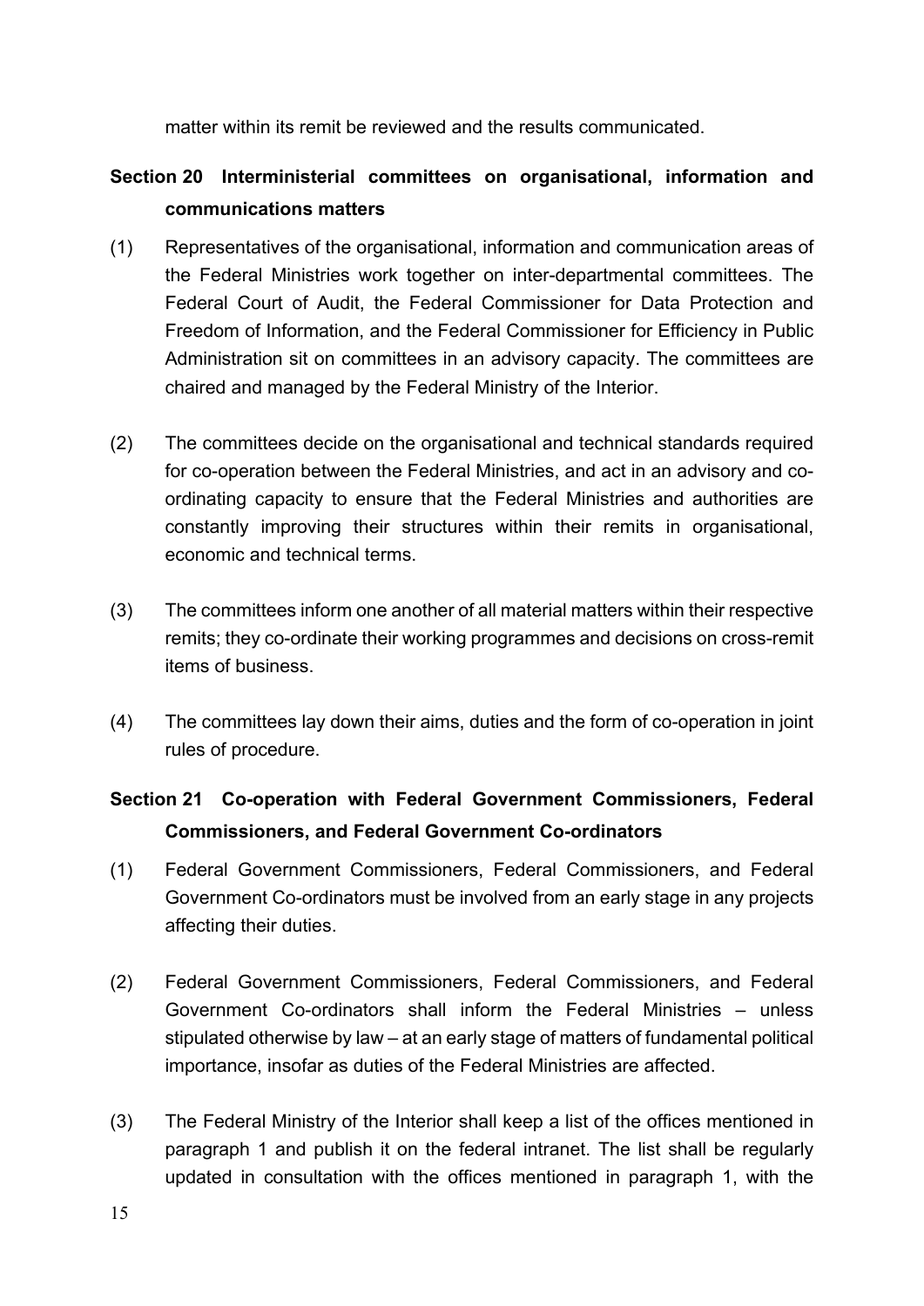matter within its remit be reviewed and the results communicated.

## Section 20 Interministerial committees on organisational, information and communications matters

(1) Representatives of the organisational, information and communication areas of the Federal Ministries work together on inter-departmental committees. The Federal Court of Audit, the Federal Commissioner for Data Protection and Freedom of Information, and the Federal Commissioner for Efficiency in Public Administration sit on committees in an advisory capacity. The committees are chaired and managed by the Federal Ministry of the Interior.

(2) The committees decide on the organisational and technical standards required for co-operation between the Federal Ministries, and act in an advisory and co-ordinating capacity to ensure that the Federal Ministries and authorities are constantly improving their structures within their remits in organisational, economic and technical terms.

(3) The committees inform one another of all material matters within their respective remits; they co-ordinate their working programmes and decisions on cross-remit items of business.

(4) The committees lay down their aims, duties and the form of co-operation in joint rules of procedure.

## Section 21 Co-operation with Federal Government Commissioners, Federal Commissioners, and Federal Government Co-ordinators

(1) Federal Government Commissioners, Federal Commissioners, and Federal Government Co-ordinators must be involved from an early stage in any projects affecting their duties.

(2) Federal Government Commissioners, Federal Commissioners, and Federal Government Co-ordinators shall inform the Federal Ministries – unless stipulated otherwise by law – at an early stage of matters of fundamental political importance, insofar as duties of the Federal Ministries are affected.

(3) The Federal Ministry of the Interior shall keep a list of the offices mentioned in paragraph 1 and publish it on the federal intranet. The list shall be regularly updated in consultation with the offices mentioned in paragraph 1, with the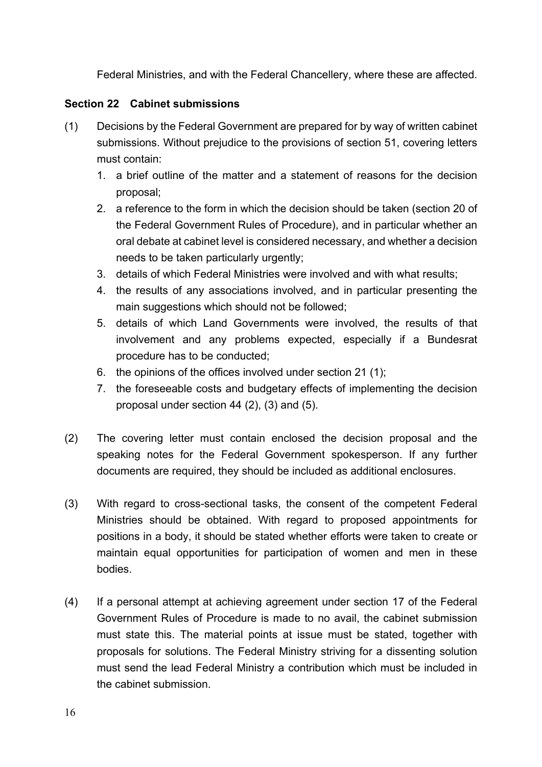Federal Ministries, and with the Federal Chancellery, where these are affected.

### Section 22 Cabinet submissions

(1) Decisions by the Federal Government are prepared for by way of written cabinet submissions. Without prejudice to the provisions of section 51, covering letters must contain:

1. a brief outline of the matter and a statement of reasons for the decision proposal;
2. a reference to the form in which the decision should be taken (section 20 of the Federal Government Rules of Procedure), and in particular whether an oral debate at cabinet level is considered necessary, and whether a decision needs to be taken particularly urgently;
3. details of which Federal Ministries were involved and with what results;
4. the results of any associations involved, and in particular presenting the main suggestions which should not be followed;
5. details of which Land Governments were involved, the results of that involvement and any problems expected, especially if a Bundesrat procedure has to be conducted;
6. the opinions of the offices involved under section 21 (1);
7. the foreseeable costs and budgetary effects of implementing the decision proposal under section 44 (2), (3) and (5).

(2) The covering letter must contain enclosed the decision proposal and the speaking notes for the Federal Government spokesperson. If any further documents are required, they should be included as additional enclosures.

(3) With regard to cross-sectional tasks, the consent of the competent Federal Ministries should be obtained. With regard to proposed appointments for positions in a body, it should be stated whether efforts were taken to create or maintain equal opportunities for participation of women and men in these bodies.

(4) If a personal attempt at achieving agreement under section 17 of the Federal Government Rules of Procedure is made to no avail, the cabinet submission must state this. The material points at issue must be stated, together with proposals for solutions. The Federal Ministry striving for a dissenting solution must send the lead Federal Ministry a contribution which must be included in the cabinet submission.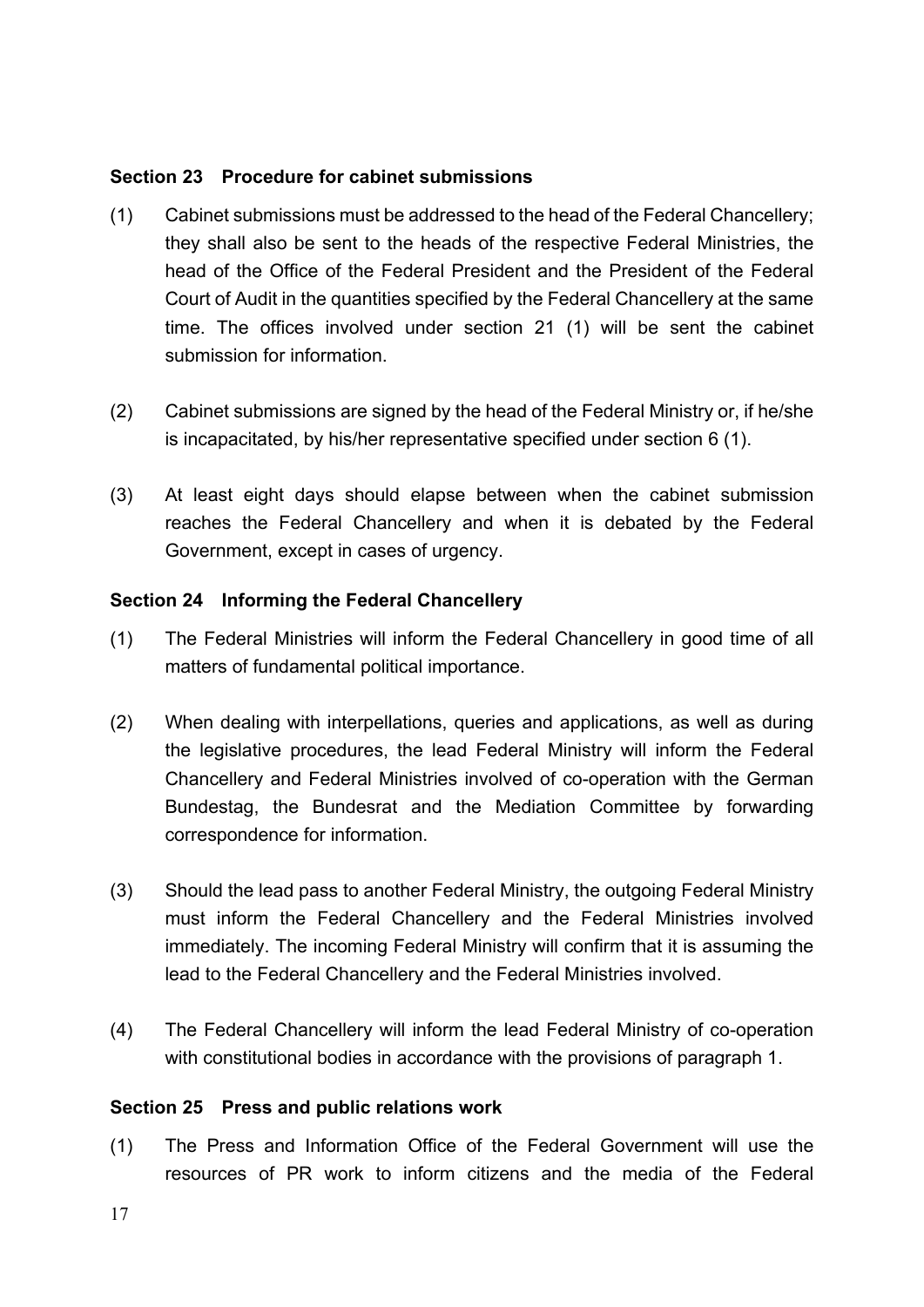### Section 23 Procedure for cabinet submissions

(1) Cabinet submissions must be addressed to the head of the Federal Chancellery; they shall also be sent to the heads of the respective Federal Ministries, the head of the Office of the Federal President and the President of the Federal Court of Audit in the quantities specified by the Federal Chancellery at the same time. The offices involved under section 21 (1) will be sent the cabinet submission for information.

(2) Cabinet submissions are signed by the head of the Federal Ministry or, if he/she is incapacitated, by his/her representative specified under section 6 (1).

(3) At least eight days should elapse between when the cabinet submission reaches the Federal Chancellery and when it is debated by the Federal Government, except in cases of urgency.

### Section 24 Informing the Federal Chancellery

(1) The Federal Ministries will inform the Federal Chancellery in good time of all matters of fundamental political importance.

(2) When dealing with interpellations, queries and applications, as well as during the legislative procedures, the lead Federal Ministry will inform the Federal Chancellery and Federal Ministries involved of co-operation with the German Bundestag, the Bundesrat and the Mediation Committee by forwarding correspondence for information.

(3) Should the lead pass to another Federal Ministry, the outgoing Federal Ministry must inform the Federal Chancellery and the Federal Ministries involved immediately. The incoming Federal Ministry will confirm that it is assuming the lead to the Federal Chancellery and the Federal Ministries involved.

(4) The Federal Chancellery will inform the lead Federal Ministry of co-operation with constitutional bodies in accordance with the provisions of paragraph 1.

### Section 25 Press and public relations work

(1) The Press and Information Office of the Federal Government will use the resources of PR work to inform citizens and the media of the Federal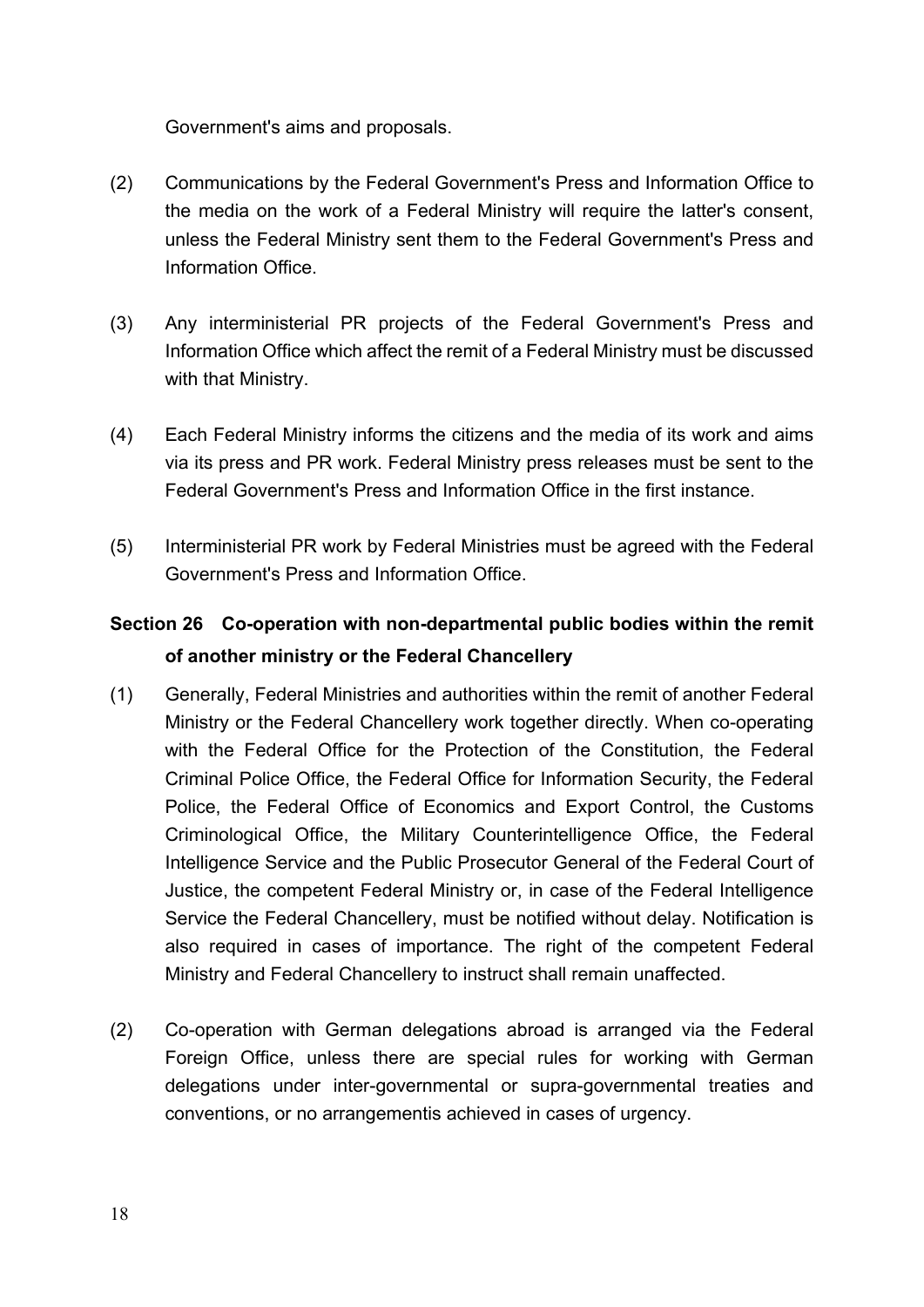Government's aims and proposals.

(2) Communications by the Federal Government's Press and Information Office to the media on the work of a Federal Ministry will require the latter's consent, unless the Federal Ministry sent them to the Federal Government's Press and Information Office.

(3) Any interministerial PR projects of the Federal Government's Press and Information Office which affect the remit of a Federal Ministry must be discussed with that Ministry.

(4) Each Federal Ministry informs the citizens and the media of its work and aims via its press and PR work. Federal Ministry press releases must be sent to the Federal Government's Press and Information Office in the first instance.

(5) Interministerial PR work by Federal Ministries must be agreed with the Federal Government's Press and Information Office.

## Section 26 Co-operation with non-departmental public bodies within the remit of another ministry or the Federal Chancellery

(1) Generally, Federal Ministries and authorities within the remit of another Federal Ministry or the Federal Chancellery work together directly. When co-operating with the Federal Office for the Protection of the Constitution, the Federal Criminal Police Office, the Federal Office for Information Security, the Federal Police, the Federal Office of Economics and Export Control, the Customs Criminological Office, the Military Counterintelligence Office, the Federal Intelligence Service and the Public Prosecutor General of the Federal Court of Justice, the competent Federal Ministry or, in case of the Federal Intelligence Service the Federal Chancellery, must be notified without delay. Notification is also required in cases of importance. The right of the competent Federal Ministry and Federal Chancellery to instruct shall remain unaffected.

(2) Co-operation with German delegations abroad is arranged via the Federal Foreign Office, unless there are special rules for working with German delegations under inter-governmental or supra-governmental treaties and conventions, or no arrangementis achieved in cases of urgency.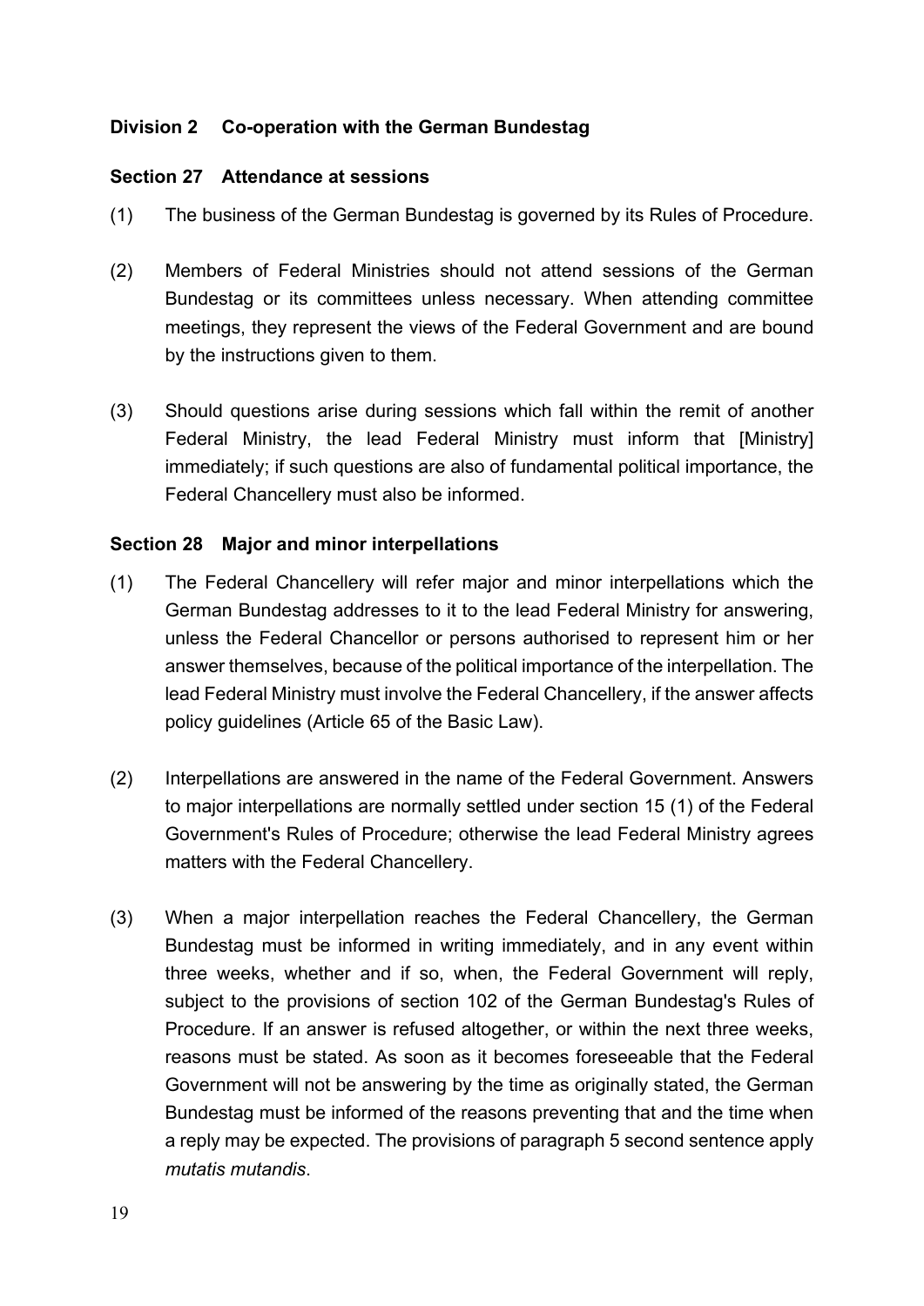## Division 2 Co-operation with the German Bundestag

### Section 27 Attendance at sessions

(1) The business of the German Bundestag is governed by its Rules of Procedure.

(2) Members of Federal Ministries should not attend sessions of the German Bundestag or its committees unless necessary. When attending committee meetings, they represent the views of the Federal Government and are bound by the instructions given to them.

(3) Should questions arise during sessions which fall within the remit of another Federal Ministry, the lead Federal Ministry must inform that [Ministry] immediately; if such questions are also of fundamental political importance, the Federal Chancellery must also be informed.

### Section 28 Major and minor interpellations

(1) The Federal Chancellery will refer major and minor interpellations which the German Bundestag addresses to it to the lead Federal Ministry for answering, unless the Federal Chancellor or persons authorised to represent him or her answer themselves, because of the political importance of the interpellation. The lead Federal Ministry must involve the Federal Chancellery, if the answer affects policy guidelines (Article 65 of the Basic Law).

(2) Interpellations are answered in the name of the Federal Government. Answers to major interpellations are normally settled under section 15 (1) of the Federal Government's Rules of Procedure; otherwise the lead Federal Ministry agrees matters with the Federal Chancellery.

(3) When a major interpellation reaches the Federal Chancellery, the German Bundestag must be informed in writing immediately, and in any event within three weeks, whether and if so, when, the Federal Government will reply, subject to the provisions of section 102 of the German Bundestag's Rules of Procedure. If an answer is refused altogether, or within the next three weeks, reasons must be stated. As soon as it becomes foreseeable that the Federal Government will not be answering by the time as originally stated, the German Bundestag must be informed of the reasons preventing that and the time when a reply may be expected. The provisions of paragraph 5 second sentence apply *mutatis mutandis*.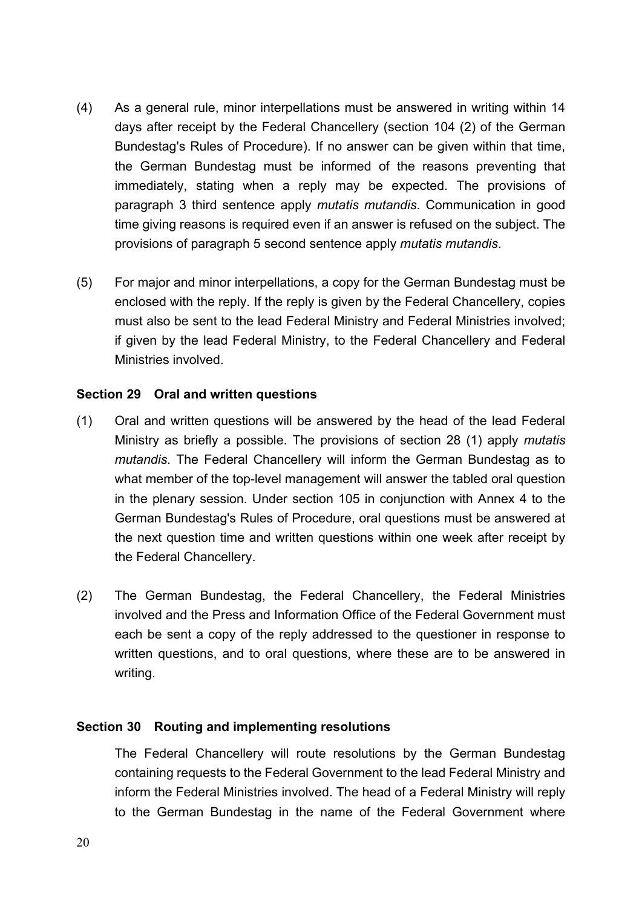(4) As a general rule, minor interpellations must be answered in writing within 14 days after receipt by the Federal Chancellery (section 104 (2) of the German Bundestag's Rules of Procedure). If no answer can be given within that time, the German Bundestag must be informed of the reasons preventing that immediately, stating when a reply may be expected. The provisions of paragraph 3 third sentence apply *mutatis mutandis*. Communication in good time giving reasons is required even if an answer is refused on the subject. The provisions of paragraph 5 second sentence apply *mutatis mutandis*.

(5) For major and minor interpellations, a copy for the German Bundestag must be enclosed with the reply. If the reply is given by the Federal Chancellery, copies must also be sent to the lead Federal Ministry and Federal Ministries involved; if given by the lead Federal Ministry, to the Federal Chancellery and Federal Ministries involved.

**Section 29 Oral and written questions**

(1) Oral and written questions will be answered by the head of the lead Federal Ministry as briefly a possible. The provisions of section 28 (1) apply *mutatis mutandis*. The Federal Chancellery will inform the German Bundestag as to what member of the top-level management will answer the tabled oral question in the plenary session. Under section 105 in conjunction with Annex 4 to the German Bundestag's Rules of Procedure, oral questions must be answered at the next question time and written questions within one week after receipt by the Federal Chancellery.

(2) The German Bundestag, the Federal Chancellery, the Federal Ministries involved and the Press and Information Office of the Federal Government must each be sent a copy of the reply addressed to the questioner in response to written questions, and to oral questions, where these are to be answered in writing.

**Section 30 Routing and implementing resolutions**

The Federal Chancellery will route resolutions by the German Bundestag containing requests to the Federal Government to the lead Federal Ministry and inform the Federal Ministries involved. The head of a Federal Ministry will reply to the German Bundestag in the name of the Federal Government where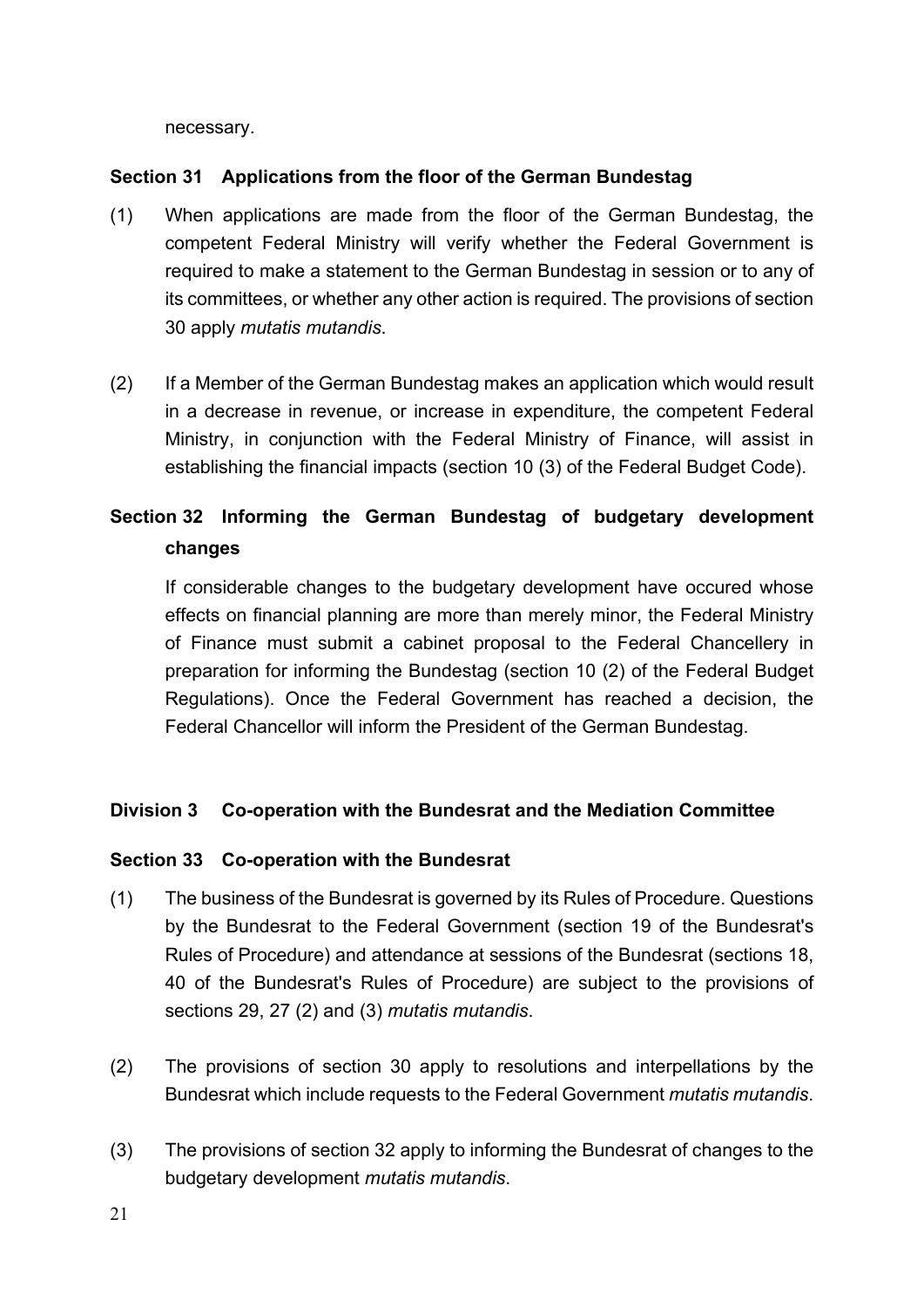necessary.

### Section 31 Applications from the floor of the German Bundestag

(1) When applications are made from the floor of the German Bundestag, the competent Federal Ministry will verify whether the Federal Government is required to make a statement to the German Bundestag in session or to any of its committees, or whether any other action is required. The provisions of section 30 apply *mutatis mutandis*.

(2) If a Member of the German Bundestag makes an application which would result in a decrease in revenue, or increase in expenditure, the competent Federal Ministry, in conjunction with the Federal Ministry of Finance, will assist in establishing the financial impacts (section 10 (3) of the Federal Budget Code).

### Section 32 Informing the German Bundestag of budgetary development changes

If considerable changes to the budgetary development have occured whose effects on financial planning are more than merely minor, the Federal Ministry of Finance must submit a cabinet proposal to the Federal Chancellery in preparation for informing the Bundestag (section 10 (2) of the Federal Budget Regulations). Once the Federal Government has reached a decision, the Federal Chancellor will inform the President of the German Bundestag.

## Division 3 Co-operation with the Bundesrat and the Mediation Committee

### Section 33 Co-operation with the Bundesrat

(1) The business of the Bundesrat is governed by its Rules of Procedure. Questions by the Bundesrat to the Federal Government (section 19 of the Bundesrat's Rules of Procedure) and attendance at sessions of the Bundesrat (sections 18, 40 of the Bundesrat's Rules of Procedure) are subject to the provisions of sections 29, 27 (2) and (3) *mutatis mutandis*.

(2) The provisions of section 30 apply to resolutions and interpellations by the Bundesrat which include requests to the Federal Government *mutatis mutandis*.

(3) The provisions of section 32 apply to informing the Bundesrat of changes to the budgetary development *mutatis mutandis*.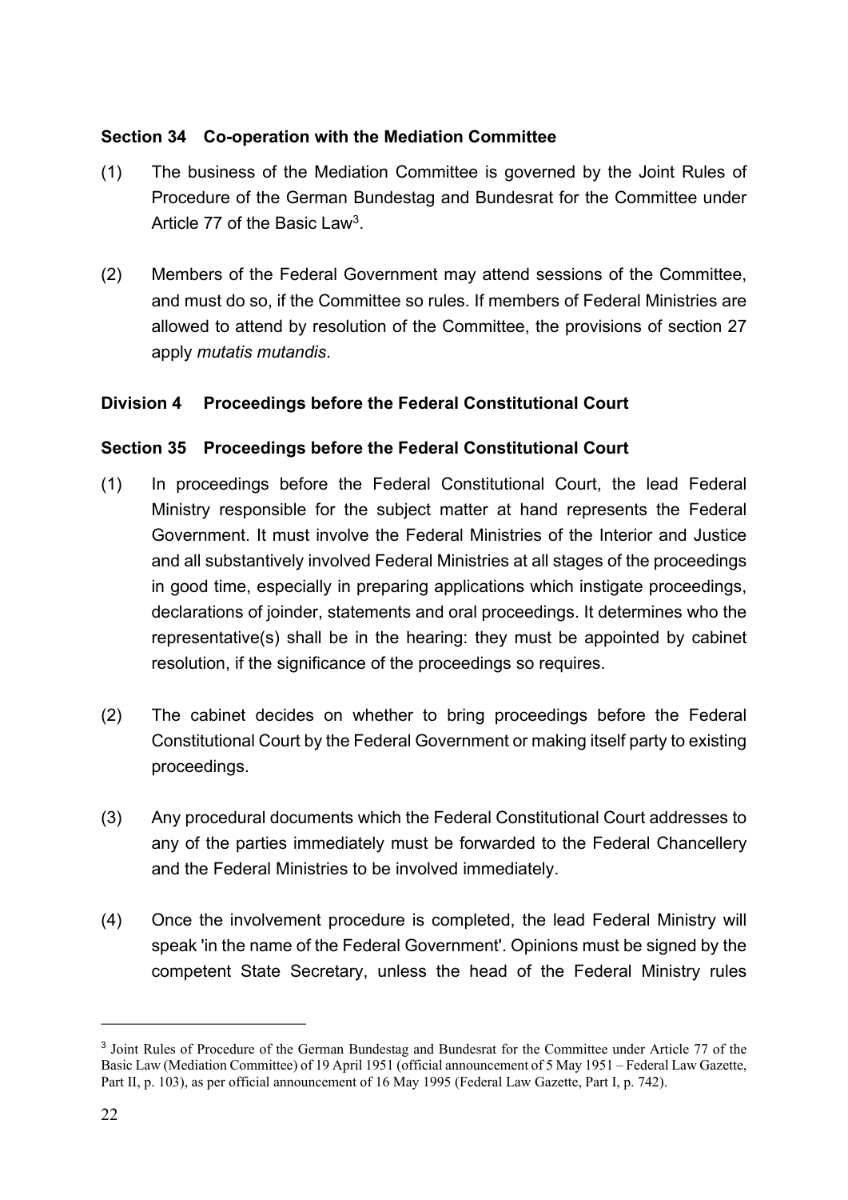### Section 34 Co-operation with the Mediation Committee

(1) The business of the Mediation Committee is governed by the Joint Rules of Procedure of the German Bundestag and Bundesrat for the Committee under Article 77 of the Basic Law[3].

(2) Members of the Federal Government may attend sessions of the Committee, and must do so, if the Committee so rules. If members of Federal Ministries are allowed to attend by resolution of the Committee, the provisions of section 27 apply *mutatis mutandis*.

## Division 4 Proceedings before the Federal Constitutional Court

### Section 35 Proceedings before the Federal Constitutional Court

(1) In proceedings before the Federal Constitutional Court, the lead Federal Ministry responsible for the subject matter at hand represents the Federal Government. It must involve the Federal Ministries of the Interior and Justice and all substantively involved Federal Ministries at all stages of the proceedings in good time, especially in preparing applications which instigate proceedings, declarations of joinder, statements and oral proceedings. It determines who the representative(s) shall be in the hearing: they must be appointed by cabinet resolution, if the significance of the proceedings so requires.

(2) The cabinet decides on whether to bring proceedings before the Federal Constitutional Court by the Federal Government or making itself party to existing proceedings.

(3) Any procedural documents which the Federal Constitutional Court addresses to any of the parties immediately must be forwarded to the Federal Chancellery and the Federal Ministries to be involved immediately.

(4) Once the involvement procedure is completed, the lead Federal Ministry will speak 'in the name of the Federal Government'. Opinions must be signed by the competent State Secretary, unless the head of the Federal Ministry rules

---

[3] Joint Rules of Procedure of the German Bundestag and Bundesrat for the Committee under Article 77 of the Basic Law (Mediation Committee) of 19 April 1951 (official announcement of 5 May 1951 – Federal Law Gazette, Part II, p. 103), as per official announcement of 16 May 1995 (Federal Law Gazette, Part I, p. 742).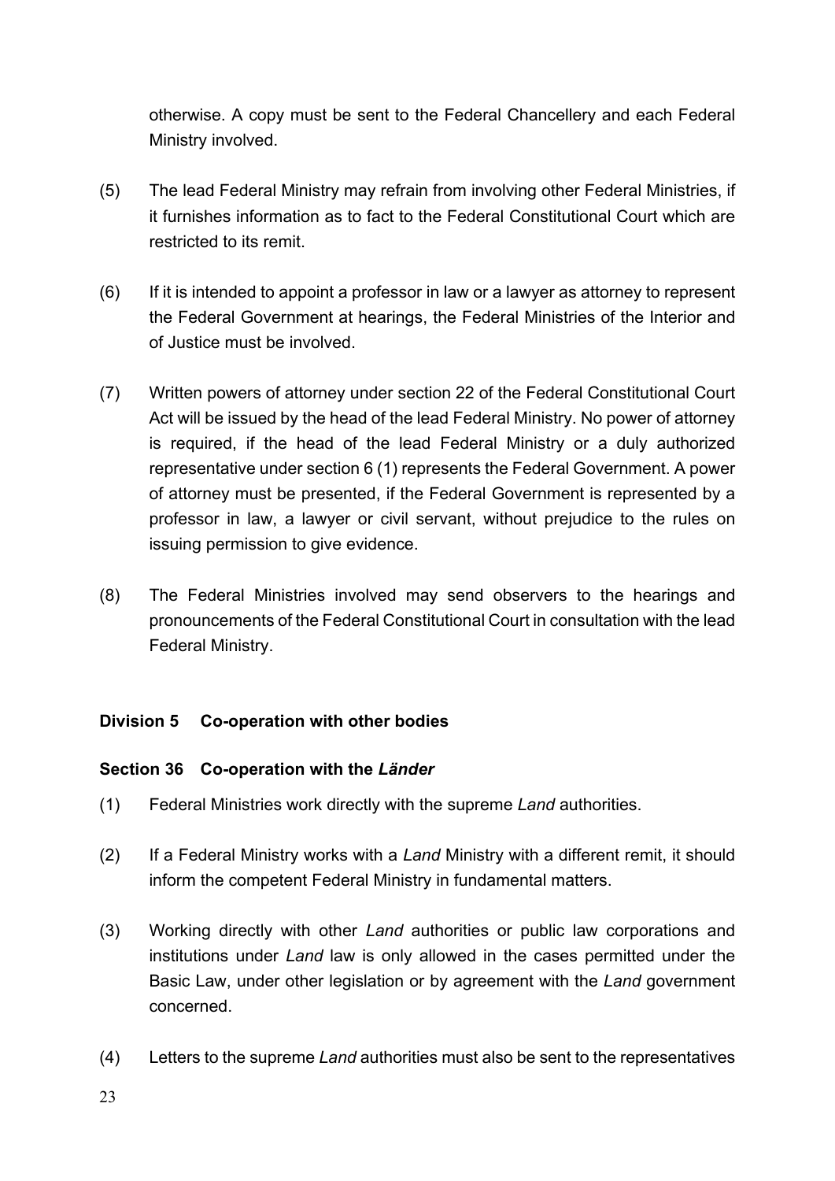otherwise. A copy must be sent to the Federal Chancellery and each Federal Ministry involved.

(5) The lead Federal Ministry may refrain from involving other Federal Ministries, if it furnishes information as to fact to the Federal Constitutional Court which are restricted to its remit.

(6) If it is intended to appoint a professor in law or a lawyer as attorney to represent the Federal Government at hearings, the Federal Ministries of the Interior and of Justice must be involved.

(7) Written powers of attorney under section 22 of the Federal Constitutional Court Act will be issued by the head of the lead Federal Ministry. No power of attorney is required, if the head of the lead Federal Ministry or a duly authorized representative under section 6 (1) represents the Federal Government. A power of attorney must be presented, if the Federal Government is represented by a professor in law, a lawyer or civil servant, without prejudice to the rules on issuing permission to give evidence.

(8) The Federal Ministries involved may send observers to the hearings and pronouncements of the Federal Constitutional Court in consultation with the lead Federal Ministry.

### Division 5 Co-operation with other bodies

### Section 36 Co-operation with the *Länder*

(1) Federal Ministries work directly with the supreme *Land* authorities.

(2) If a Federal Ministry works with a *Land* Ministry with a different remit, it should inform the competent Federal Ministry in fundamental matters.

(3) Working directly with other *Land* authorities or public law corporations and institutions under *Land* law is only allowed in the cases permitted under the Basic Law, under other legislation or by agreement with the *Land* government concerned.

(4) Letters to the supreme *Land* authorities must also be sent to the representatives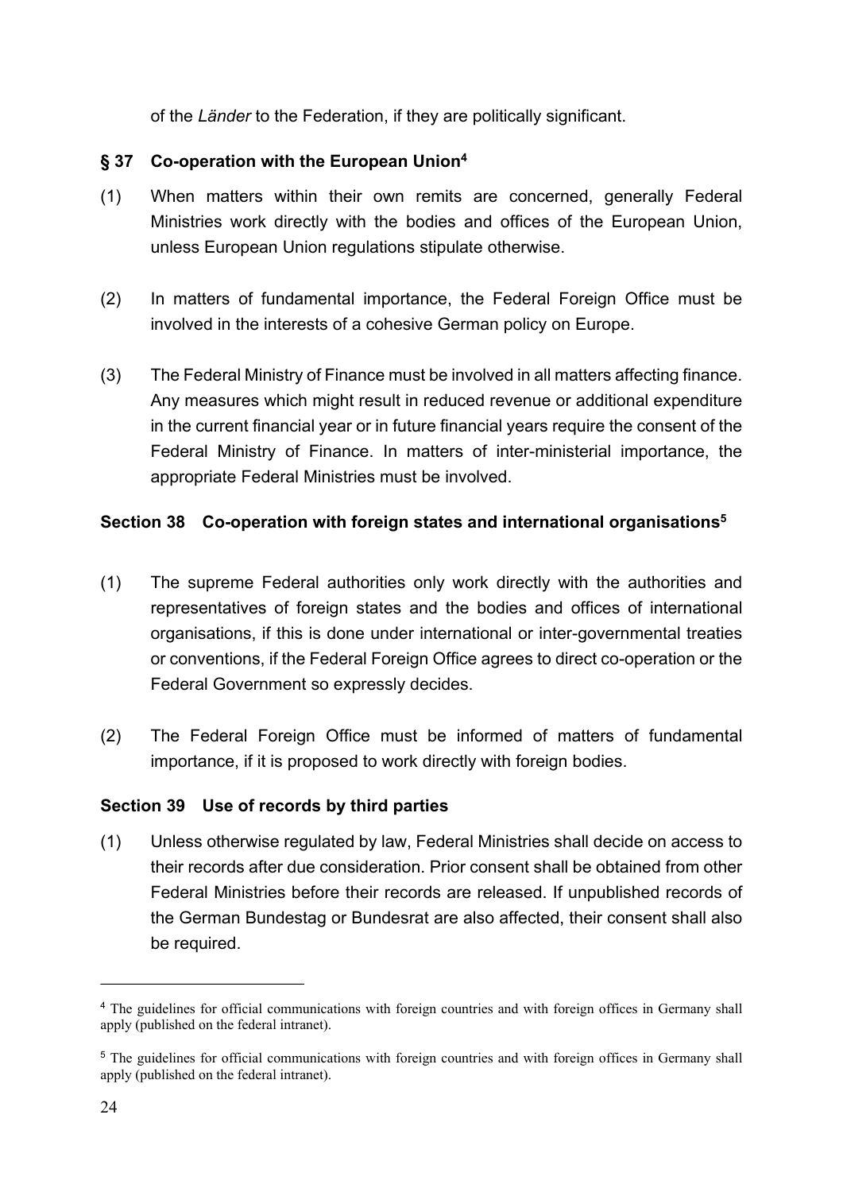of the *Länder* to the Federation, if they are politically significant.

### § 37 Co-operation with the European Union[4]

(1) When matters within their own remits are concerned, generally Federal Ministries work directly with the bodies and offices of the European Union, unless European Union regulations stipulate otherwise.

(2) In matters of fundamental importance, the Federal Foreign Office must be involved in the interests of a cohesive German policy on Europe.

(3) The Federal Ministry of Finance must be involved in all matters affecting finance. Any measures which might result in reduced revenue or additional expenditure in the current financial year or in future financial years require the consent of the Federal Ministry of Finance. In matters of inter-ministerial importance, the appropriate Federal Ministries must be involved.

### Section 38 Co-operation with foreign states and international organisations[5]

(1) The supreme Federal authorities only work directly with the authorities and representatives of foreign states and the bodies and offices of international organisations, if this is done under international or inter-governmental treaties or conventions, if the Federal Foreign Office agrees to direct co-operation or the Federal Government so expressly decides.

(2) The Federal Foreign Office must be informed of matters of fundamental importance, if it is proposed to work directly with foreign bodies.

### Section 39 Use of records by third parties

(1) Unless otherwise regulated by law, Federal Ministries shall decide on access to their records after due consideration. Prior consent shall be obtained from other Federal Ministries before their records are released. If unpublished records of the German Bundestag or Bundesrat are also affected, their consent shall also be required.

---

[4] The guidelines for official communications with foreign countries and with foreign offices in Germany shall apply (published on the federal intranet).

[5] The guidelines for official communications with foreign countries and with foreign offices in Germany shall apply (published on the federal intranet).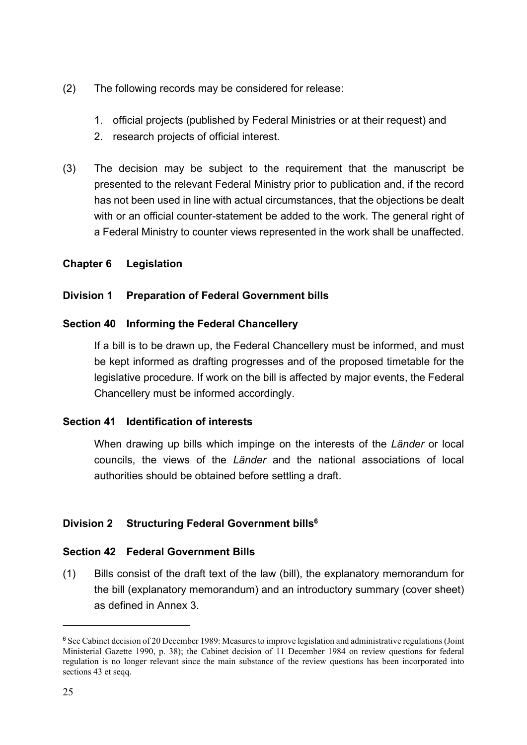(2) The following records may be considered for release:

1. official projects (published by Federal Ministries or at their request) and
2. research projects of official interest.

(3) The decision may be subject to the requirement that the manuscript be presented to the relevant Federal Ministry prior to publication and, if the record has not been used in line with actual circumstances, that the objections be dealt with or an official counter-statement be added to the work. The general right of a Federal Ministry to counter views represented in the work shall be unaffected.

## Chapter 6 Legislation

### Division 1 Preparation of Federal Government bills

#### Section 40 Informing the Federal Chancellery

If a bill is to be drawn up, the Federal Chancellery must be informed, and must be kept informed as drafting progresses and of the proposed timetable for the legislative procedure. If work on the bill is affected by major events, the Federal Chancellery must be informed accordingly.

#### Section 41 Identification of interests

When drawing up bills which impinge on the interests of the *Länder* or local councils, the views of the *Länder* and the national associations of local authorities should be obtained before settling a draft.

### Division 2 Structuring Federal Government bills[6]

#### Section 42 Federal Government Bills

(1) Bills consist of the draft text of the law (bill), the explanatory memorandum for the bill (explanatory memorandum) and an introductory summary (cover sheet) as defined in Annex 3.

---

[6] See Cabinet decision of 20 December 1989: Measures to improve legislation and administrative regulations (Joint Ministerial Gazette 1990, p. 38); the Cabinet decision of 11 December 1984 on review questions for federal regulation is no longer relevant since the main substance of the review questions has been incorporated into sections 43 et seqq.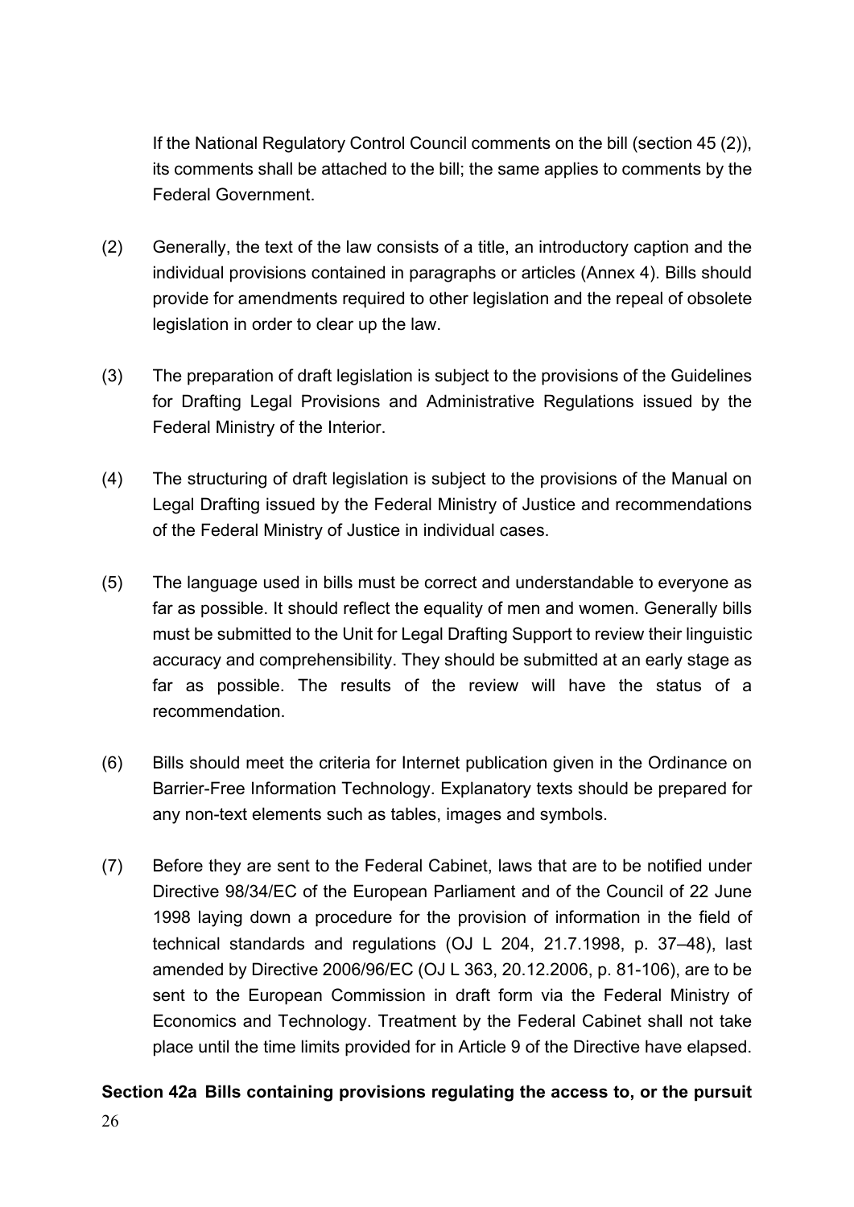If the National Regulatory Control Council comments on the bill (section 45 (2)), its comments shall be attached to the bill; the same applies to comments by the Federal Government.

(2) Generally, the text of the law consists of a title, an introductory caption and the individual provisions contained in paragraphs or articles (Annex 4). Bills should provide for amendments required to other legislation and the repeal of obsolete legislation in order to clear up the law.

(3) The preparation of draft legislation is subject to the provisions of the Guidelines for Drafting Legal Provisions and Administrative Regulations issued by the Federal Ministry of the Interior.

(4) The structuring of draft legislation is subject to the provisions of the Manual on Legal Drafting issued by the Federal Ministry of Justice and recommendations of the Federal Ministry of Justice in individual cases.

(5) The language used in bills must be correct and understandable to everyone as far as possible. It should reflect the equality of men and women. Generally bills must be submitted to the Unit for Legal Drafting Support to review their linguistic accuracy and comprehensibility. They should be submitted at an early stage as far as possible. The results of the review will have the status of a recommendation.

(6) Bills should meet the criteria for Internet publication given in the Ordinance on Barrier-Free Information Technology. Explanatory texts should be prepared for any non-text elements such as tables, images and symbols.

(7) Before they are sent to the Federal Cabinet, laws that are to be notified under Directive 98/34/EC of the European Parliament and of the Council of 22 June 1998 laying down a procedure for the provision of information in the field of technical standards and regulations (OJ L 204, 21.7.1998, p. 37–48), last amended by Directive 2006/96/EC (OJ L 363, 20.12.2006, p. 81-106), are to be sent to the European Commission in draft form via the Federal Ministry of Economics and Technology. Treatment by the Federal Cabinet shall not take place until the time limits provided for in Article 9 of the Directive have elapsed.

**Section 42a Bills containing provisions regulating the access to, or the pursuit**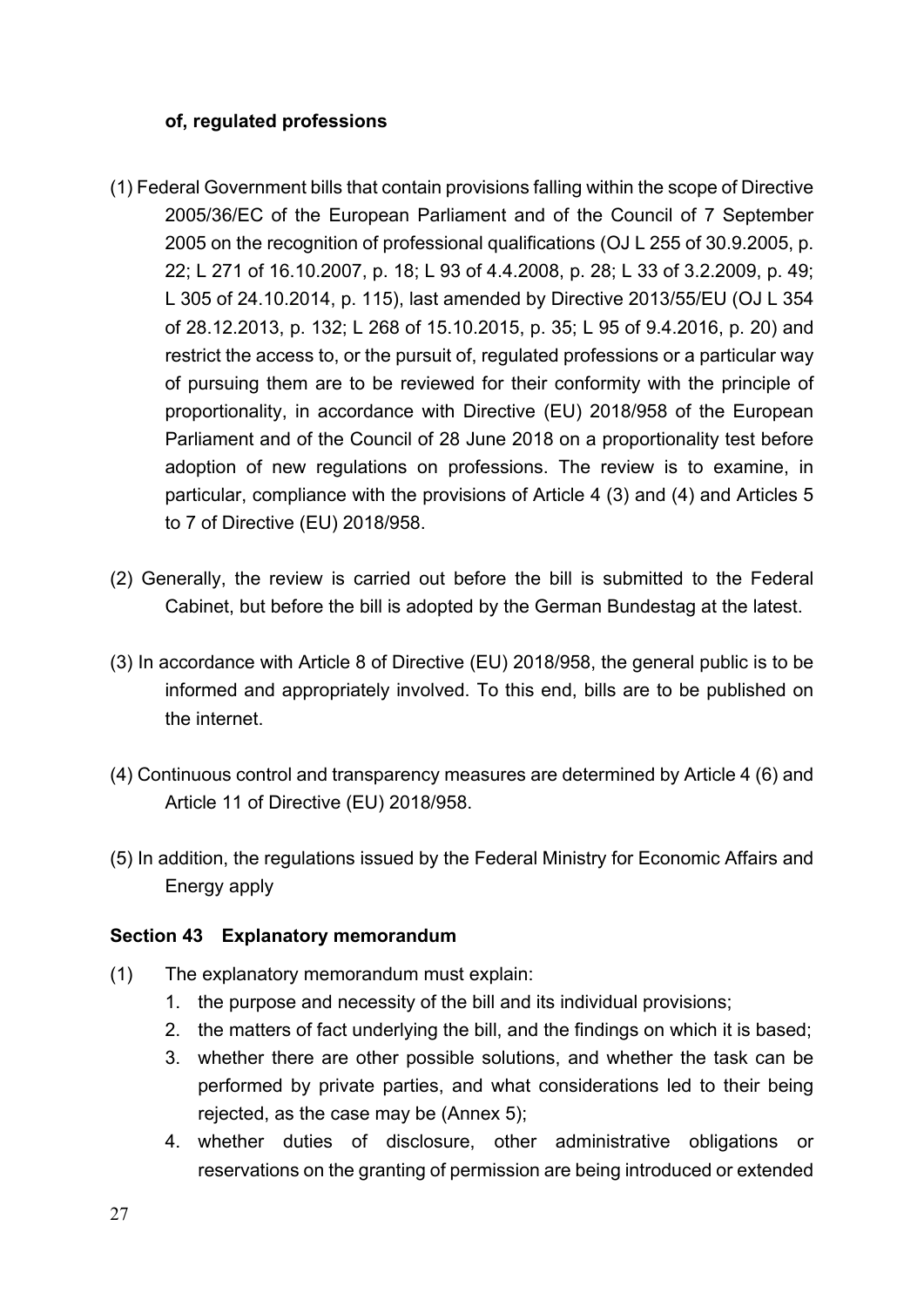**of, regulated professions**

(1) Federal Government bills that contain provisions falling within the scope of Directive 2005/36/EC of the European Parliament and of the Council of 7 September 2005 on the recognition of professional qualifications (OJ L 255 of 30.9.2005, p. 22; L 271 of 16.10.2007, p. 18; L 93 of 4.4.2008, p. 28; L 33 of 3.2.2009, p. 49; L 305 of 24.10.2014, p. 115), last amended by Directive 2013/55/EU (OJ L 354 of 28.12.2013, p. 132; L 268 of 15.10.2015, p. 35; L 95 of 9.4.2016, p. 20) and restrict the access to, or the pursuit of, regulated professions or a particular way of pursuing them are to be reviewed for their conformity with the principle of proportionality, in accordance with Directive (EU) 2018/958 of the European Parliament and of the Council of 28 June 2018 on a proportionality test before adoption of new regulations on professions. The review is to examine, in particular, compliance with the provisions of Article 4 (3) and (4) and Articles 5 to 7 of Directive (EU) 2018/958.

(2) Generally, the review is carried out before the bill is submitted to the Federal Cabinet, but before the bill is adopted by the German Bundestag at the latest.

(3) In accordance with Article 8 of Directive (EU) 2018/958, the general public is to be informed and appropriately involved. To this end, bills are to be published on the internet.

(4) Continuous control and transparency measures are determined by Article 4 (6) and Article 11 of Directive (EU) 2018/958.

(5) In addition, the regulations issued by the Federal Ministry for Economic Affairs and Energy apply

### Section 43 Explanatory memorandum

(1) The explanatory memorandum must explain:

1. the purpose and necessity of the bill and its individual provisions;
2. the matters of fact underlying the bill, and the findings on which it is based;
3. whether there are other possible solutions, and whether the task can be performed by private parties, and what considerations led to their being rejected, as the case may be (Annex 5);
4. whether duties of disclosure, other administrative obligations or reservations on the granting of permission are being introduced or extended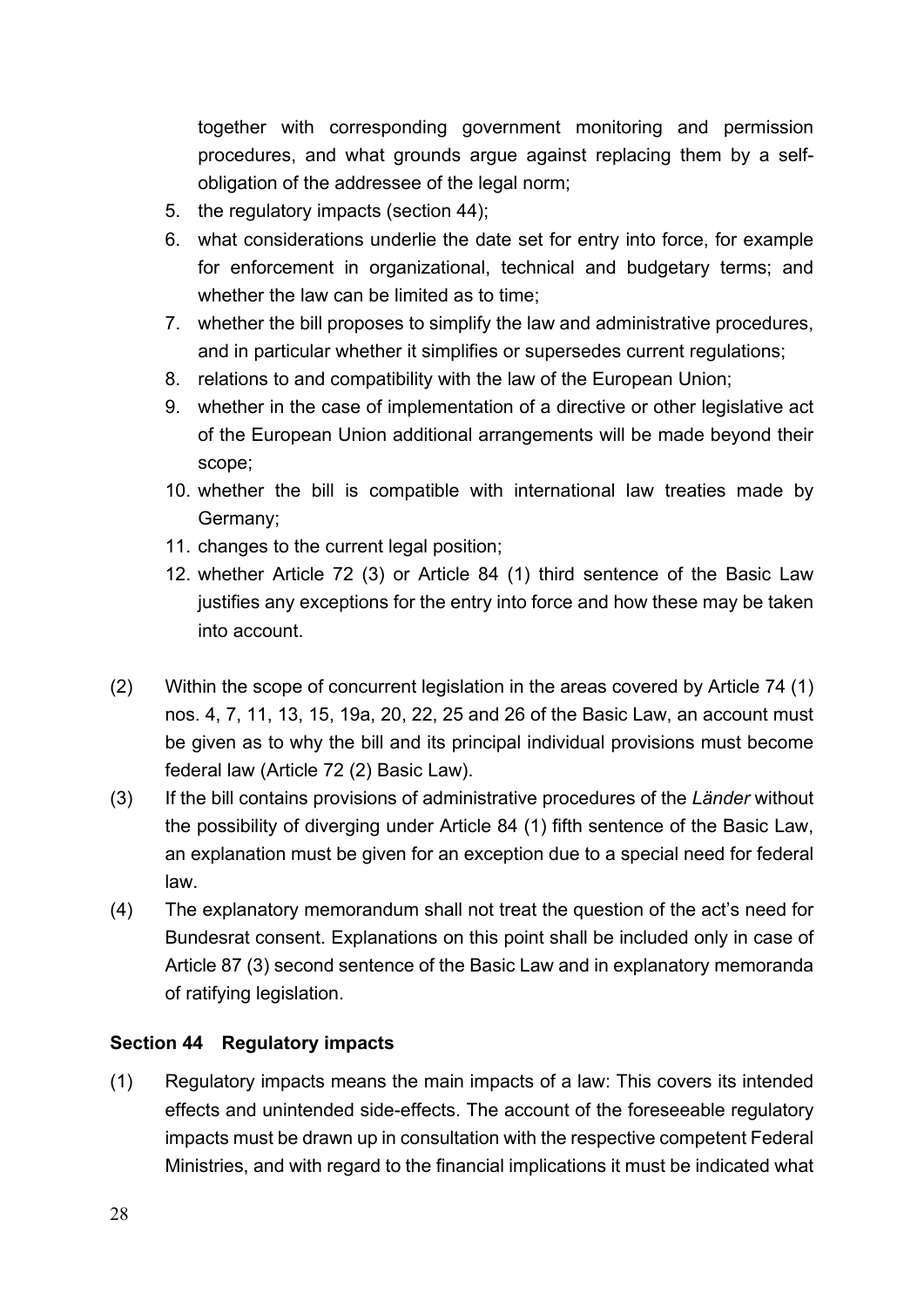together with corresponding government monitoring and permission procedures, and what grounds argue against replacing them by a self-obligation of the addressee of the legal norm;

5. the regulatory impacts (section 44);
6. what considerations underlie the date set for entry into force, for example for enforcement in organizational, technical and budgetary terms; and whether the law can be limited as to time;
7. whether the bill proposes to simplify the law and administrative procedures, and in particular whether it simplifies or supersedes current regulations;
8. relations to and compatibility with the law of the European Union;
9. whether in the case of implementation of a directive or other legislative act of the European Union additional arrangements will be made beyond their scope;
10. whether the bill is compatible with international law treaties made by Germany;
11. changes to the current legal position;
12. whether Article 72 (3) or Article 84 (1) third sentence of the Basic Law justifies any exceptions for the entry into force and how these may be taken into account.

(2) Within the scope of concurrent legislation in the areas covered by Article 74 (1) nos. 4, 7, 11, 13, 15, 19a, 20, 22, 25 and 26 of the Basic Law, an account must be given as to why the bill and its principal individual provisions must become federal law (Article 72 (2) Basic Law).

(3) If the bill contains provisions of administrative procedures of the *Länder* without the possibility of diverging under Article 84 (1) fifth sentence of the Basic Law, an explanation must be given for an exception due to a special need for federal law.

(4) The explanatory memorandum shall not treat the question of the act's need for Bundesrat consent. Explanations on this point shall be included only in case of Article 87 (3) second sentence of the Basic Law and in explanatory memoranda of ratifying legislation.

### Section 44 Regulatory impacts

(1) Regulatory impacts means the main impacts of a law: This covers its intended effects and unintended side-effects. The account of the foreseeable regulatory impacts must be drawn up in consultation with the respective competent Federal Ministries, and with regard to the financial implications it must be indicated what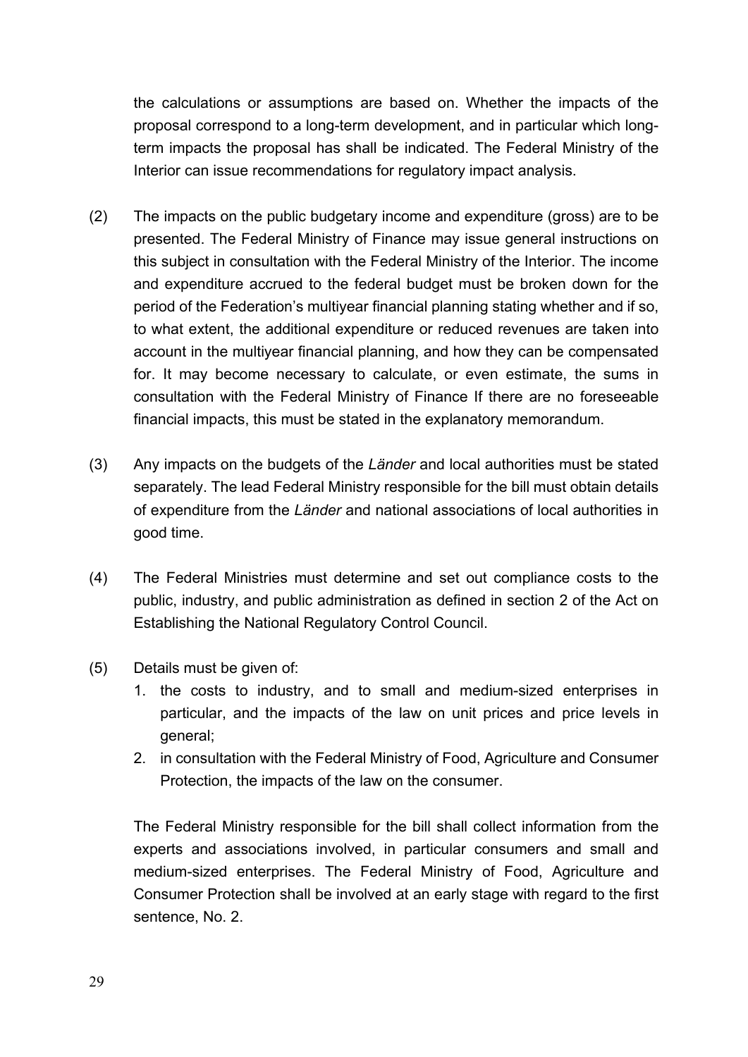the calculations or assumptions are based on. Whether the impacts of the proposal correspond to a long-term development, and in particular which long-term impacts the proposal has shall be indicated. The Federal Ministry of the Interior can issue recommendations for regulatory impact analysis.

(2) The impacts on the public budgetary income and expenditure (gross) are to be presented. The Federal Ministry of Finance may issue general instructions on this subject in consultation with the Federal Ministry of the Interior. The income and expenditure accrued to the federal budget must be broken down for the period of the Federation's multiyear financial planning stating whether and if so, to what extent, the additional expenditure or reduced revenues are taken into account in the multiyear financial planning, and how they can be compensated for. It may become necessary to calculate, or even estimate, the sums in consultation with the Federal Ministry of Finance If there are no foreseeable financial impacts, this must be stated in the explanatory memorandum.

(3) Any impacts on the budgets of the *Länder* and local authorities must be stated separately. The lead Federal Ministry responsible for the bill must obtain details of expenditure from the *Länder* and national associations of local authorities in good time.

(4) The Federal Ministries must determine and set out compliance costs to the public, industry, and public administration as defined in section 2 of the Act on Establishing the National Regulatory Control Council.

(5) Details must be given of:
   1. the costs to industry, and to small and medium-sized enterprises in particular, and the impacts of the law on unit prices and price levels in general;
   2. in consultation with the Federal Ministry of Food, Agriculture and Consumer Protection, the impacts of the law on the consumer.

   The Federal Ministry responsible for the bill shall collect information from the experts and associations involved, in particular consumers and small and medium-sized enterprises. The Federal Ministry of Food, Agriculture and Consumer Protection shall be involved at an early stage with regard to the first sentence, No. 2.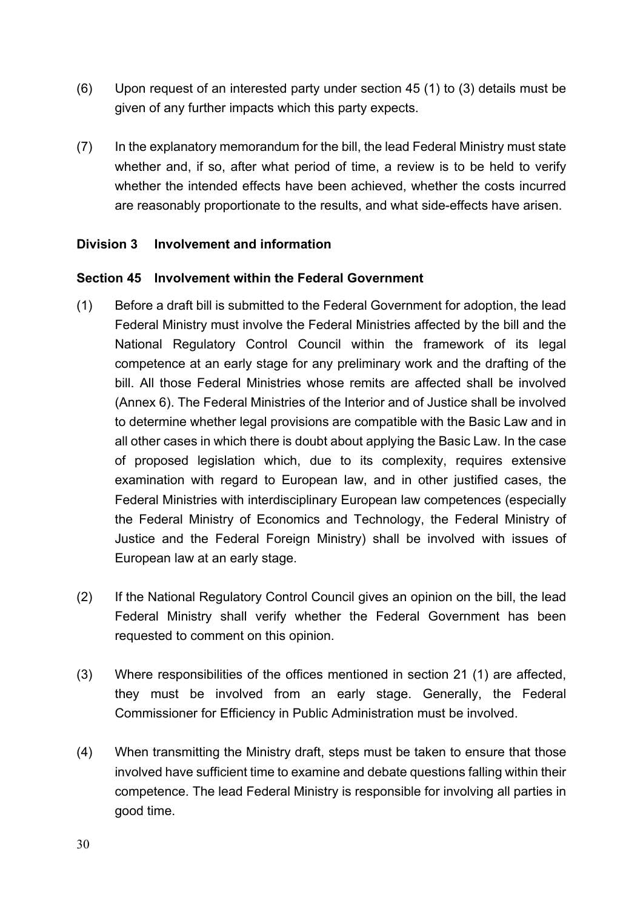(6) Upon request of an interested party under section 45 (1) to (3) details must be given of any further impacts which this party expects.

(7) In the explanatory memorandum for the bill, the lead Federal Ministry must state whether and, if so, after what period of time, a review is to be held to verify whether the intended effects have been achieved, whether the costs incurred are reasonably proportionate to the results, and what side-effects have arisen.

## Division 3 Involvement and information

### Section 45 Involvement within the Federal Government

(1) Before a draft bill is submitted to the Federal Government for adoption, the lead Federal Ministry must involve the Federal Ministries affected by the bill and the National Regulatory Control Council within the framework of its legal competence at an early stage for any preliminary work and the drafting of the bill. All those Federal Ministries whose remits are affected shall be involved (Annex 6). The Federal Ministries of the Interior and of Justice shall be involved to determine whether legal provisions are compatible with the Basic Law and in all other cases in which there is doubt about applying the Basic Law. In the case of proposed legislation which, due to its complexity, requires extensive examination with regard to European law, and in other justified cases, the Federal Ministries with interdisciplinary European law competences (especially the Federal Ministry of Economics and Technology, the Federal Ministry of Justice and the Federal Foreign Ministry) shall be involved with issues of European law at an early stage.

(2) If the National Regulatory Control Council gives an opinion on the bill, the lead Federal Ministry shall verify whether the Federal Government has been requested to comment on this opinion.

(3) Where responsibilities of the offices mentioned in section 21 (1) are affected, they must be involved from an early stage. Generally, the Federal Commissioner for Efficiency in Public Administration must be involved.

(4) When transmitting the Ministry draft, steps must be taken to ensure that those involved have sufficient time to examine and debate questions falling within their competence. The lead Federal Ministry is responsible for involving all parties in good time.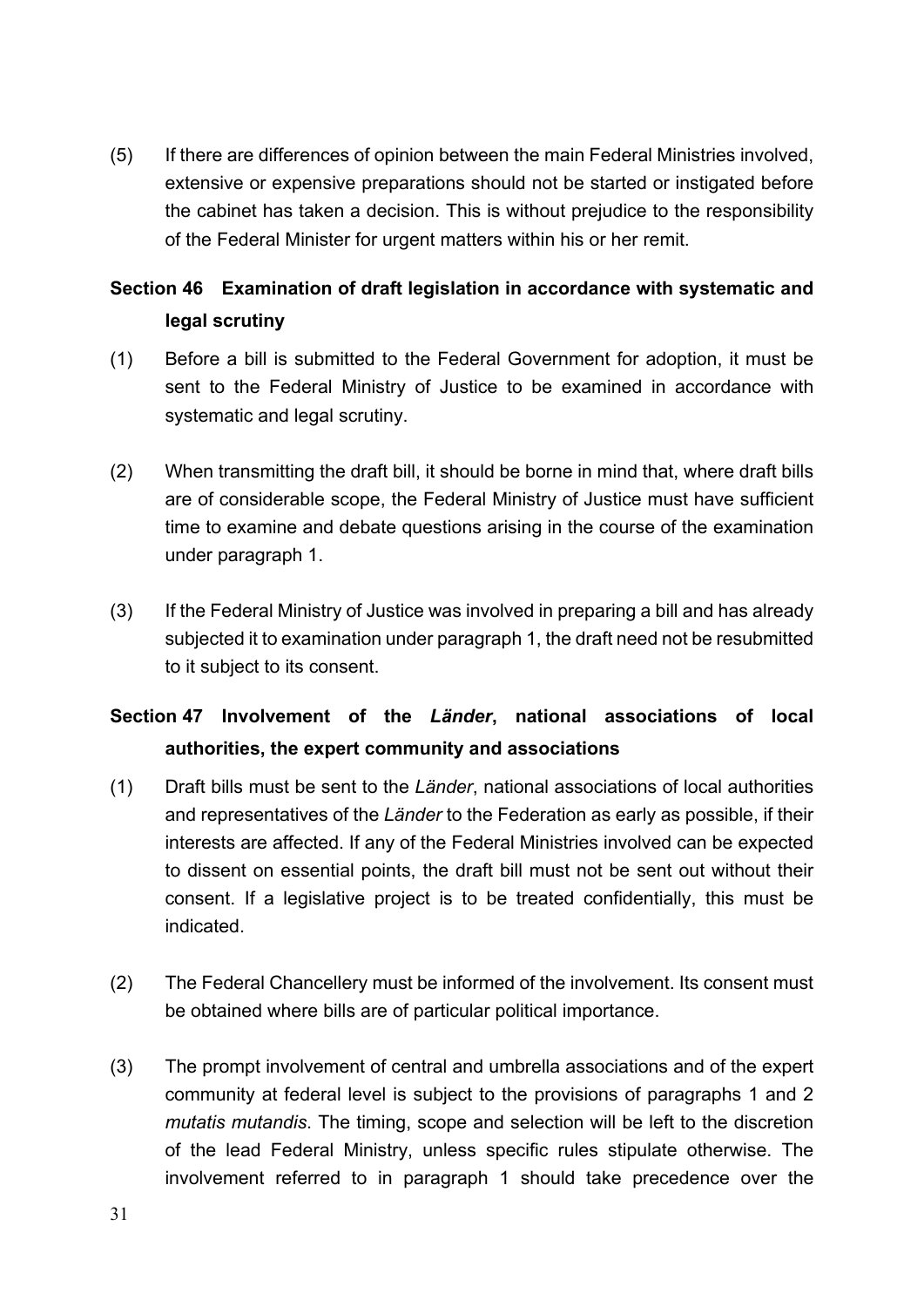(5) If there are differences of opinion between the main Federal Ministries involved, extensive or expensive preparations should not be started or instigated before the cabinet has taken a decision. This is without prejudice to the responsibility of the Federal Minister for urgent matters within his or her remit.

## Section 46 Examination of draft legislation in accordance with systematic and legal scrutiny

(1) Before a bill is submitted to the Federal Government for adoption, it must be sent to the Federal Ministry of Justice to be examined in accordance with systematic and legal scrutiny.

(2) When transmitting the draft bill, it should be borne in mind that, where draft bills are of considerable scope, the Federal Ministry of Justice must have sufficient time to examine and debate questions arising in the course of the examination under paragraph 1.

(3) If the Federal Ministry of Justice was involved in preparing a bill and has already subjected it to examination under paragraph 1, the draft need not be resubmitted to it subject to its consent.

## Section 47 Involvement of the *Länder*, national associations of local authorities, the expert community and associations

(1) Draft bills must be sent to the *Länder*, national associations of local authorities and representatives of the *Länder* to the Federation as early as possible, if their interests are affected. If any of the Federal Ministries involved can be expected to dissent on essential points, the draft bill must not be sent out without their consent. If a legislative project is to be treated confidentially, this must be indicated.

(2) The Federal Chancellery must be informed of the involvement. Its consent must be obtained where bills are of particular political importance.

(3) The prompt involvement of central and umbrella associations and of the expert community at federal level is subject to the provisions of paragraphs 1 and 2 *mutatis mutandis*. The timing, scope and selection will be left to the discretion of the lead Federal Ministry, unless specific rules stipulate otherwise. The involvement referred to in paragraph 1 should take precedence over the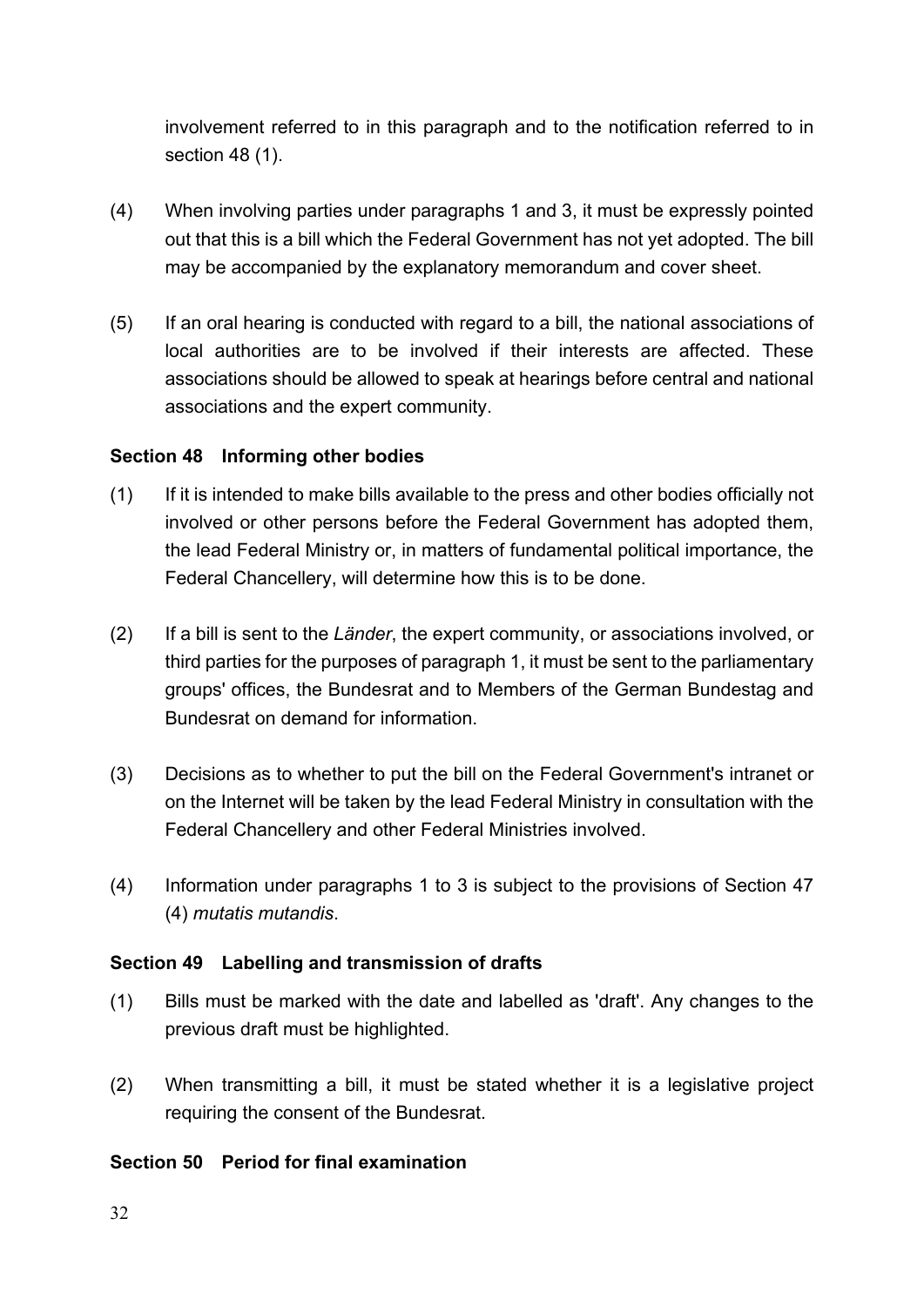involvement referred to in this paragraph and to the notification referred to in section 48 (1).

(4) When involving parties under paragraphs 1 and 3, it must be expressly pointed out that this is a bill which the Federal Government has not yet adopted. The bill may be accompanied by the explanatory memorandum and cover sheet.

(5) If an oral hearing is conducted with regard to a bill, the national associations of local authorities are to be involved if their interests are affected. These associations should be allowed to speak at hearings before central and national associations and the expert community.

### Section 48 Informing other bodies

(1) If it is intended to make bills available to the press and other bodies officially not involved or other persons before the Federal Government has adopted them, the lead Federal Ministry or, in matters of fundamental political importance, the Federal Chancellery, will determine how this is to be done.

(2) If a bill is sent to the *Länder*, the expert community, or associations involved, or third parties for the purposes of paragraph 1, it must be sent to the parliamentary groups' offices, the Bundesrat and to Members of the German Bundestag and Bundesrat on demand for information.

(3) Decisions as to whether to put the bill on the Federal Government's intranet or on the Internet will be taken by the lead Federal Ministry in consultation with the Federal Chancellery and other Federal Ministries involved.

(4) Information under paragraphs 1 to 3 is subject to the provisions of Section 47 (4) *mutatis mutandis*.

### Section 49 Labelling and transmission of drafts

(1) Bills must be marked with the date and labelled as 'draft'. Any changes to the previous draft must be highlighted.

(2) When transmitting a bill, it must be stated whether it is a legislative project requiring the consent of the Bundesrat.

### Section 50 Period for final examination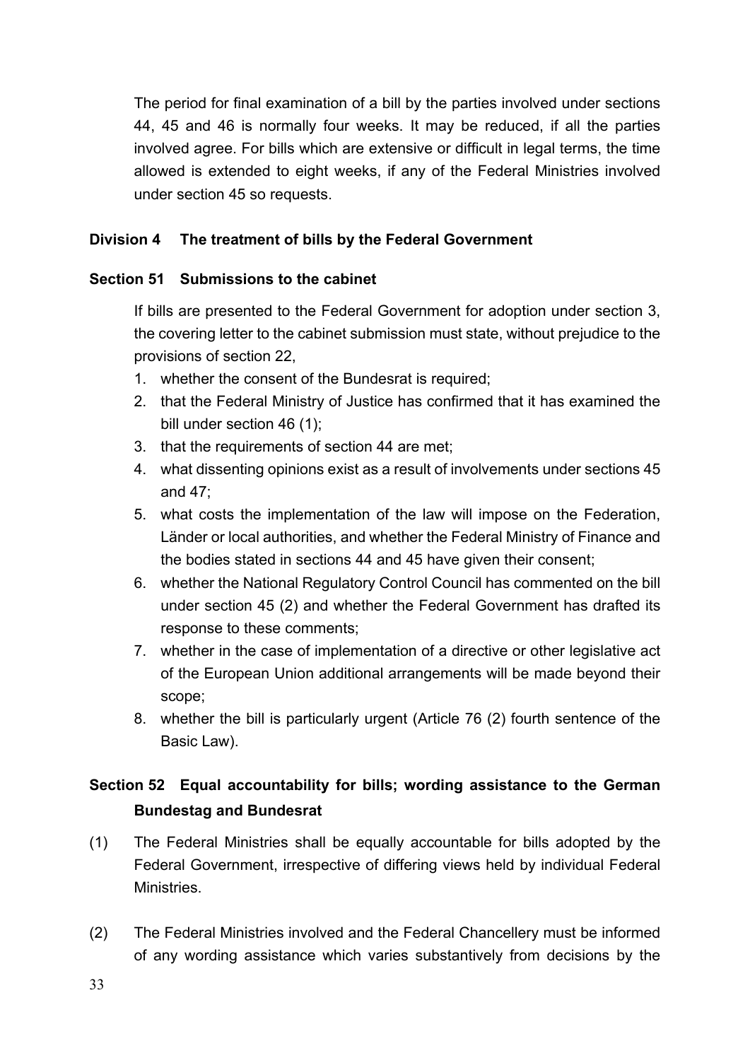The period for final examination of a bill by the parties involved under sections 44, 45 and 46 is normally four weeks. It may be reduced, if all the parties involved agree. For bills which are extensive or difficult in legal terms, the time allowed is extended to eight weeks, if any of the Federal Ministries involved under section 45 so requests.

## Division 4 The treatment of bills by the Federal Government

### Section 51 Submissions to the cabinet

If bills are presented to the Federal Government for adoption under section 3, the covering letter to the cabinet submission must state, without prejudice to the provisions of section 22,

1. whether the consent of the Bundesrat is required;
2. that the Federal Ministry of Justice has confirmed that it has examined the bill under section 46 (1);
3. that the requirements of section 44 are met;
4. what dissenting opinions exist as a result of involvements under sections 45 and 47;
5. what costs the implementation of the law will impose on the Federation, Länder or local authorities, and whether the Federal Ministry of Finance and the bodies stated in sections 44 and 45 have given their consent;
6. whether the National Regulatory Control Council has commented on the bill under section 45 (2) and whether the Federal Government has drafted its response to these comments;
7. whether in the case of implementation of a directive or other legislative act of the European Union additional arrangements will be made beyond their scope;
8. whether the bill is particularly urgent (Article 76 (2) fourth sentence of the Basic Law).

### Section 52 Equal accountability for bills; wording assistance to the German Bundestag and Bundesrat

(1) The Federal Ministries shall be equally accountable for bills adopted by the Federal Government, irrespective of differing views held by individual Federal Ministries.

(2) The Federal Ministries involved and the Federal Chancellery must be informed of any wording assistance which varies substantively from decisions by the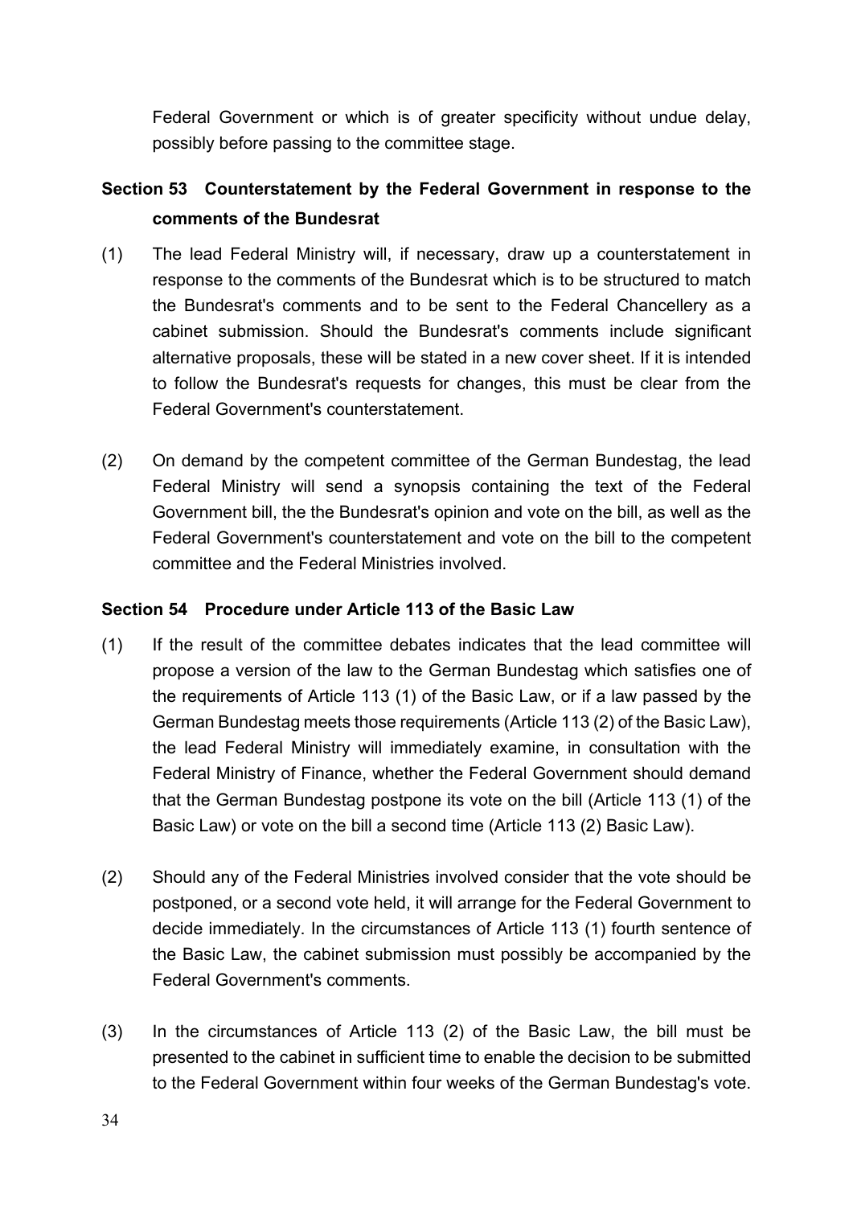Federal Government or which is of greater specificity without undue delay, possibly before passing to the committee stage.

## Section 53 Counterstatement by the Federal Government in response to the comments of the Bundesrat

(1) The lead Federal Ministry will, if necessary, draw up a counterstatement in response to the comments of the Bundesrat which is to be structured to match the Bundesrat's comments and to be sent to the Federal Chancellery as a cabinet submission. Should the Bundesrat's comments include significant alternative proposals, these will be stated in a new cover sheet. If it is intended to follow the Bundesrat's requests for changes, this must be clear from the Federal Government's counterstatement.

(2) On demand by the competent committee of the German Bundestag, the lead Federal Ministry will send a synopsis containing the text of the Federal Government bill, the the Bundesrat's opinion and vote on the bill, as well as the Federal Government's counterstatement and vote on the bill to the competent committee and the Federal Ministries involved.

## Section 54 Procedure under Article 113 of the Basic Law

(1) If the result of the committee debates indicates that the lead committee will propose a version of the law to the German Bundestag which satisfies one of the requirements of Article 113 (1) of the Basic Law, or if a law passed by the German Bundestag meets those requirements (Article 113 (2) of the Basic Law), the lead Federal Ministry will immediately examine, in consultation with the Federal Ministry of Finance, whether the Federal Government should demand that the German Bundestag postpone its vote on the bill (Article 113 (1) of the Basic Law) or vote on the bill a second time (Article 113 (2) Basic Law).

(2) Should any of the Federal Ministries involved consider that the vote should be postponed, or a second vote held, it will arrange for the Federal Government to decide immediately. In the circumstances of Article 113 (1) fourth sentence of the Basic Law, the cabinet submission must possibly be accompanied by the Federal Government's comments.

(3) In the circumstances of Article 113 (2) of the Basic Law, the bill must be presented to the cabinet in sufficient time to enable the decision to be submitted to the Federal Government within four weeks of the German Bundestag's vote.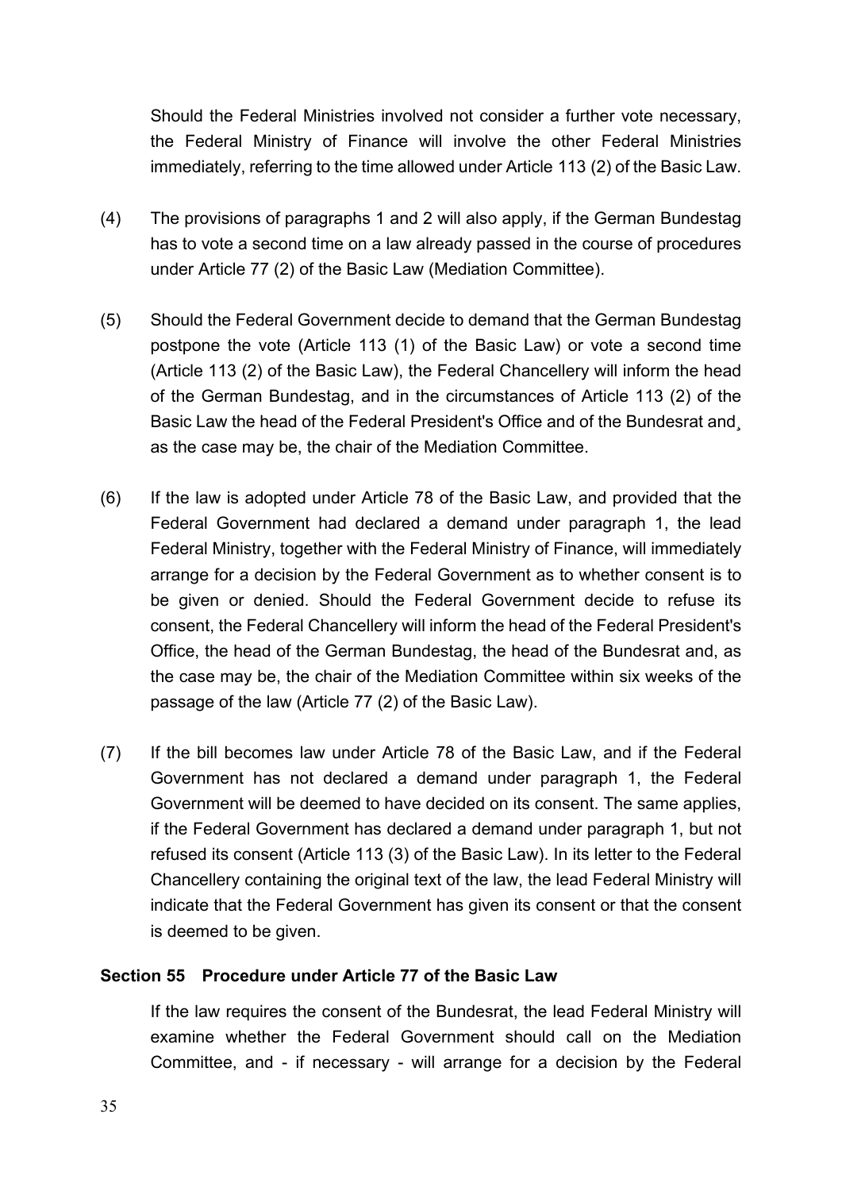Should the Federal Ministries involved not consider a further vote necessary, the Federal Ministry of Finance will involve the other Federal Ministries immediately, referring to the time allowed under Article 113 (2) of the Basic Law.

(4) The provisions of paragraphs 1 and 2 will also apply, if the German Bundestag has to vote a second time on a law already passed in the course of procedures under Article 77 (2) of the Basic Law (Mediation Committee).

(5) Should the Federal Government decide to demand that the German Bundestag postpone the vote (Article 113 (1) of the Basic Law) or vote a second time (Article 113 (2) of the Basic Law), the Federal Chancellery will inform the head of the German Bundestag, and in the circumstances of Article 113 (2) of the Basic Law the head of the Federal President's Office and of the Bundesrat and¸ as the case may be, the chair of the Mediation Committee.

(6) If the law is adopted under Article 78 of the Basic Law, and provided that the Federal Government had declared a demand under paragraph 1, the lead Federal Ministry, together with the Federal Ministry of Finance, will immediately arrange for a decision by the Federal Government as to whether consent is to be given or denied. Should the Federal Government decide to refuse its consent, the Federal Chancellery will inform the head of the Federal President's Office, the head of the German Bundestag, the head of the Bundesrat and, as the case may be, the chair of the Mediation Committee within six weeks of the passage of the law (Article 77 (2) of the Basic Law).

(7) If the bill becomes law under Article 78 of the Basic Law, and if the Federal Government has not declared a demand under paragraph 1, the Federal Government will be deemed to have decided on its consent. The same applies, if the Federal Government has declared a demand under paragraph 1, but not refused its consent (Article 113 (3) of the Basic Law). In its letter to the Federal Chancellery containing the original text of the law, the lead Federal Ministry will indicate that the Federal Government has given its consent or that the consent is deemed to be given.

**Section 55 Procedure under Article 77 of the Basic Law**

If the law requires the consent of the Bundesrat, the lead Federal Ministry will examine whether the Federal Government should call on the Mediation Committee, and - if necessary - will arrange for a decision by the Federal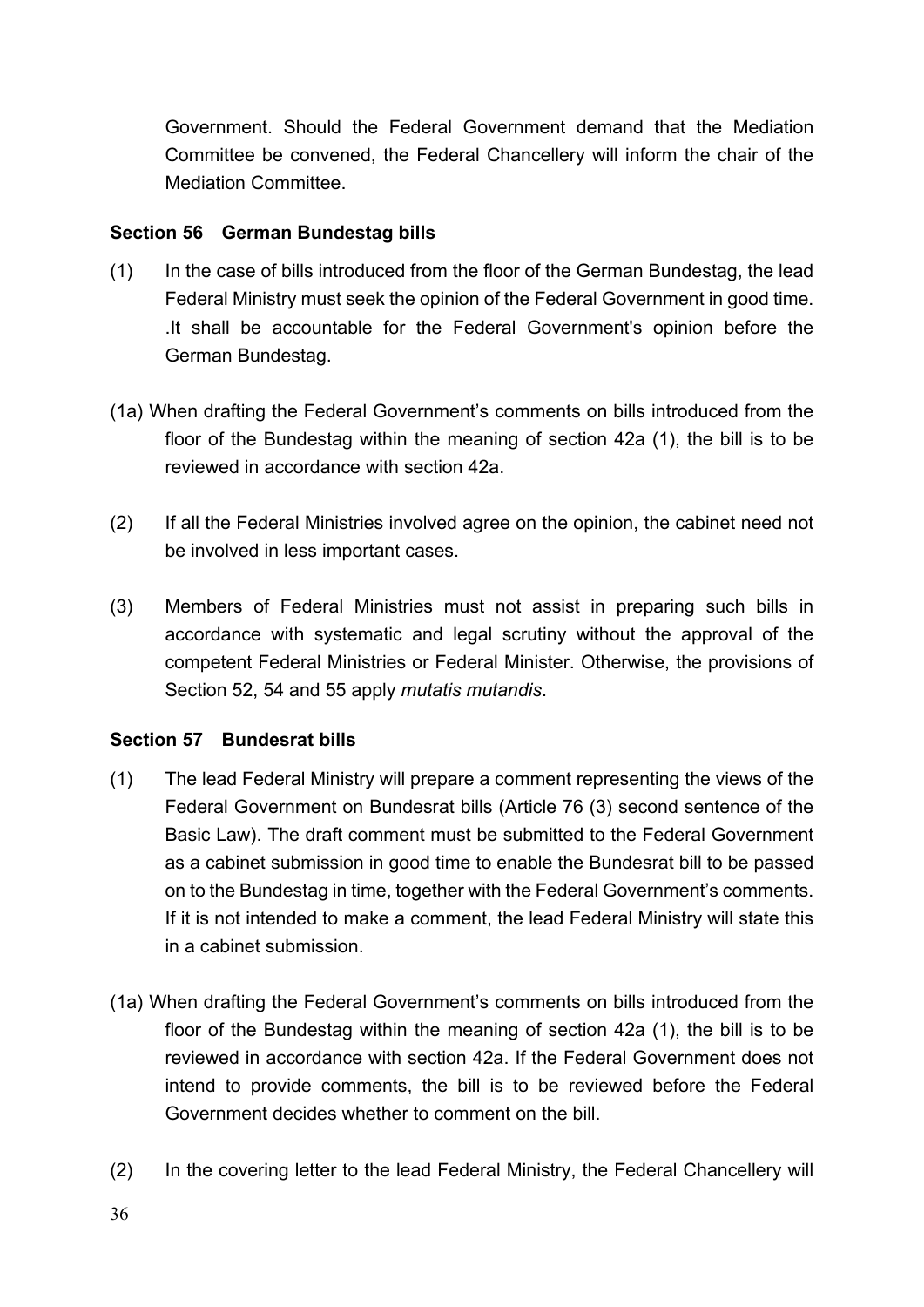Government. Should the Federal Government demand that the Mediation Committee be convened, the Federal Chancellery will inform the chair of the Mediation Committee.

### Section 56 German Bundestag bills

(1) In the case of bills introduced from the floor of the German Bundestag, the lead Federal Ministry must seek the opinion of the Federal Government in good time. .It shall be accountable for the Federal Government's opinion before the German Bundestag.

(1a) When drafting the Federal Government's comments on bills introduced from the floor of the Bundestag within the meaning of section 42a (1), the bill is to be reviewed in accordance with section 42a.

(2) If all the Federal Ministries involved agree on the opinion, the cabinet need not be involved in less important cases.

(3) Members of Federal Ministries must not assist in preparing such bills in accordance with systematic and legal scrutiny without the approval of the competent Federal Ministries or Federal Minister. Otherwise, the provisions of Section 52, 54 and 55 apply *mutatis mutandis*.

### Section 57 Bundesrat bills

(1) The lead Federal Ministry will prepare a comment representing the views of the Federal Government on Bundesrat bills (Article 76 (3) second sentence of the Basic Law). The draft comment must be submitted to the Federal Government as a cabinet submission in good time to enable the Bundesrat bill to be passed on to the Bundestag in time, together with the Federal Government's comments. If it is not intended to make a comment, the lead Federal Ministry will state this in a cabinet submission.

(1a) When drafting the Federal Government's comments on bills introduced from the floor of the Bundestag within the meaning of section 42a (1), the bill is to be reviewed in accordance with section 42a. If the Federal Government does not intend to provide comments, the bill is to be reviewed before the Federal Government decides whether to comment on the bill.

(2) In the covering letter to the lead Federal Ministry, the Federal Chancellery will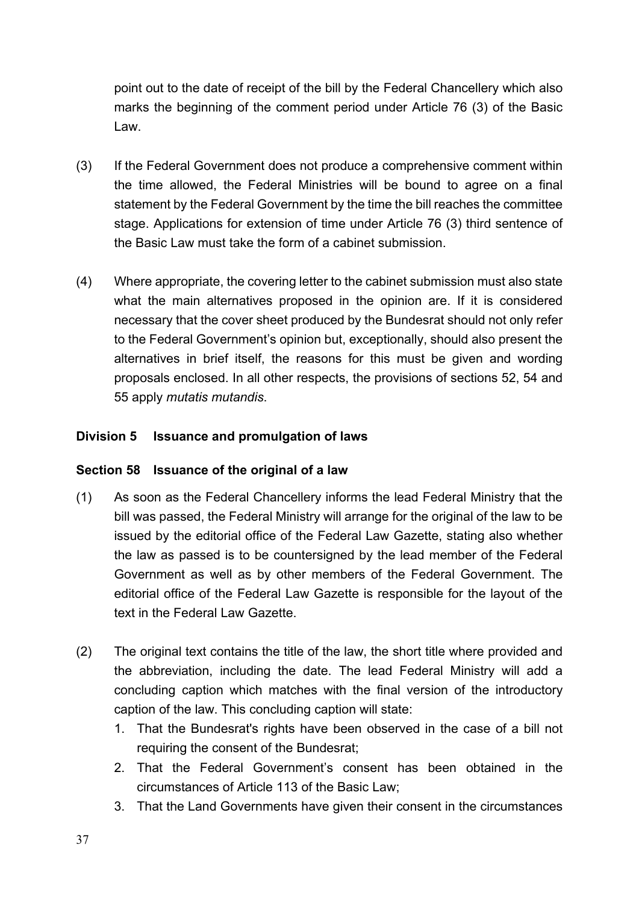point out to the date of receipt of the bill by the Federal Chancellery which also marks the beginning of the comment period under Article 76 (3) of the Basic Law.

(3) If the Federal Government does not produce a comprehensive comment within the time allowed, the Federal Ministries will be bound to agree on a final statement by the Federal Government by the time the bill reaches the committee stage. Applications for extension of time under Article 76 (3) third sentence of the Basic Law must take the form of a cabinet submission.

(4) Where appropriate, the covering letter to the cabinet submission must also state what the main alternatives proposed in the opinion are. If it is considered necessary that the cover sheet produced by the Bundesrat should not only refer to the Federal Government's opinion but, exceptionally, should also present the alternatives in brief itself, the reasons for this must be given and wording proposals enclosed. In all other respects, the provisions of sections 52, 54 and 55 apply *mutatis mutandis*.

### Division 5 Issuance and promulgation of laws

### Section 58 Issuance of the original of a law

(1) As soon as the Federal Chancellery informs the lead Federal Ministry that the bill was passed, the Federal Ministry will arrange for the original of the law to be issued by the editorial office of the Federal Law Gazette, stating also whether the law as passed is to be countersigned by the lead member of the Federal Government as well as by other members of the Federal Government. The editorial office of the Federal Law Gazette is responsible for the layout of the text in the Federal Law Gazette.

(2) The original text contains the title of the law, the short title where provided and the abbreviation, including the date. The lead Federal Ministry will add a concluding caption which matches with the final version of the introductory caption of the law. This concluding caption will state:

1. That the Bundesrat's rights have been observed in the case of a bill not requiring the consent of the Bundesrat;
2. That the Federal Government's consent has been obtained in the circumstances of Article 113 of the Basic Law;
3. That the Land Governments have given their consent in the circumstances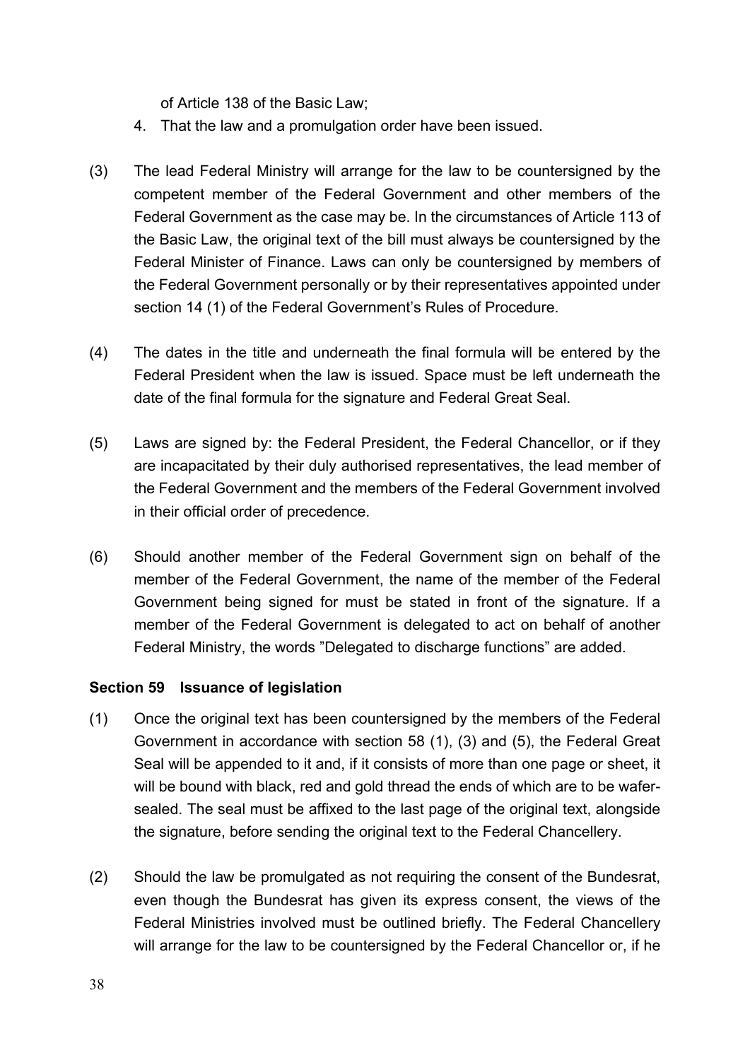of Article 138 of the Basic Law;

4. That the law and a promulgation order have been issued.

(3) The lead Federal Ministry will arrange for the law to be countersigned by the competent member of the Federal Government and other members of the Federal Government as the case may be. In the circumstances of Article 113 of the Basic Law, the original text of the bill must always be countersigned by the Federal Minister of Finance. Laws can only be countersigned by members of the Federal Government personally or by their representatives appointed under section 14 (1) of the Federal Government's Rules of Procedure.

(4) The dates in the title and underneath the final formula will be entered by the Federal President when the law is issued. Space must be left underneath the date of the final formula for the signature and Federal Great Seal.

(5) Laws are signed by: the Federal President, the Federal Chancellor, or if they are incapacitated by their duly authorised representatives, the lead member of the Federal Government and the members of the Federal Government involved in their official order of precedence.

(6) Should another member of the Federal Government sign on behalf of the member of the Federal Government, the name of the member of the Federal Government being signed for must be stated in front of the signature. If a member of the Federal Government is delegated to act on behalf of another Federal Ministry, the words "Delegated to discharge functions" are added.

### Section 59 Issuance of legislation

(1) Once the original text has been countersigned by the members of the Federal Government in accordance with section 58 (1), (3) and (5), the Federal Great Seal will be appended to it and, if it consists of more than one page or sheet, it will be bound with black, red and gold thread the ends of which are to be wafer-sealed. The seal must be affixed to the last page of the original text, alongside the signature, before sending the original text to the Federal Chancellery.

(2) Should the law be promulgated as not requiring the consent of the Bundesrat, even though the Bundesrat has given its express consent, the views of the Federal Ministries involved must be outlined briefly. The Federal Chancellery will arrange for the law to be countersigned by the Federal Chancellor or, if he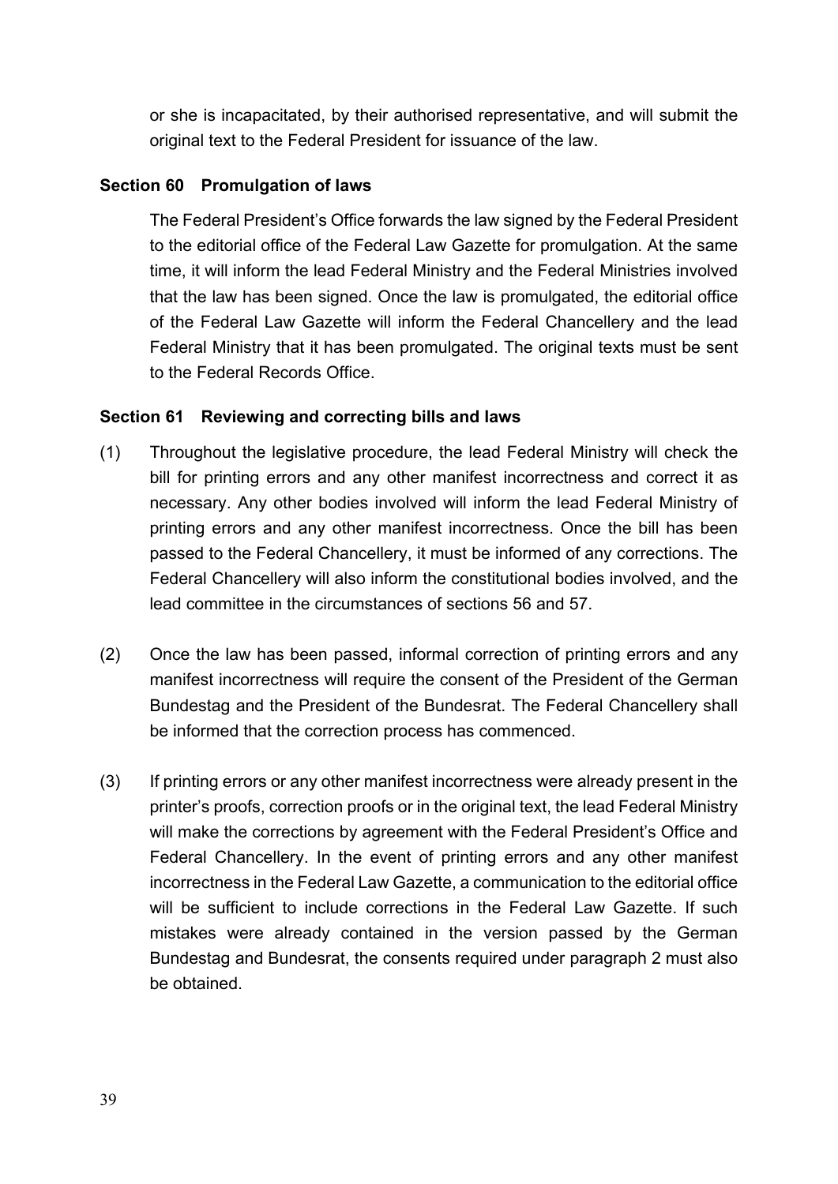or she is incapacitated, by their authorised representative, and will submit the original text to the Federal President for issuance of the law.

### Section 60 Promulgation of laws

The Federal President's Office forwards the law signed by the Federal President to the editorial office of the Federal Law Gazette for promulgation. At the same time, it will inform the lead Federal Ministry and the Federal Ministries involved that the law has been signed. Once the law is promulgated, the editorial office of the Federal Law Gazette will inform the Federal Chancellery and the lead Federal Ministry that it has been promulgated. The original texts must be sent to the Federal Records Office.

### Section 61 Reviewing and correcting bills and laws

(1) Throughout the legislative procedure, the lead Federal Ministry will check the bill for printing errors and any other manifest incorrectness and correct it as necessary. Any other bodies involved will inform the lead Federal Ministry of printing errors and any other manifest incorrectness. Once the bill has been passed to the Federal Chancellery, it must be informed of any corrections. The Federal Chancellery will also inform the constitutional bodies involved, and the lead committee in the circumstances of sections 56 and 57.

(2) Once the law has been passed, informal correction of printing errors and any manifest incorrectness will require the consent of the President of the German Bundestag and the President of the Bundesrat. The Federal Chancellery shall be informed that the correction process has commenced.

(3) If printing errors or any other manifest incorrectness were already present in the printer's proofs, correction proofs or in the original text, the lead Federal Ministry will make the corrections by agreement with the Federal President's Office and Federal Chancellery. In the event of printing errors and any other manifest incorrectness in the Federal Law Gazette, a communication to the editorial office will be sufficient to include corrections in the Federal Law Gazette. If such mistakes were already contained in the version passed by the German Bundestag and Bundesrat, the consents required under paragraph 2 must also be obtained.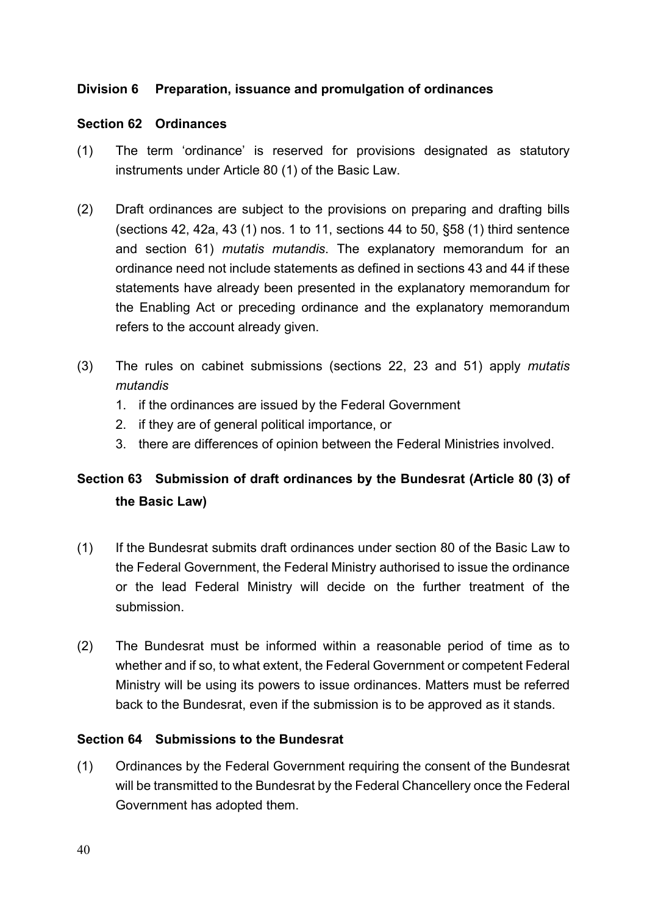## Division 6 Preparation, issuance and promulgation of ordinances

### Section 62 Ordinances

(1) The term 'ordinance' is reserved for provisions designated as statutory instruments under Article 80 (1) of the Basic Law.

(2) Draft ordinances are subject to the provisions on preparing and drafting bills (sections 42, 42a, 43 (1) nos. 1 to 11, sections 44 to 50, §58 (1) third sentence and section 61) *mutatis mutandis*. The explanatory memorandum for an ordinance need not include statements as defined in sections 43 and 44 if these statements have already been presented in the explanatory memorandum for the Enabling Act or preceding ordinance and the explanatory memorandum refers to the account already given.

(3) The rules on cabinet submissions (sections 22, 23 and 51) apply *mutatis mutandis*

1. if the ordinances are issued by the Federal Government
2. if they are of general political importance, or
3. there are differences of opinion between the Federal Ministries involved.

### Section 63 Submission of draft ordinances by the Bundesrat (Article 80 (3) of the Basic Law)

(1) If the Bundesrat submits draft ordinances under section 80 of the Basic Law to the Federal Government, the Federal Ministry authorised to issue the ordinance or the lead Federal Ministry will decide on the further treatment of the submission.

(2) The Bundesrat must be informed within a reasonable period of time as to whether and if so, to what extent, the Federal Government or competent Federal Ministry will be using its powers to issue ordinances. Matters must be referred back to the Bundesrat, even if the submission is to be approved as it stands.

### Section 64 Submissions to the Bundesrat

(1) Ordinances by the Federal Government requiring the consent of the Bundesrat will be transmitted to the Bundesrat by the Federal Chancellery once the Federal Government has adopted them.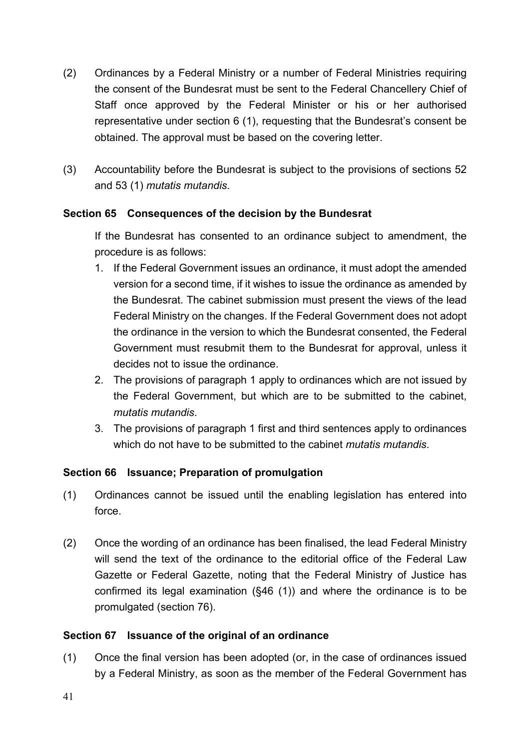(2) Ordinances by a Federal Ministry or a number of Federal Ministries requiring the consent of the Bundesrat must be sent to the Federal Chancellery Chief of Staff once approved by the Federal Minister or his or her authorised representative under section 6 (1), requesting that the Bundesrat's consent be obtained. The approval must be based on the covering letter.

(3) Accountability before the Bundesrat is subject to the provisions of sections 52 and 53 (1) *mutatis mutandis*.

**Section 65 Consequences of the decision by the Bundesrat**

If the Bundesrat has consented to an ordinance subject to amendment, the procedure is as follows:

1. If the Federal Government issues an ordinance, it must adopt the amended version for a second time, if it wishes to issue the ordinance as amended by the Bundesrat. The cabinet submission must present the views of the lead Federal Ministry on the changes. If the Federal Government does not adopt the ordinance in the version to which the Bundesrat consented, the Federal Government must resubmit them to the Bundesrat for approval, unless it decides not to issue the ordinance.
2. The provisions of paragraph 1 apply to ordinances which are not issued by the Federal Government, but which are to be submitted to the cabinet, *mutatis mutandis*.
3. The provisions of paragraph 1 first and third sentences apply to ordinances which do not have to be submitted to the cabinet *mutatis mutandis*.

**Section 66 Issuance; Preparation of promulgation**

(1) Ordinances cannot be issued until the enabling legislation has entered into force.

(2) Once the wording of an ordinance has been finalised, the lead Federal Ministry will send the text of the ordinance to the editorial office of the Federal Law Gazette or Federal Gazette, noting that the Federal Ministry of Justice has confirmed its legal examination (§46 (1)) and where the ordinance is to be promulgated (section 76).

**Section 67 Issuance of the original of an ordinance**

(1) Once the final version has been adopted (or, in the case of ordinances issued by a Federal Ministry, as soon as the member of the Federal Government has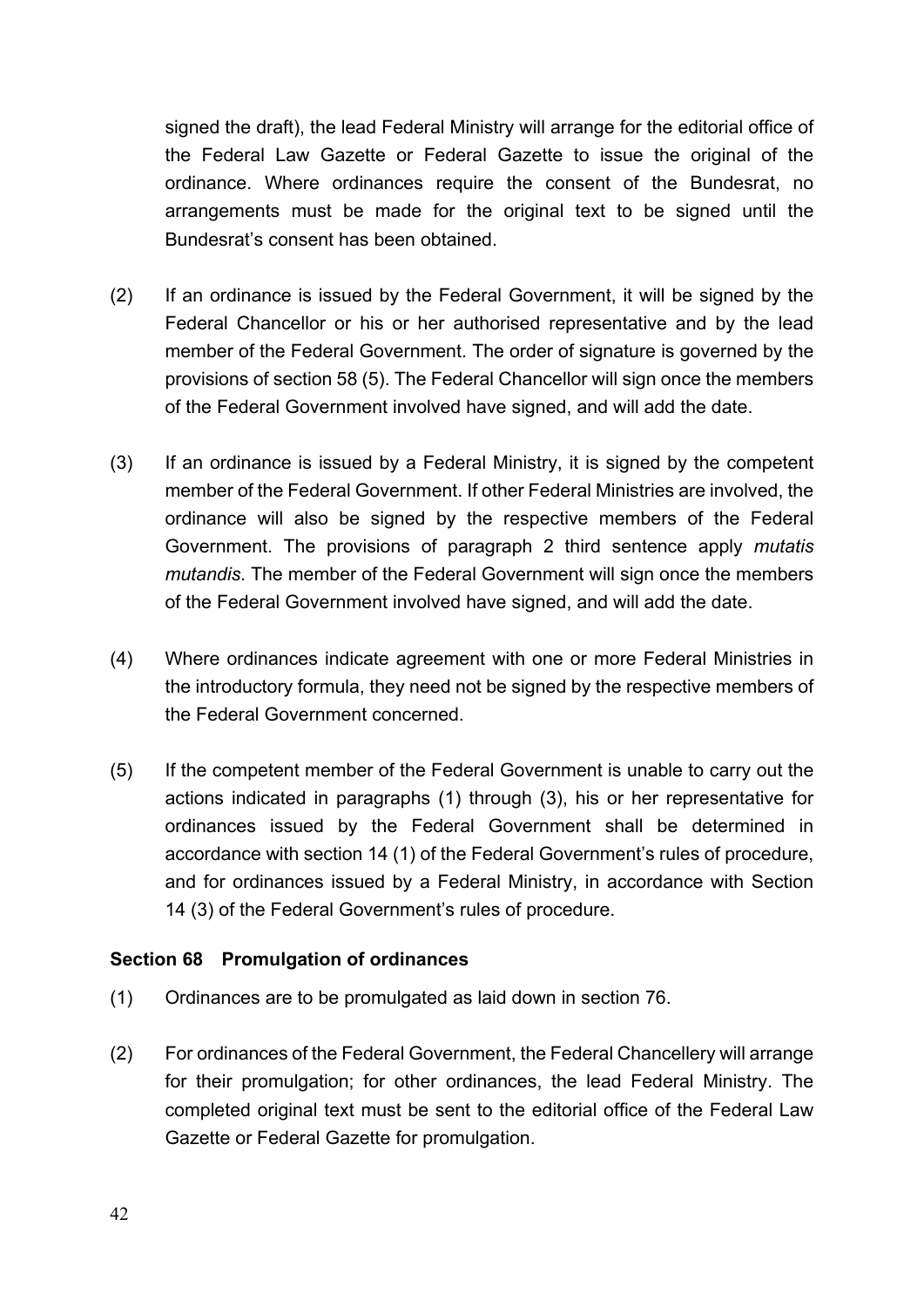signed the draft), the lead Federal Ministry will arrange for the editorial office of the Federal Law Gazette or Federal Gazette to issue the original of the ordinance. Where ordinances require the consent of the Bundesrat, no arrangements must be made for the original text to be signed until the Bundesrat's consent has been obtained.

(2) If an ordinance is issued by the Federal Government, it will be signed by the Federal Chancellor or his or her authorised representative and by the lead member of the Federal Government. The order of signature is governed by the provisions of section 58 (5). The Federal Chancellor will sign once the members of the Federal Government involved have signed, and will add the date.

(3) If an ordinance is issued by a Federal Ministry, it is signed by the competent member of the Federal Government. If other Federal Ministries are involved, the ordinance will also be signed by the respective members of the Federal Government. The provisions of paragraph 2 third sentence apply *mutatis mutandis*. The member of the Federal Government will sign once the members of the Federal Government involved have signed, and will add the date.

(4) Where ordinances indicate agreement with one or more Federal Ministries in the introductory formula, they need not be signed by the respective members of the Federal Government concerned.

(5) If the competent member of the Federal Government is unable to carry out the actions indicated in paragraphs (1) through (3), his or her representative for ordinances issued by the Federal Government shall be determined in accordance with section 14 (1) of the Federal Government's rules of procedure, and for ordinances issued by a Federal Ministry, in accordance with Section 14 (3) of the Federal Government's rules of procedure.

### Section 68 Promulgation of ordinances

(1) Ordinances are to be promulgated as laid down in section 76.

(2) For ordinances of the Federal Government, the Federal Chancellery will arrange for their promulgation; for other ordinances, the lead Federal Ministry. The completed original text must be sent to the editorial office of the Federal Law Gazette or Federal Gazette for promulgation.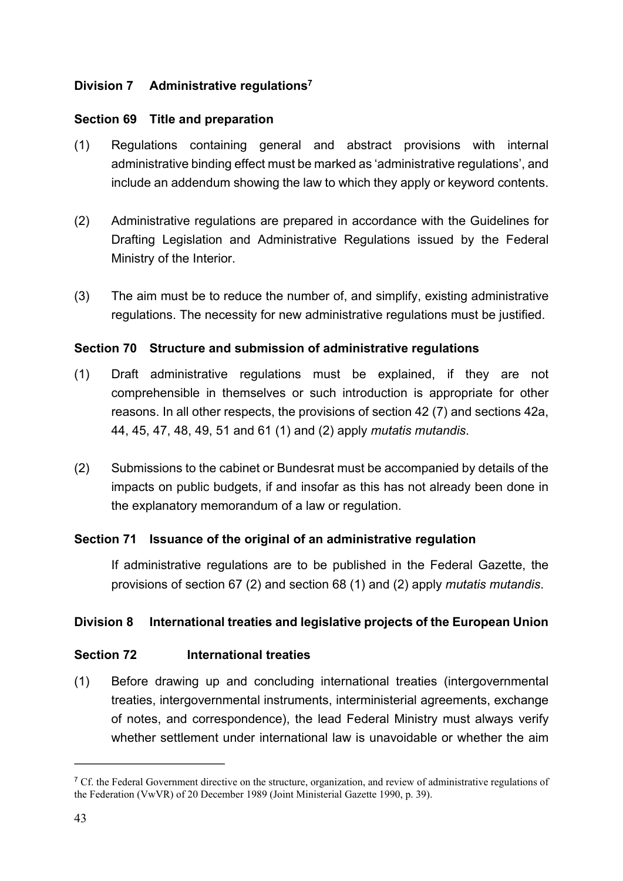## Division 7 Administrative regulations[7]

### Section 69 Title and preparation

(1) Regulations containing general and abstract provisions with internal administrative binding effect must be marked as 'administrative regulations', and include an addendum showing the law to which they apply or keyword contents.

(2) Administrative regulations are prepared in accordance with the Guidelines for Drafting Legislation and Administrative Regulations issued by the Federal Ministry of the Interior.

(3) The aim must be to reduce the number of, and simplify, existing administrative regulations. The necessity for new administrative regulations must be justified.

### Section 70 Structure and submission of administrative regulations

(1) Draft administrative regulations must be explained, if they are not comprehensible in themselves or such introduction is appropriate for other reasons. In all other respects, the provisions of section 42 (7) and sections 42a, 44, 45, 47, 48, 49, 51 and 61 (1) and (2) apply *mutatis mutandis*.

(2) Submissions to the cabinet or Bundesrat must be accompanied by details of the impacts on public budgets, if and insofar as this has not already been done in the explanatory memorandum of a law or regulation.

### Section 71 Issuance of the original of an administrative regulation

If administrative regulations are to be published in the Federal Gazette, the provisions of section 67 (2) and section 68 (1) and (2) apply *mutatis mutandis*.

## Division 8 International treaties and legislative projects of the European Union

### Section 72 International treaties

(1) Before drawing up and concluding international treaties (intergovernmental treaties, intergovernmental instruments, interministerial agreements, exchange of notes, and correspondence), the lead Federal Ministry must always verify whether settlement under international law is unavoidable or whether the aim

---

[7] Cf. the Federal Government directive on the structure, organization, and review of administrative regulations of the Federation (VwVR) of 20 December 1989 (Joint Ministerial Gazette 1990, p. 39).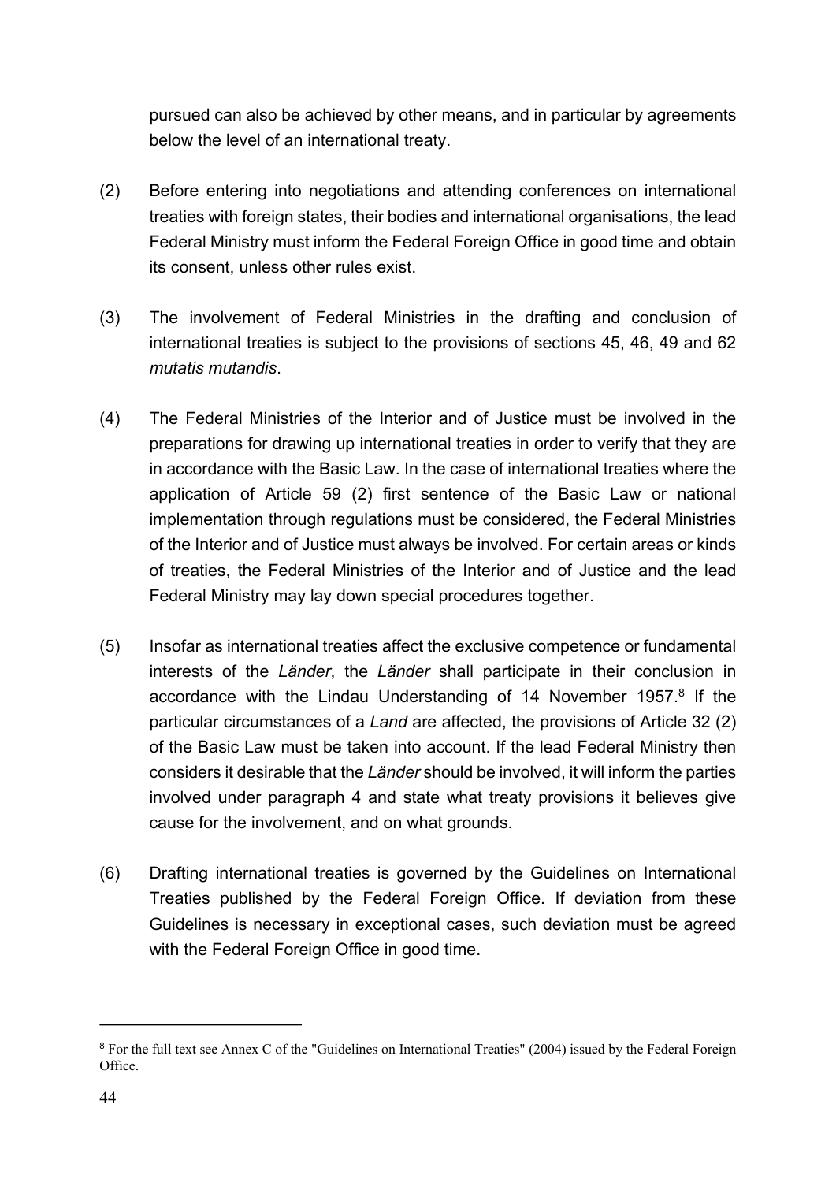pursued can also be achieved by other means, and in particular by agreements below the level of an international treaty.

(2) Before entering into negotiations and attending conferences on international treaties with foreign states, their bodies and international organisations, the lead Federal Ministry must inform the Federal Foreign Office in good time and obtain its consent, unless other rules exist.

(3) The involvement of Federal Ministries in the drafting and conclusion of international treaties is subject to the provisions of sections 45, 46, 49 and 62 *mutatis mutandis*.

(4) The Federal Ministries of the Interior and of Justice must be involved in the preparations for drawing up international treaties in order to verify that they are in accordance with the Basic Law. In the case of international treaties where the application of Article 59 (2) first sentence of the Basic Law or national implementation through regulations must be considered, the Federal Ministries of the Interior and of Justice must always be involved. For certain areas or kinds of treaties, the Federal Ministries of the Interior and of Justice and the lead Federal Ministry may lay down special procedures together.

(5) Insofar as international treaties affect the exclusive competence or fundamental interests of the *Länder*, the *Länder* shall participate in their conclusion in accordance with the Lindau Understanding of 14 November 1957.[8] If the particular circumstances of a *Land* are affected, the provisions of Article 32 (2) of the Basic Law must be taken into account. If the lead Federal Ministry then considers it desirable that the *Länder* should be involved, it will inform the parties involved under paragraph 4 and state what treaty provisions it believes give cause for the involvement, and on what grounds.

(6) Drafting international treaties is governed by the Guidelines on International Treaties published by the Federal Foreign Office. If deviation from these Guidelines is necessary in exceptional cases, such deviation must be agreed with the Federal Foreign Office in good time.

---

[8] For the full text see Annex C of the "Guidelines on International Treaties" (2004) issued by the Federal Foreign Office.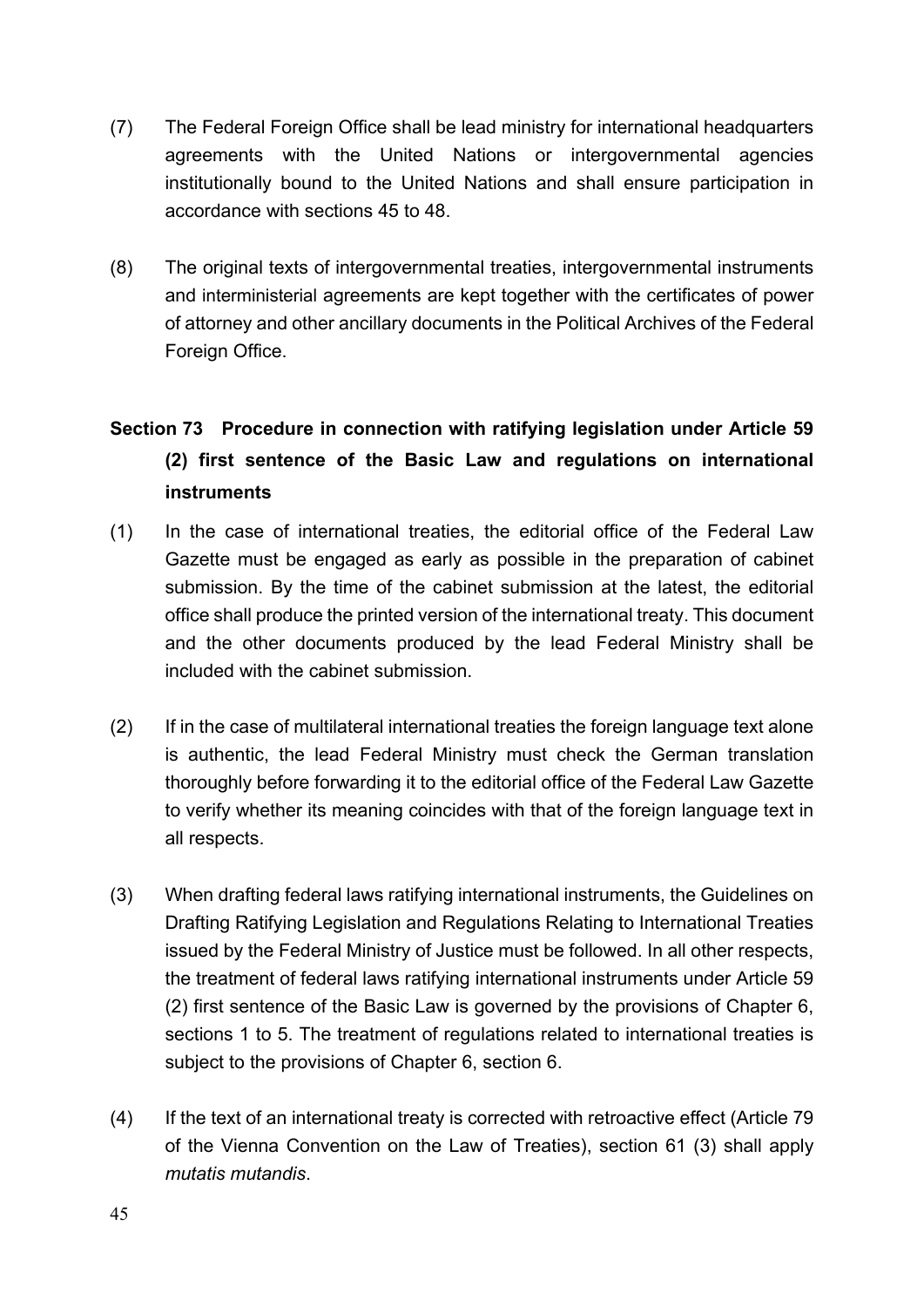(7) The Federal Foreign Office shall be lead ministry for international headquarters agreements with the United Nations or intergovernmental agencies institutionally bound to the United Nations and shall ensure participation in accordance with sections 45 to 48.

(8) The original texts of intergovernmental treaties, intergovernmental instruments and interministerial agreements are kept together with the certificates of power of attorney and other ancillary documents in the Political Archives of the Federal Foreign Office.

## Section 73 Procedure in connection with ratifying legislation under Article 59 (2) first sentence of the Basic Law and regulations on international instruments

(1) In the case of international treaties, the editorial office of the Federal Law Gazette must be engaged as early as possible in the preparation of cabinet submission. By the time of the cabinet submission at the latest, the editorial office shall produce the printed version of the international treaty. This document and the other documents produced by the lead Federal Ministry shall be included with the cabinet submission.

(2) If in the case of multilateral international treaties the foreign language text alone is authentic, the lead Federal Ministry must check the German translation thoroughly before forwarding it to the editorial office of the Federal Law Gazette to verify whether its meaning coincides with that of the foreign language text in all respects.

(3) When drafting federal laws ratifying international instruments, the Guidelines on Drafting Ratifying Legislation and Regulations Relating to International Treaties issued by the Federal Ministry of Justice must be followed. In all other respects, the treatment of federal laws ratifying international instruments under Article 59 (2) first sentence of the Basic Law is governed by the provisions of Chapter 6, sections 1 to 5. The treatment of regulations related to international treaties is subject to the provisions of Chapter 6, section 6.

(4) If the text of an international treaty is corrected with retroactive effect (Article 79 of the Vienna Convention on the Law of Treaties), section 61 (3) shall apply *mutatis mutandis*.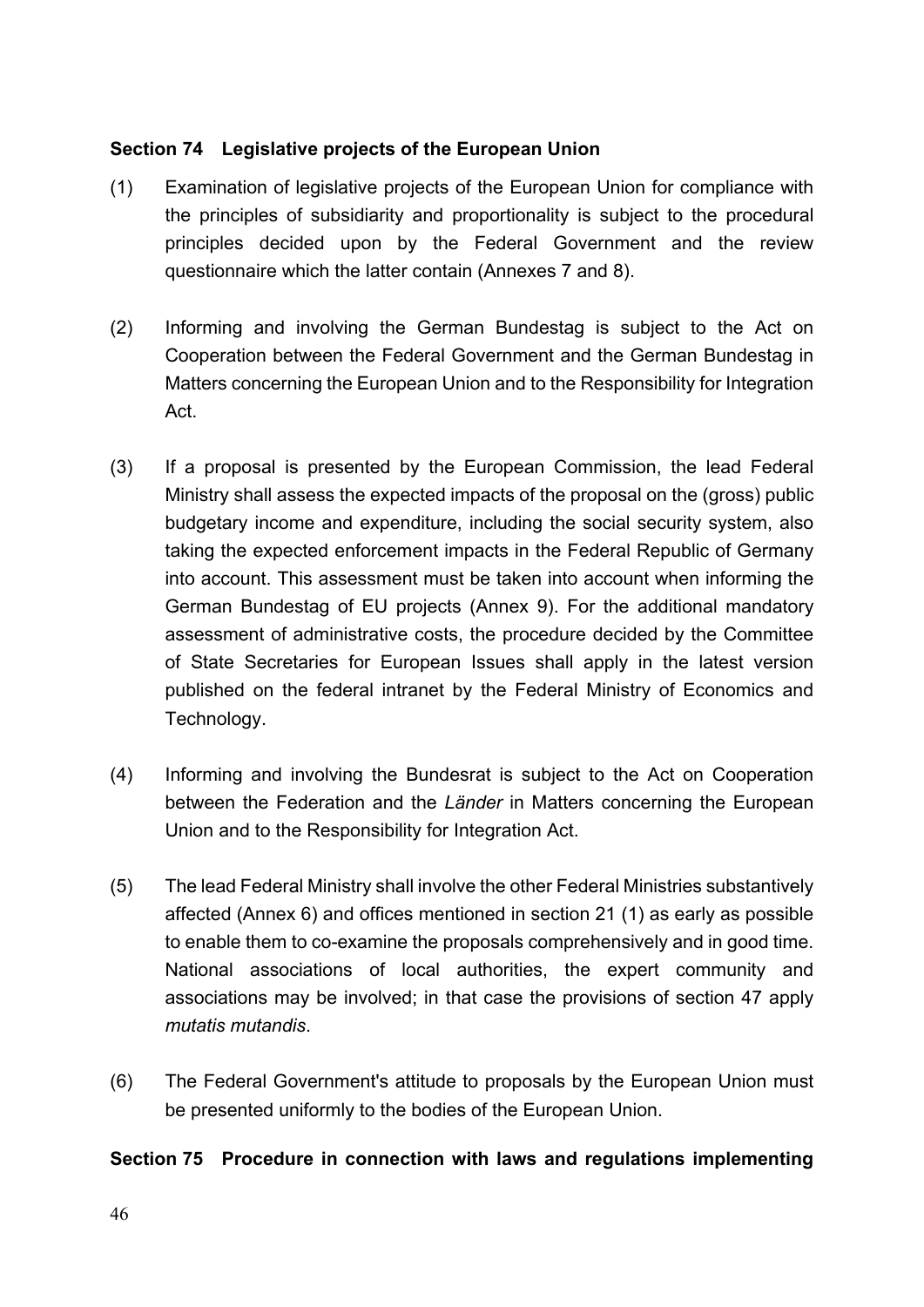**Section 74 Legislative projects of the European Union**

(1) Examination of legislative projects of the European Union for compliance with the principles of subsidiarity and proportionality is subject to the procedural principles decided upon by the Federal Government and the review questionnaire which the latter contain (Annexes 7 and 8).

(2) Informing and involving the German Bundestag is subject to the Act on Cooperation between the Federal Government and the German Bundestag in Matters concerning the European Union and to the Responsibility for Integration Act.

(3) If a proposal is presented by the European Commission, the lead Federal Ministry shall assess the expected impacts of the proposal on the (gross) public budgetary income and expenditure, including the social security system, also taking the expected enforcement impacts in the Federal Republic of Germany into account. This assessment must be taken into account when informing the German Bundestag of EU projects (Annex 9). For the additional mandatory assessment of administrative costs, the procedure decided by the Committee of State Secretaries for European Issues shall apply in the latest version published on the federal intranet by the Federal Ministry of Economics and Technology.

(4) Informing and involving the Bundesrat is subject to the Act on Cooperation between the Federation and the *Länder* in Matters concerning the European Union and to the Responsibility for Integration Act.

(5) The lead Federal Ministry shall involve the other Federal Ministries substantively affected (Annex 6) and offices mentioned in section 21 (1) as early as possible to enable them to co-examine the proposals comprehensively and in good time. National associations of local authorities, the expert community and associations may be involved; in that case the provisions of section 47 apply *mutatis mutandis*.

(6) The Federal Government's attitude to proposals by the European Union must be presented uniformly to the bodies of the European Union.

**Section 75 Procedure in connection with laws and regulations implementing**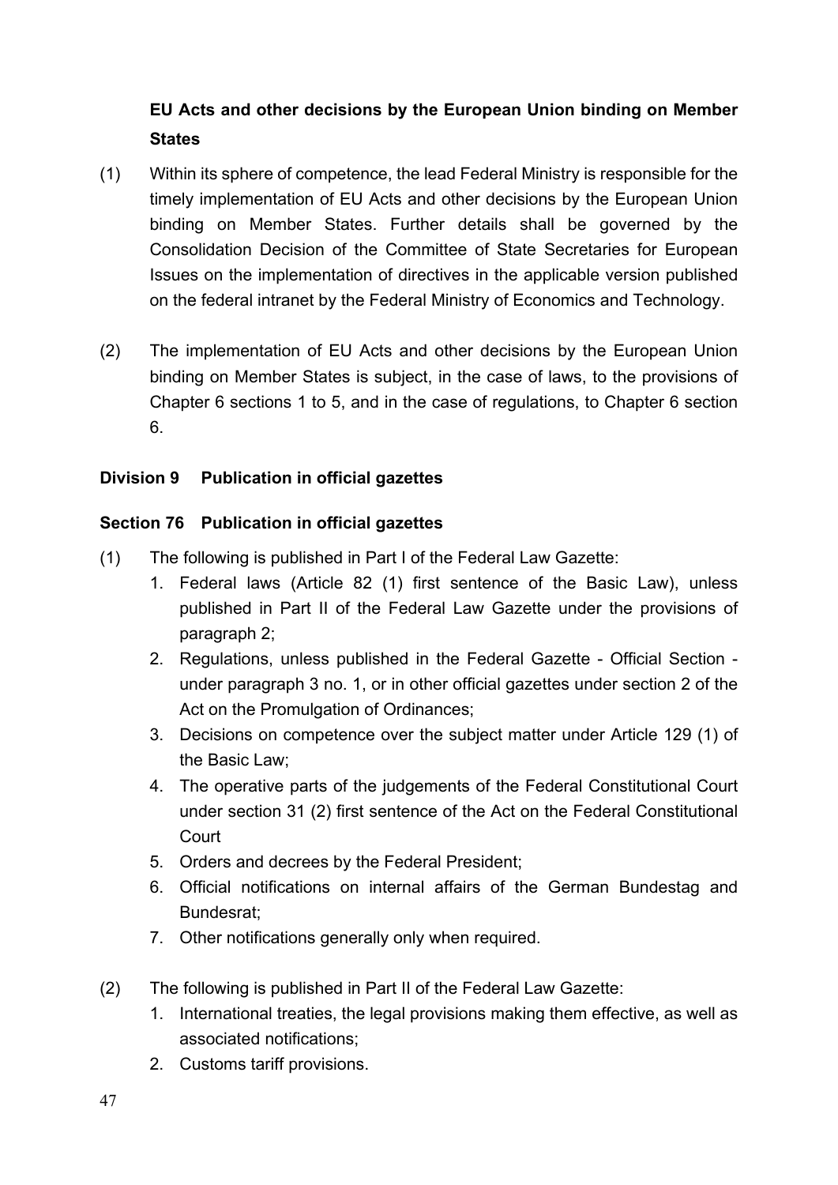**EU Acts and other decisions by the European Union binding on Member States**

(1) Within its sphere of competence, the lead Federal Ministry is responsible for the timely implementation of EU Acts and other decisions by the European Union binding on Member States. Further details shall be governed by the Consolidation Decision of the Committee of State Secretaries for European Issues on the implementation of directives in the applicable version published on the federal intranet by the Federal Ministry of Economics and Technology.

(2) The implementation of EU Acts and other decisions by the European Union binding on Member States is subject, in the case of laws, to the provisions of Chapter 6 sections 1 to 5, and in the case of regulations, to Chapter 6 section 6.

## Division 9 Publication in official gazettes

### Section 76 Publication in official gazettes

(1) The following is published in Part I of the Federal Law Gazette:

1. Federal laws (Article 82 (1) first sentence of the Basic Law), unless published in Part II of the Federal Law Gazette under the provisions of paragraph 2;
2. Regulations, unless published in the Federal Gazette - Official Section - under paragraph 3 no. 1, or in other official gazettes under section 2 of the Act on the Promulgation of Ordinances;
3. Decisions on competence over the subject matter under Article 129 (1) of the Basic Law;
4. The operative parts of the judgements of the Federal Constitutional Court under section 31 (2) first sentence of the Act on the Federal Constitutional Court
5. Orders and decrees by the Federal President;
6. Official notifications on internal affairs of the German Bundestag and Bundesrat;
7. Other notifications generally only when required.

(2) The following is published in Part II of the Federal Law Gazette:

1. International treaties, the legal provisions making them effective, as well as associated notifications;
2. Customs tariff provisions.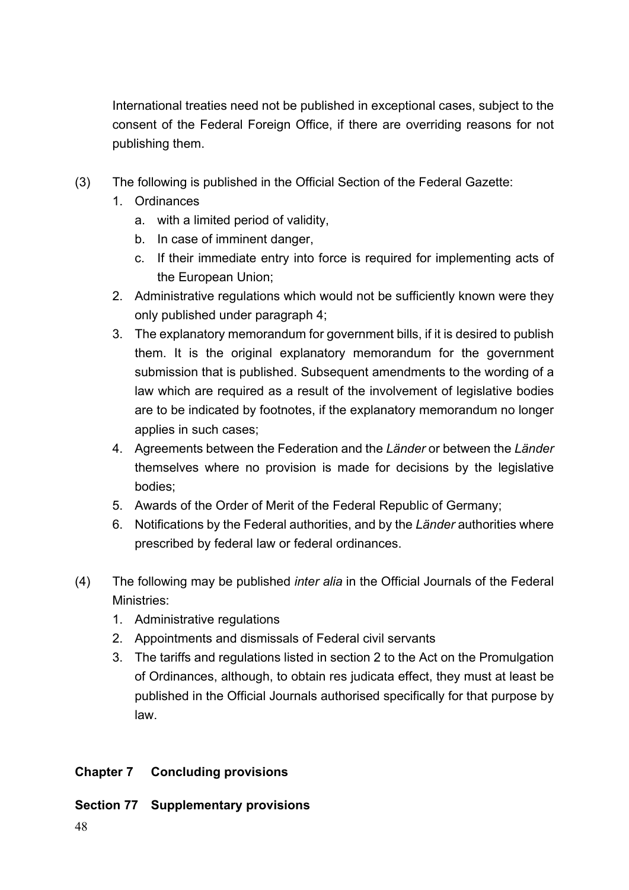International treaties need not be published in exceptional cases, subject to the consent of the Federal Foreign Office, if there are overriding reasons for not publishing them.

(3) The following is published in the Official Section of the Federal Gazette:

1. Ordinances
   a. with a limited period of validity,
   b. In case of imminent danger,
   c. If their immediate entry into force is required for implementing acts of the European Union;
2. Administrative regulations which would not be sufficiently known were they only published under paragraph 4;
3. The explanatory memorandum for government bills, if it is desired to publish them. It is the original explanatory memorandum for the government submission that is published. Subsequent amendments to the wording of a law which are required as a result of the involvement of legislative bodies are to be indicated by footnotes, if the explanatory memorandum no longer applies in such cases;
4. Agreements between the Federation and the *Länder* or between the *Länder* themselves where no provision is made for decisions by the legislative bodies;
5. Awards of the Order of Merit of the Federal Republic of Germany;
6. Notifications by the Federal authorities, and by the *Länder* authorities where prescribed by federal law or federal ordinances.

(4) The following may be published *inter alia* in the Official Journals of the Federal Ministries:

1. Administrative regulations
2. Appointments and dismissals of Federal civil servants
3. The tariffs and regulations listed in section 2 to the Act on the Promulgation of Ordinances, although, to obtain res judicata effect, they must at least be published in the Official Journals authorised specifically for that purpose by law.

## Chapter 7 Concluding provisions

### Section 77 Supplementary provisions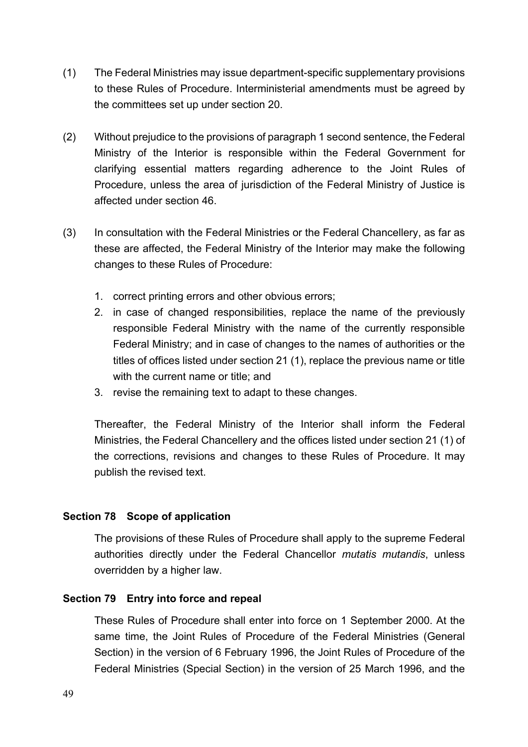(1) The Federal Ministries may issue department-specific supplementary provisions to these Rules of Procedure. Interministerial amendments must be agreed by the committees set up under section 20.

(2) Without prejudice to the provisions of paragraph 1 second sentence, the Federal Ministry of the Interior is responsible within the Federal Government for clarifying essential matters regarding adherence to the Joint Rules of Procedure, unless the area of jurisdiction of the Federal Ministry of Justice is affected under section 46.

(3) In consultation with the Federal Ministries or the Federal Chancellery, as far as these are affected, the Federal Ministry of the Interior may make the following changes to these Rules of Procedure:

1. correct printing errors and other obvious errors;
2. in case of changed responsibilities, replace the name of the previously responsible Federal Ministry with the name of the currently responsible Federal Ministry; and in case of changes to the names of authorities or the titles of offices listed under section 21 (1), replace the previous name or title with the current name or title; and
3. revise the remaining text to adapt to these changes.

Thereafter, the Federal Ministry of the Interior shall inform the Federal Ministries, the Federal Chancellery and the offices listed under section 21 (1) of the corrections, revisions and changes to these Rules of Procedure. It may publish the revised text.

### Section 78 Scope of application

The provisions of these Rules of Procedure shall apply to the supreme Federal authorities directly under the Federal Chancellor *mutatis mutandis*, unless overridden by a higher law.

### Section 79 Entry into force and repeal

These Rules of Procedure shall enter into force on 1 September 2000. At the same time, the Joint Rules of Procedure of the Federal Ministries (General Section) in the version of 6 February 1996, the Joint Rules of Procedure of the Federal Ministries (Special Section) in the version of 25 March 1996, and the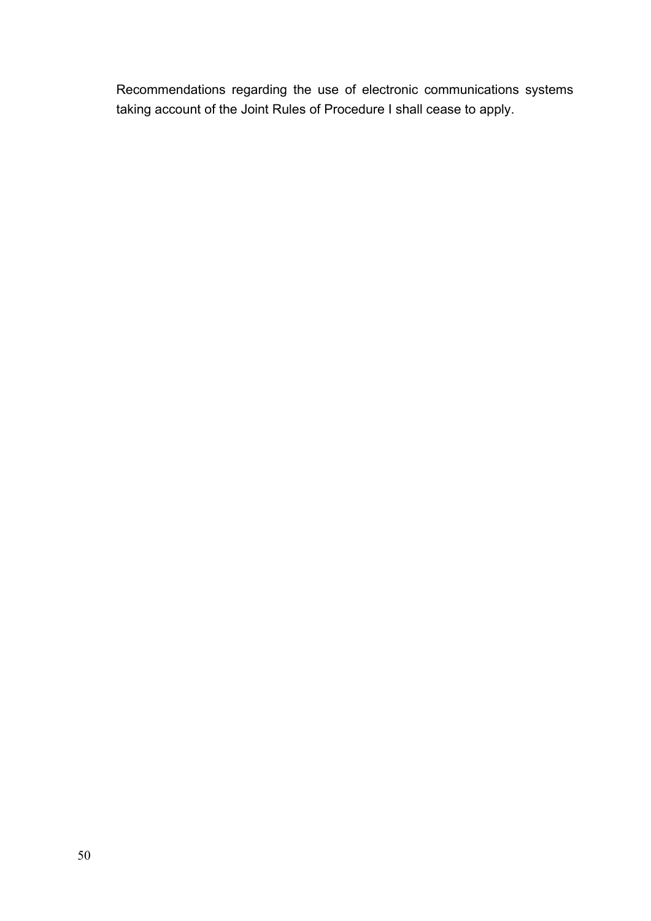Recommendations regarding the use of electronic communications systems taking account of the Joint Rules of Procedure I shall cease to apply.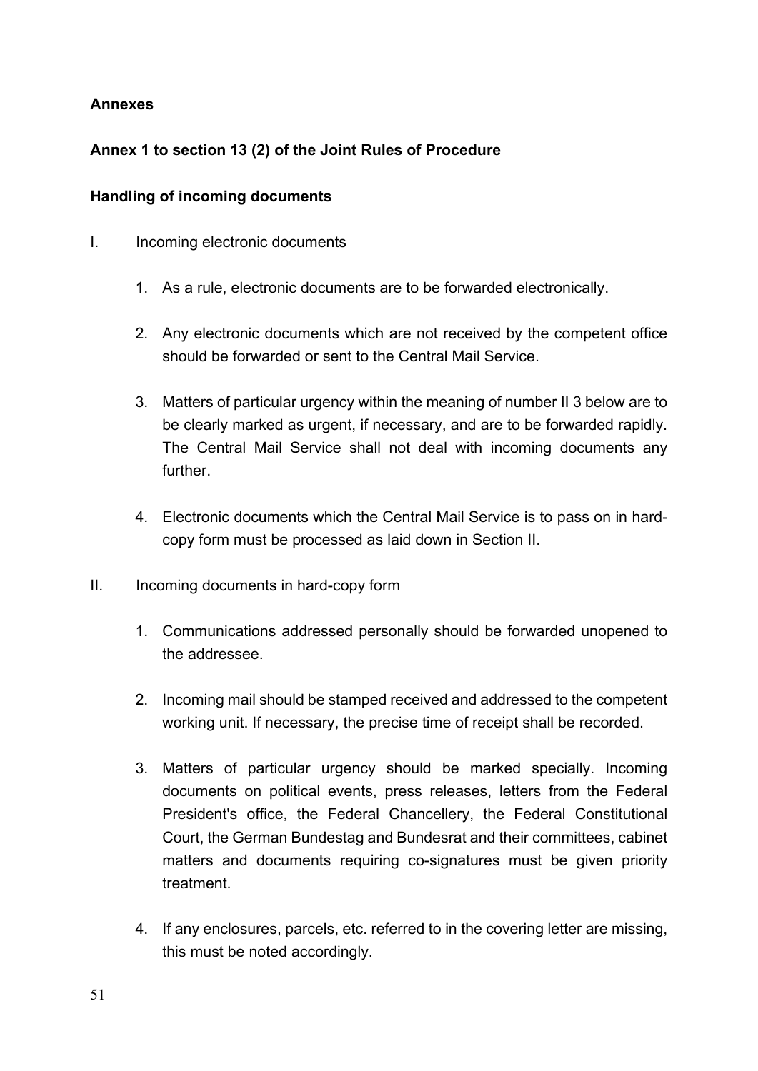**Annexes**

**Annex 1 to section 13 (2) of the Joint Rules of Procedure**

**Handling of incoming documents**

I. Incoming electronic documents

1. As a rule, electronic documents are to be forwarded electronically.

2. Any electronic documents which are not received by the competent office should be forwarded or sent to the Central Mail Service.

3. Matters of particular urgency within the meaning of number II 3 below are to be clearly marked as urgent, if necessary, and are to be forwarded rapidly. The Central Mail Service shall not deal with incoming documents any further.

4. Electronic documents which the Central Mail Service is to pass on in hard-copy form must be processed as laid down in Section II.

II. Incoming documents in hard-copy form

1. Communications addressed personally should be forwarded unopened to the addressee.

2. Incoming mail should be stamped received and addressed to the competent working unit. If necessary, the precise time of receipt shall be recorded.

3. Matters of particular urgency should be marked specially. Incoming documents on political events, press releases, letters from the Federal President's office, the Federal Chancellery, the Federal Constitutional Court, the German Bundestag and Bundesrat and their committees, cabinet matters and documents requiring co-signatures must be given priority treatment.

4. If any enclosures, parcels, etc. referred to in the covering letter are missing, this must be noted accordingly.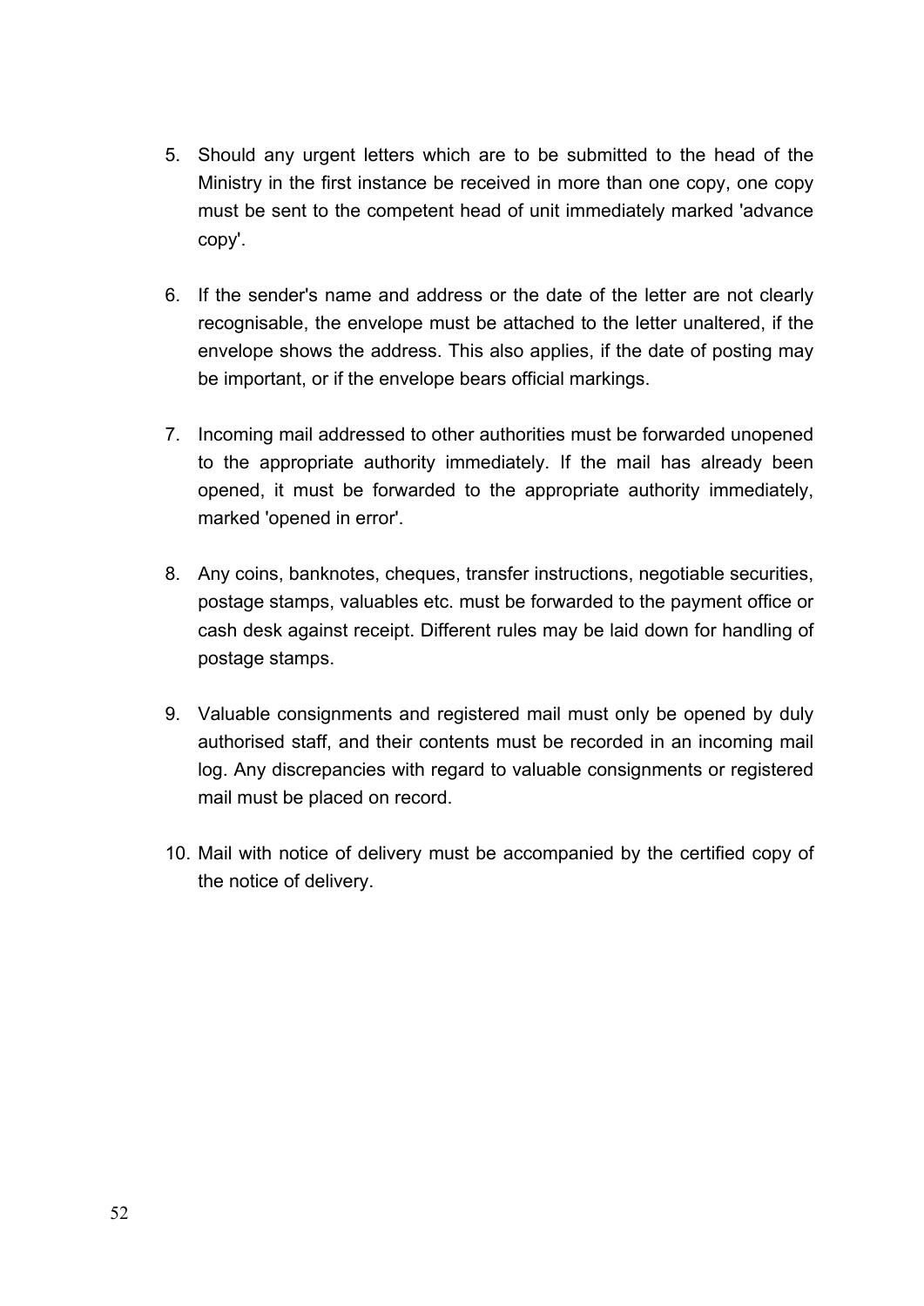5. Should any urgent letters which are to be submitted to the head of the Ministry in the first instance be received in more than one copy, one copy must be sent to the competent head of unit immediately marked 'advance copy'.

6. If the sender's name and address or the date of the letter are not clearly recognisable, the envelope must be attached to the letter unaltered, if the envelope shows the address. This also applies, if the date of posting may be important, or if the envelope bears official markings.

7. Incoming mail addressed to other authorities must be forwarded unopened to the appropriate authority immediately. If the mail has already been opened, it must be forwarded to the appropriate authority immediately, marked 'opened in error'.

8. Any coins, banknotes, cheques, transfer instructions, negotiable securities, postage stamps, valuables etc. must be forwarded to the payment office or cash desk against receipt. Different rules may be laid down for handling of postage stamps.

9. Valuable consignments and registered mail must only be opened by duly authorised staff, and their contents must be recorded in an incoming mail log. Any discrepancies with regard to valuable consignments or registered mail must be placed on record.

10. Mail with notice of delivery must be accompanied by the certified copy of the notice of delivery.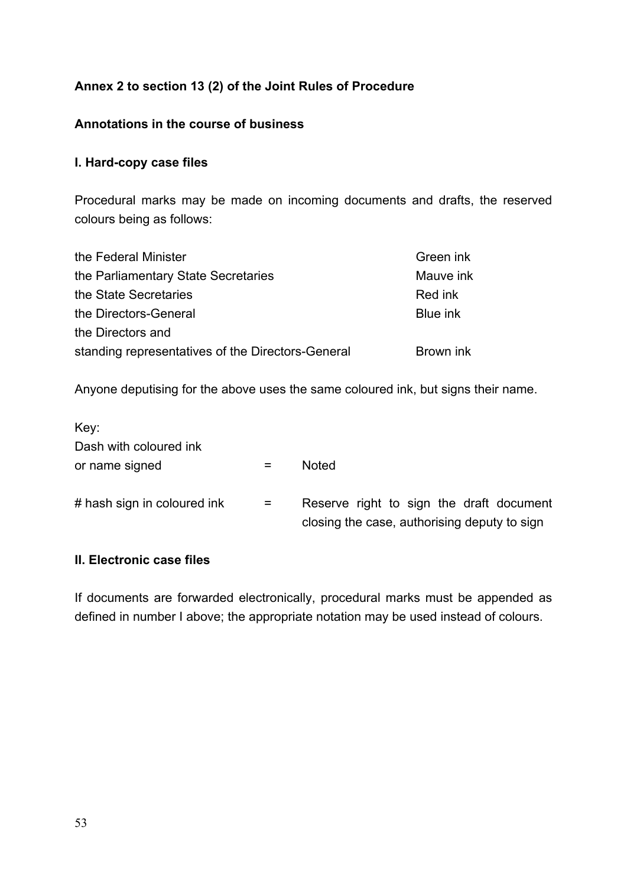**Annex 2 to section 13 (2) of the Joint Rules of Procedure**

**Annotations in the course of business**

**I. Hard-copy case files**

Procedural marks may be made on incoming documents and drafts, the reserved colours being as follows:

| | |
|---|---|
| the Federal Minister | Green ink |
| the Parliamentary State Secretaries | Mauve ink |
| the State Secretaries | Red ink |
| the Directors-General | Blue ink |
| the Directors and standing representatives of the Directors-General | Brown ink |

Anyone deputising for the above uses the same coloured ink, but signs their name.

Key:

| | | |
|---|---|---|
| Dash with coloured ink or name signed | = | Noted |
| # hash sign in coloured ink | = | Reserve right to sign the draft document closing the case, authorising deputy to sign |

**II. Electronic case files**

If documents are forwarded electronically, procedural marks must be appended as defined in number I above; the appropriate notation may be used instead of colours.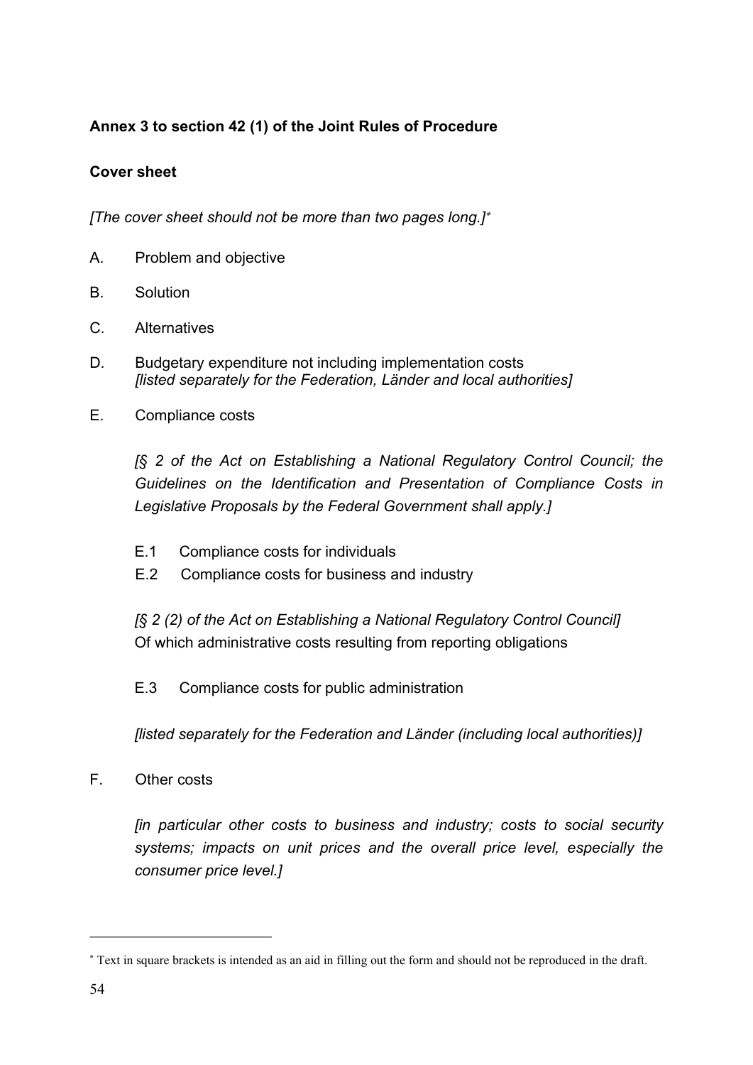**Annex 3 to section 42 (1) of the Joint Rules of Procedure**

**Cover sheet**

*[The cover sheet should not be more than two pages long.]*[*]

A. Problem and objective

B. Solution

C. Alternatives

D. Budgetary expenditure not including implementation costs
*[listed separately for the Federation, Länder and local authorities]*

E. Compliance costs

*[§ 2 of the Act on Establishing a National Regulatory Control Council; the Guidelines on the Identification and Presentation of Compliance Costs in Legislative Proposals by the Federal Government shall apply.]*

E.1 Compliance costs for individuals

E.2 Compliance costs for business and industry

*[§ 2 (2) of the Act on Establishing a National Regulatory Control Council]*
Of which administrative costs resulting from reporting obligations

E.3 Compliance costs for public administration

*[listed separately for the Federation and Länder (including local authorities)]*

F. Other costs

*[in particular other costs to business and industry; costs to social security systems; impacts on unit prices and the overall price level, especially the consumer price level.]*

---

[*] Text in square brackets is intended as an aid in filling out the form and should not be reproduced in the draft.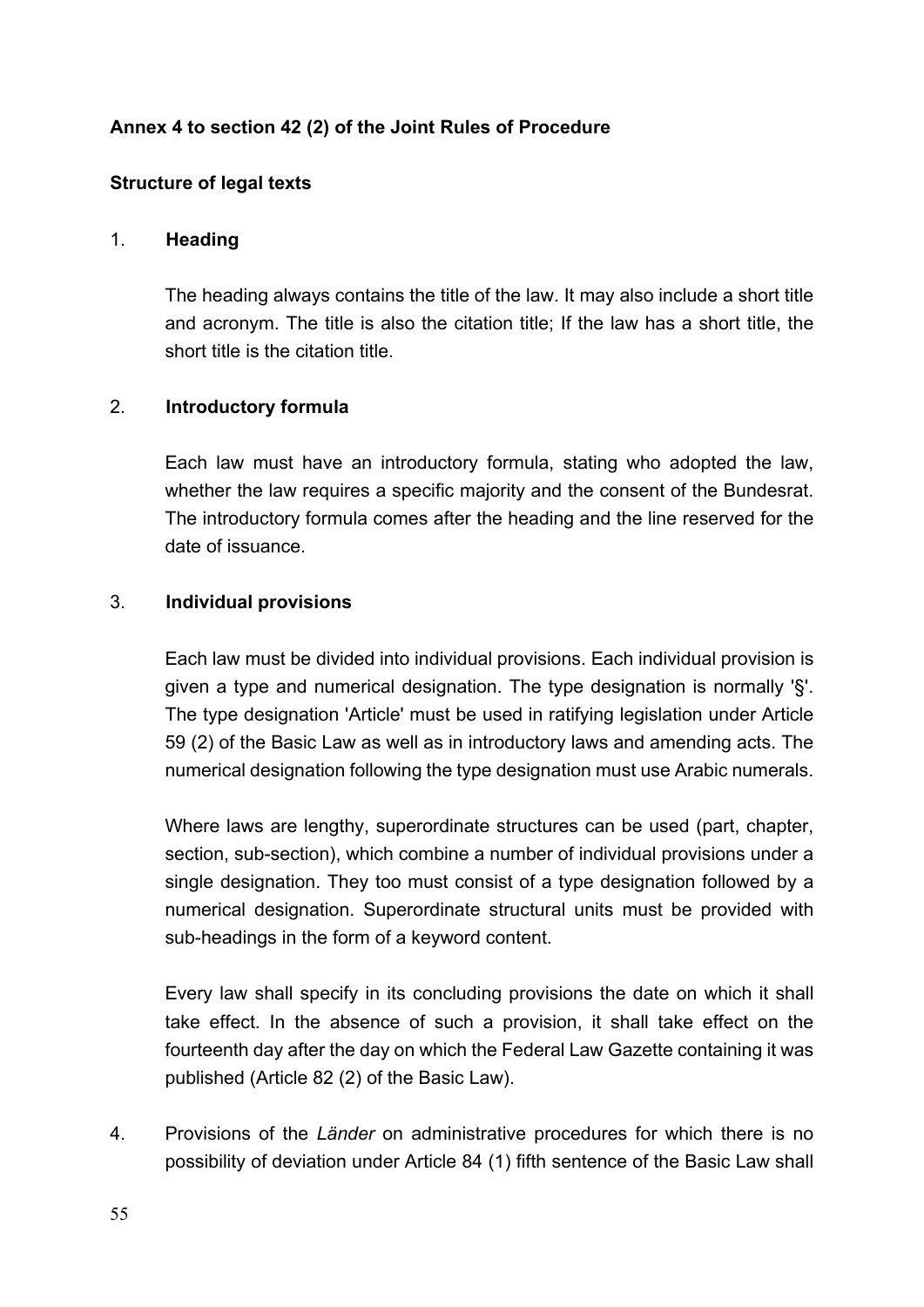**Annex 4 to section 42 (2) of the Joint Rules of Procedure**

**Structure of legal texts**

1. **Heading**

   The heading always contains the title of the law. It may also include a short title and acronym. The title is also the citation title; If the law has a short title, the short title is the citation title.

2. **Introductory formula**

   Each law must have an introductory formula, stating who adopted the law, whether the law requires a specific majority and the consent of the Bundesrat. The introductory formula comes after the heading and the line reserved for the date of issuance.

3. **Individual provisions**

   Each law must be divided into individual provisions. Each individual provision is given a type and numerical designation. The type designation is normally '§'. The type designation 'Article' must be used in ratifying legislation under Article 59 (2) of the Basic Law as well as in introductory laws and amending acts. The numerical designation following the type designation must use Arabic numerals.

   Where laws are lengthy, superordinate structures can be used (part, chapter, section, sub-section), which combine a number of individual provisions under a single designation. They too must consist of a type designation followed by a numerical designation. Superordinate structural units must be provided with sub-headings in the form of a keyword content.

   Every law shall specify in its concluding provisions the date on which it shall take effect. In the absence of such a provision, it shall take effect on the fourteenth day after the day on which the Federal Law Gazette containing it was published (Article 82 (2) of the Basic Law).

4. Provisions of the *Länder* on administrative procedures for which there is no possibility of deviation under Article 84 (1) fifth sentence of the Basic Law shall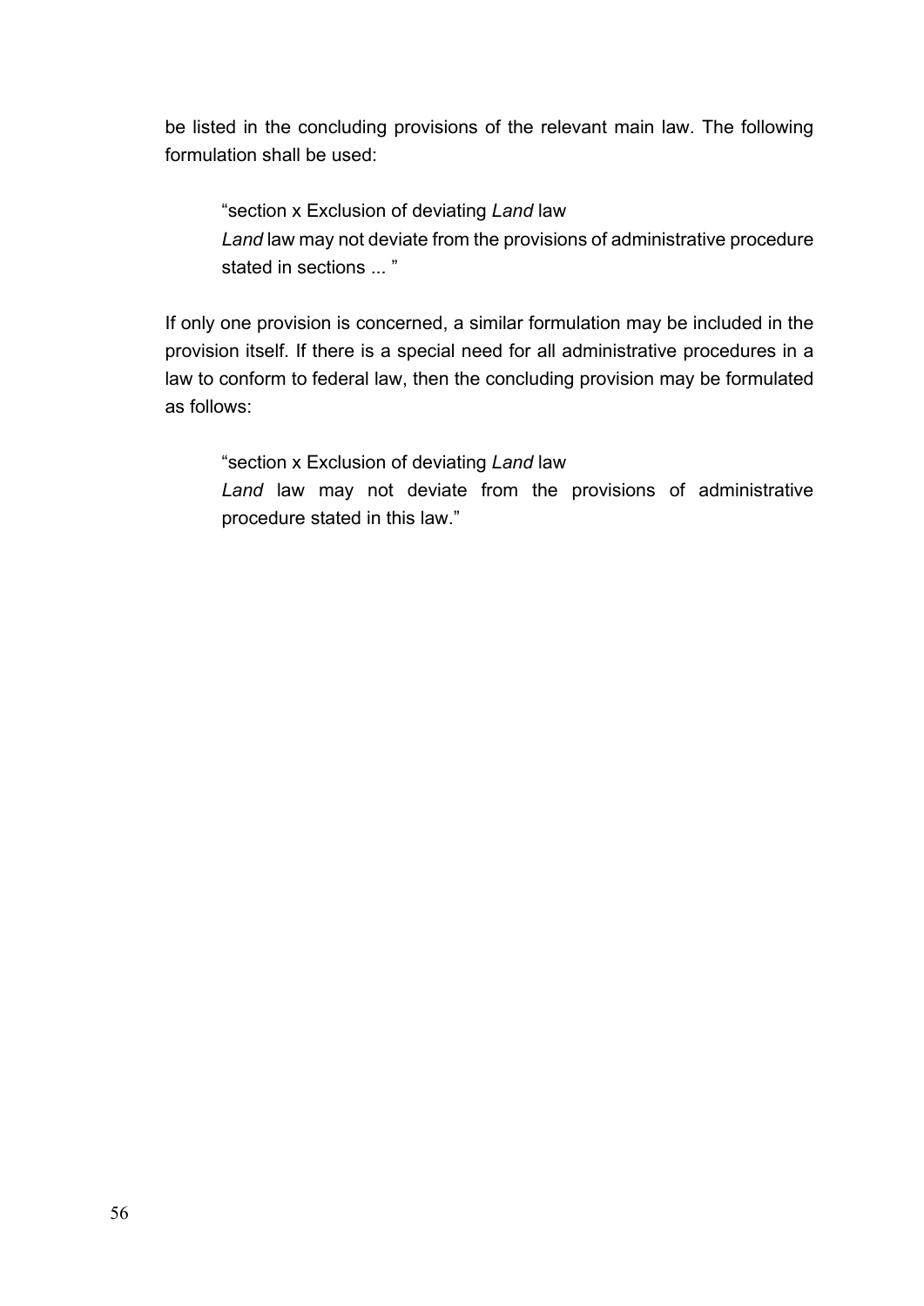be listed in the concluding provisions of the relevant main law. The following formulation shall be used:

> "section x Exclusion of deviating *Land* law
> *Land* law may not deviate from the provisions of administrative procedure stated in sections ... "

If only one provision is concerned, a similar formulation may be included in the provision itself. If there is a special need for all administrative procedures in a law to conform to federal law, then the concluding provision may be formulated as follows:

> "section x Exclusion of deviating *Land* law
> *Land* law may not deviate from the provisions of administrative procedure stated in this law."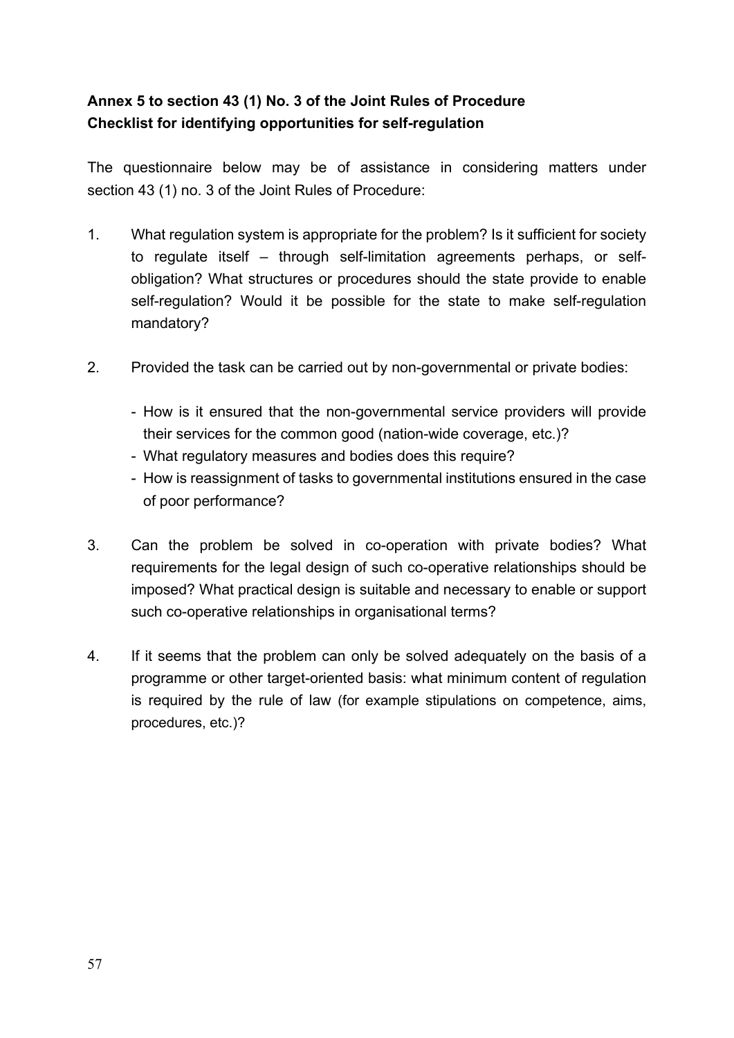**Annex 5 to section 43 (1) No. 3 of the Joint Rules of Procedure**
**Checklist for identifying opportunities for self-regulation**

The questionnaire below may be of assistance in considering matters under section 43 (1) no. 3 of the Joint Rules of Procedure:

1. What regulation system is appropriate for the problem? Is it sufficient for society to regulate itself – through self-limitation agreements perhaps, or self-obligation? What structures or procedures should the state provide to enable self-regulation? Would it be possible for the state to make self-regulation mandatory?

2. Provided the task can be carried out by non-governmental or private bodies:

   - How is it ensured that the non-governmental service providers will provide their services for the common good (nation-wide coverage, etc.)?
   - What regulatory measures and bodies does this require?
   - How is reassignment of tasks to governmental institutions ensured in the case of poor performance?

3. Can the problem be solved in co-operation with private bodies? What requirements for the legal design of such co-operative relationships should be imposed? What practical design is suitable and necessary to enable or support such co-operative relationships in organisational terms?

4. If it seems that the problem can only be solved adequately on the basis of a programme or other target-oriented basis: what minimum content of regulation is required by the rule of law (for example stipulations on competence, aims, procedures, etc.)?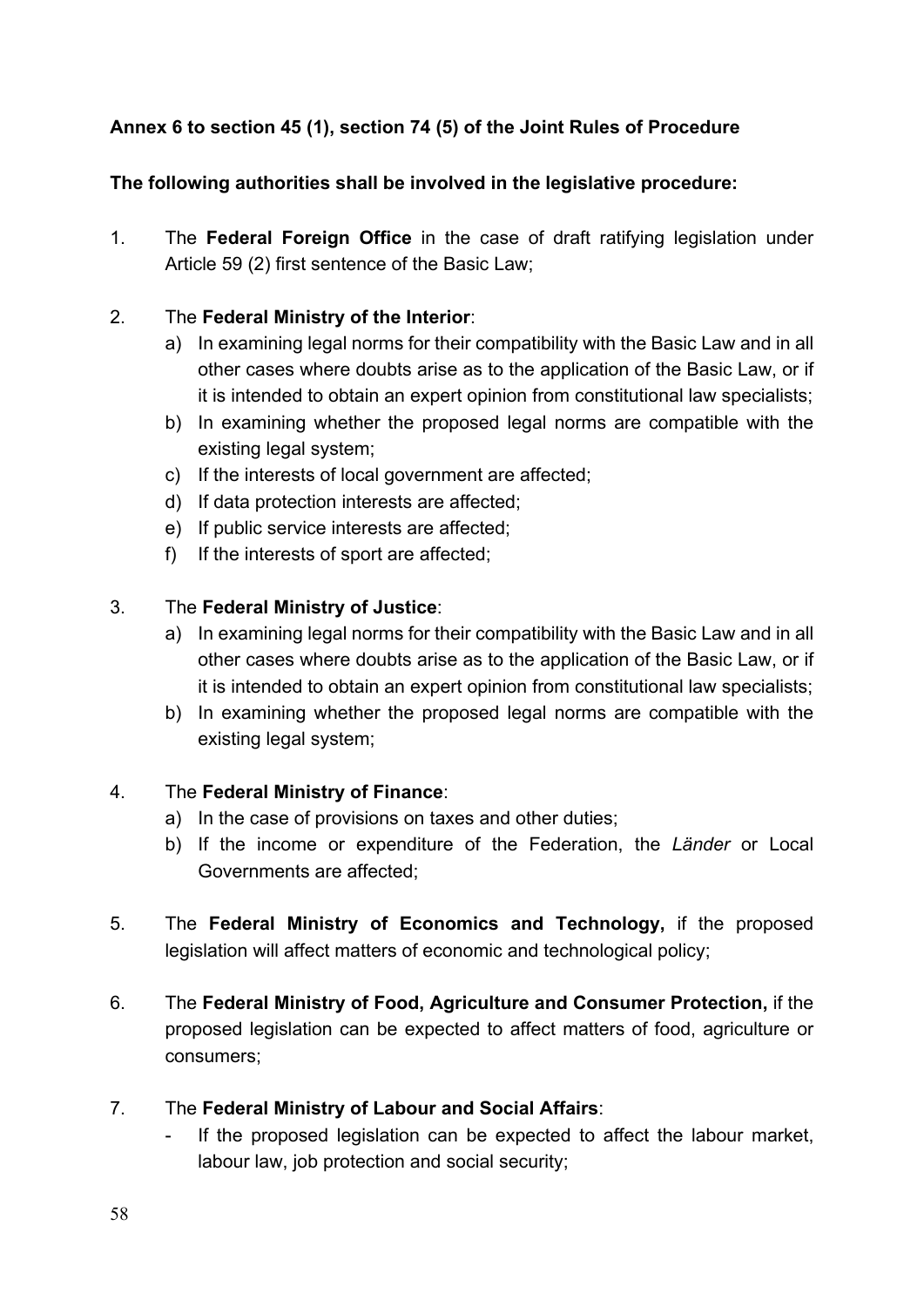**Annex 6 to section 45 (1), section 74 (5) of the Joint Rules of Procedure**

**The following authorities shall be involved in the legislative procedure:**

1. The **Federal Foreign Office** in the case of draft ratifying legislation under Article 59 (2) first sentence of the Basic Law;

2. The **Federal Ministry of the Interior**:
   a) In examining legal norms for their compatibility with the Basic Law and in all other cases where doubts arise as to the application of the Basic Law, or if it is intended to obtain an expert opinion from constitutional law specialists;
   b) In examining whether the proposed legal norms are compatible with the existing legal system;
   c) If the interests of local government are affected;
   d) If data protection interests are affected;
   e) If public service interests are affected;
   f) If the interests of sport are affected;

3. The **Federal Ministry of Justice**:
   a) In examining legal norms for their compatibility with the Basic Law and in all other cases where doubts arise as to the application of the Basic Law, or if it is intended to obtain an expert opinion from constitutional law specialists;
   b) In examining whether the proposed legal norms are compatible with the existing legal system;

4. The **Federal Ministry of Finance**:
   a) In the case of provisions on taxes and other duties;
   b) If the income or expenditure of the Federation, the *Länder* or Local Governments are affected;

5. The **Federal Ministry of Economics and Technology,** if the proposed legislation will affect matters of economic and technological policy;

6. The **Federal Ministry of Food, Agriculture and Consumer Protection,** if the proposed legislation can be expected to affect matters of food, agriculture or consumers;

7. The **Federal Ministry of Labour and Social Affairs**:
   - If the proposed legislation can be expected to affect the labour market, labour law, job protection and social security;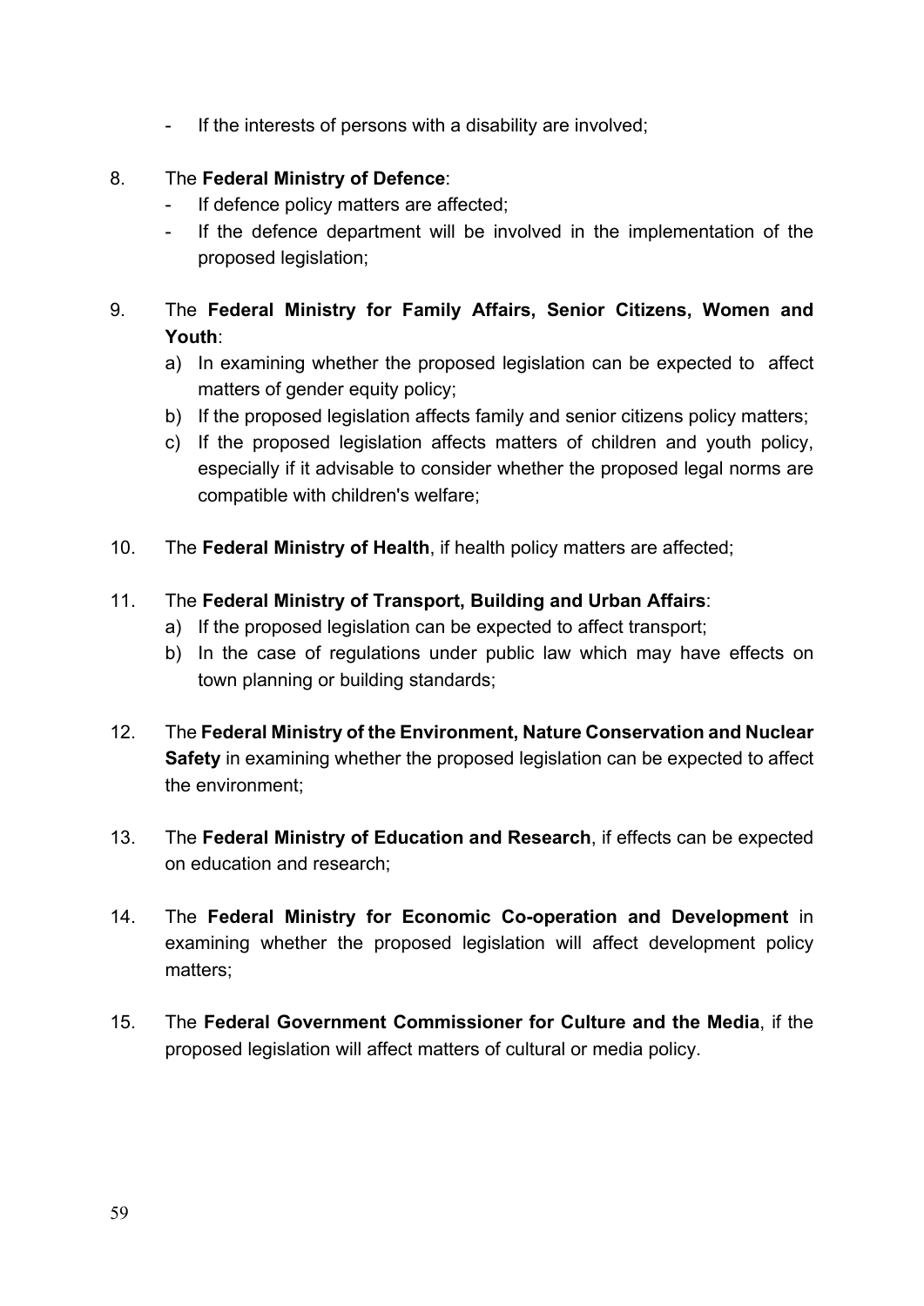- If the interests of persons with a disability are involved;

8. The **Federal Ministry of Defence**:
   - If defence policy matters are affected;
   - If the defence department will be involved in the implementation of the proposed legislation;

9. The **Federal Ministry for Family Affairs, Senior Citizens, Women and Youth**:
   a) In examining whether the proposed legislation can be expected to affect matters of gender equity policy;
   b) If the proposed legislation affects family and senior citizens policy matters;
   c) If the proposed legislation affects matters of children and youth policy, especially if it advisable to consider whether the proposed legal norms are compatible with children's welfare;

10. The **Federal Ministry of Health**, if health policy matters are affected;

11. The **Federal Ministry of Transport, Building and Urban Affairs**:
    a) If the proposed legislation can be expected to affect transport;
    b) In the case of regulations under public law which may have effects on town planning or building standards;

12. The **Federal Ministry of the Environment, Nature Conservation and Nuclear Safety** in examining whether the proposed legislation can be expected to affect the environment;

13. The **Federal Ministry of Education and Research**, if effects can be expected on education and research;

14. The **Federal Ministry for Economic Co-operation and Development** in examining whether the proposed legislation will affect development policy matters;

15. The **Federal Government Commissioner for Culture and the Media**, if the proposed legislation will affect matters of cultural or media policy.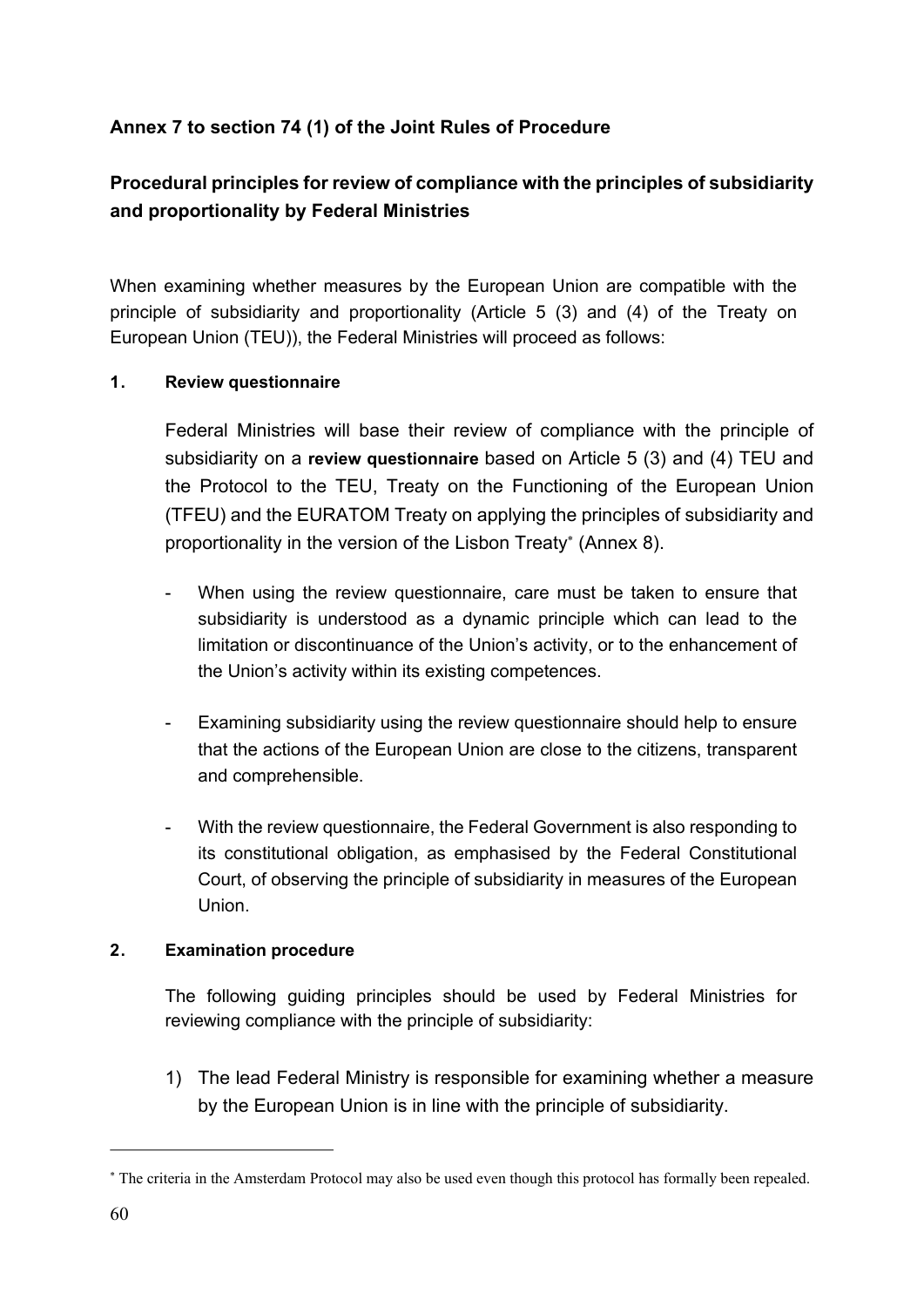## Annex 7 to section 74 (1) of the Joint Rules of Procedure

## Procedural principles for review of compliance with the principles of subsidiarity and proportionality by Federal Ministries

When examining whether measures by the European Union are compatible with the principle of subsidiarity and proportionality (Article 5 (3) and (4) of the Treaty on European Union (TEU)), the Federal Ministries will proceed as follows:

### 1. Review questionnaire

Federal Ministries will base their review of compliance with the principle of subsidiarity on a **review questionnaire** based on Article 5 (3) and (4) TEU and the Protocol to the TEU, Treaty on the Functioning of the European Union (TFEU) and the EURATOM Treaty on applying the principles of subsidiarity and proportionality in the version of the Lisbon Treaty[*] (Annex 8).

- When using the review questionnaire, care must be taken to ensure that subsidiarity is understood as a dynamic principle which can lead to the limitation or discontinuance of the Union's activity, or to the enhancement of the Union's activity within its existing competences.
- Examining subsidiarity using the review questionnaire should help to ensure that the actions of the European Union are close to the citizens, transparent and comprehensible.
- With the review questionnaire, the Federal Government is also responding to its constitutional obligation, as emphasised by the Federal Constitutional Court, of observing the principle of subsidiarity in measures of the European Union.

### 2. Examination procedure

The following guiding principles should be used by Federal Ministries for reviewing compliance with the principle of subsidiarity:

1) The lead Federal Ministry is responsible for examining whether a measure by the European Union is in line with the principle of subsidiarity.

---

[*] The criteria in the Amsterdam Protocol may also be used even though this protocol has formally been repealed.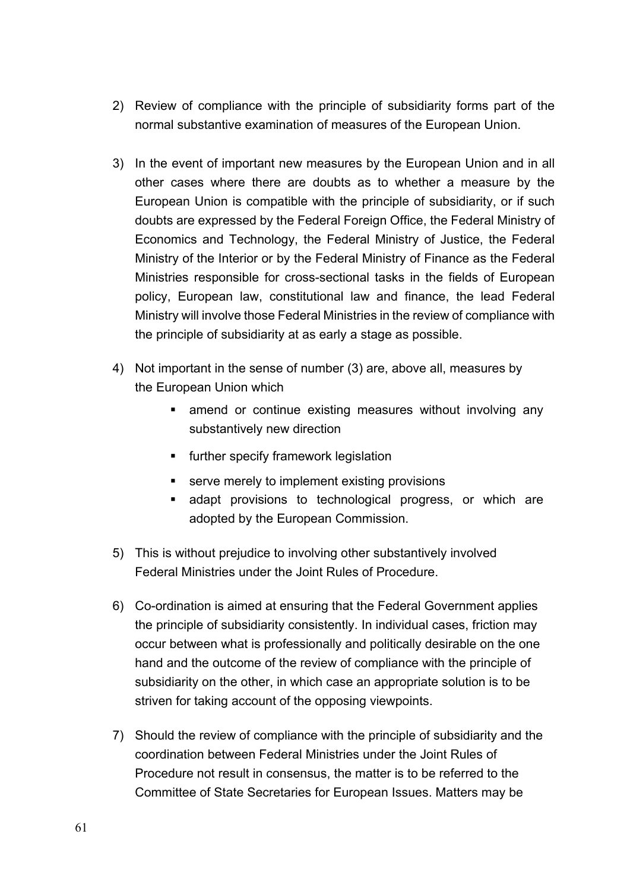2) Review of compliance with the principle of subsidiarity forms part of the normal substantive examination of measures of the European Union.

3) In the event of important new measures by the European Union and in all other cases where there are doubts as to whether a measure by the European Union is compatible with the principle of subsidiarity, or if such doubts are expressed by the Federal Foreign Office, the Federal Ministry of Economics and Technology, the Federal Ministry of Justice, the Federal Ministry of the Interior or by the Federal Ministry of Finance as the Federal Ministries responsible for cross-sectional tasks in the fields of European policy, European law, constitutional law and finance, the lead Federal Ministry will involve those Federal Ministries in the review of compliance with the principle of subsidiarity at as early a stage as possible.

4) Not important in the sense of number (3) are, above all, measures by the European Union which

   - amend or continue existing measures without involving any substantively new direction
   - further specify framework legislation
   - serve merely to implement existing provisions
   - adapt provisions to technological progress, or which are adopted by the European Commission.

5) This is without prejudice to involving other substantively involved Federal Ministries under the Joint Rules of Procedure.

6) Co-ordination is aimed at ensuring that the Federal Government applies the principle of subsidiarity consistently. In individual cases, friction may occur between what is professionally and politically desirable on the one hand and the outcome of the review of compliance with the principle of subsidiarity on the other, in which case an appropriate solution is to be striven for taking account of the opposing viewpoints.

7) Should the review of compliance with the principle of subsidiarity and the coordination between Federal Ministries under the Joint Rules of Procedure not result in consensus, the matter is to be referred to the Committee of State Secretaries for European Issues. Matters may be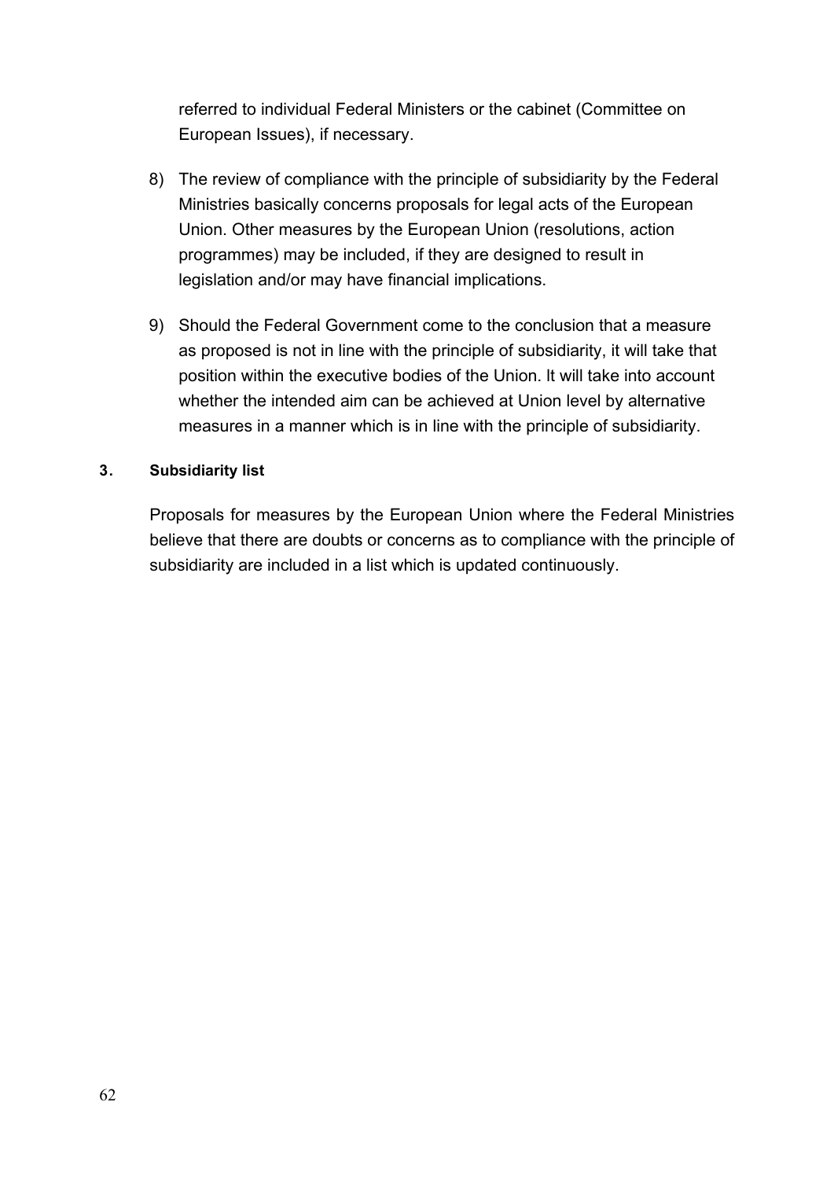referred to individual Federal Ministers or the cabinet (Committee on European Issues), if necessary.

8) The review of compliance with the principle of subsidiarity by the Federal Ministries basically concerns proposals for legal acts of the European Union. Other measures by the European Union (resolutions, action programmes) may be included, if they are designed to result in legislation and/or may have financial implications.

9) Should the Federal Government come to the conclusion that a measure as proposed is not in line with the principle of subsidiarity, it will take that position within the executive bodies of the Union. It will take into account whether the intended aim can be achieved at Union level by alternative measures in a manner which is in line with the principle of subsidiarity.

### 3. Subsidiarity list

Proposals for measures by the European Union where the Federal Ministries believe that there are doubts or concerns as to compliance with the principle of subsidiarity are included in a list which is updated continuously.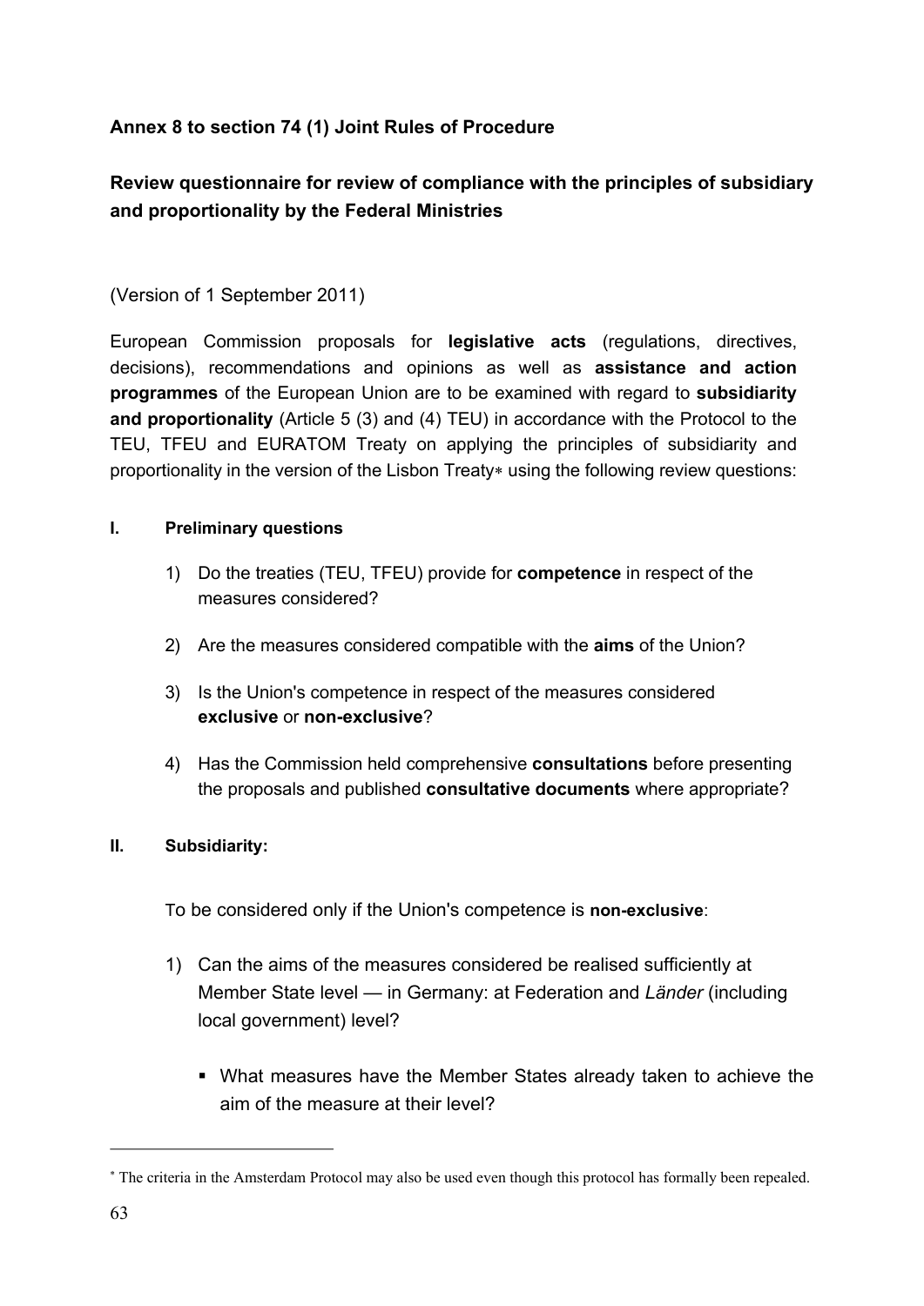**Annex 8 to section 74 (1) Joint Rules of Procedure**

**Review questionnaire for review of compliance with the principles of subsidiary and proportionality by the Federal Ministries**

(Version of 1 September 2011)

European Commission proposals for **legislative acts** (regulations, directives, decisions), recommendations and opinions as well as **assistance and action programmes** of the European Union are to be examined with regard to **subsidiarity and proportionality** (Article 5 (3) and (4) TEU) in accordance with the Protocol to the TEU, TFEU and EURATOM Treaty on applying the principles of subsidiarity and proportionality in the version of the Lisbon Treaty[*] using the following review questions:

**I. Preliminary questions**

1) Do the treaties (TEU, TFEU) provide for **competence** in respect of the measures considered?

2) Are the measures considered compatible with the **aims** of the Union?

3) Is the Union's competence in respect of the measures considered **exclusive** or **non-exclusive**?

4) Has the Commission held comprehensive **consultations** before presenting the proposals and published **consultative documents** where appropriate?

**II. Subsidiarity:**

To be considered only if the Union's competence is **non-exclusive**:

1) Can the aims of the measures considered be realised sufficiently at Member State level — in Germany: at Federation and *Länder* (including local government) level?

   - What measures have the Member States already taken to achieve the aim of the measure at their level?

---

[*] The criteria in the Amsterdam Protocol may also be used even though this protocol has formally been repealed.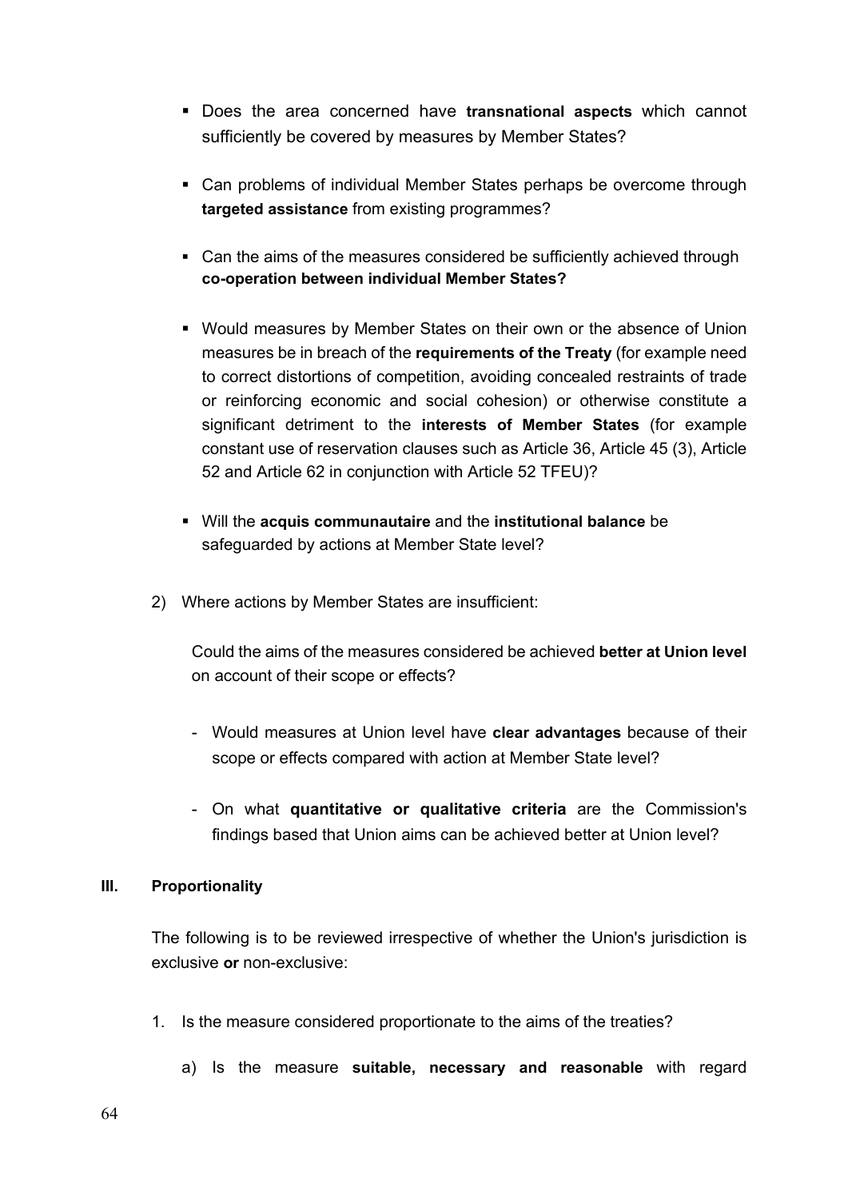- Does the area concerned have **transnational aspects** which cannot sufficiently be covered by measures by Member States?

- Can problems of individual Member States perhaps be overcome through **targeted assistance** from existing programmes?

- Can the aims of the measures considered be sufficiently achieved through **co-operation between individual Member States?**

- Would measures by Member States on their own or the absence of Union measures be in breach of the **requirements of the Treaty** (for example need to correct distortions of competition, avoiding concealed restraints of trade or reinforcing economic and social cohesion) or otherwise constitute a significant detriment to the **interests of Member States** (for example constant use of reservation clauses such as Article 36, Article 45 (3), Article 52 and Article 62 in conjunction with Article 52 TFEU)?

- Will the **acquis communautaire** and the **institutional balance** be safeguarded by actions at Member State level?

2) Where actions by Member States are insufficient:

   Could the aims of the measures considered be achieved **better at Union level** on account of their scope or effects?

   - Would measures at Union level have **clear advantages** because of their scope or effects compared with action at Member State level?

   - On what **quantitative or qualitative criteria** are the Commission's findings based that Union aims can be achieved better at Union level?

### III. Proportionality

The following is to be reviewed irrespective of whether the Union's jurisdiction is exclusive **or** non-exclusive:

1. Is the measure considered proportionate to the aims of the treaties?

   a) Is the measure **suitable, necessary and reasonable** with regard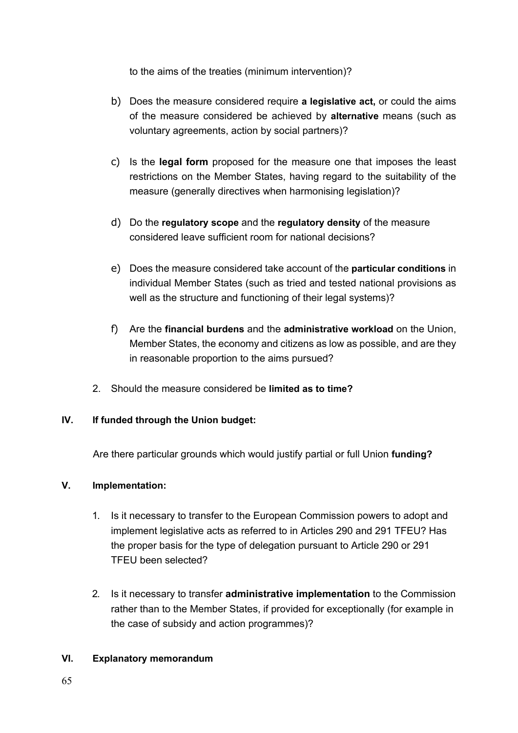to the aims of the treaties (minimum intervention)?

b) Does the measure considered require **a legislative act,** or could the aims of the measure considered be achieved by **alternative** means (such as voluntary agreements, action by social partners)?

c) Is the **legal form** proposed for the measure one that imposes the least restrictions on the Member States, having regard to the suitability of the measure (generally directives when harmonising legislation)?

d) Do the **regulatory scope** and the **regulatory density** of the measure considered leave sufficient room for national decisions?

e) Does the measure considered take account of the **particular conditions** in individual Member States (such as tried and tested national provisions as well as the structure and functioning of their legal systems)?

f) Are the **financial burdens** and the **administrative workload** on the Union, Member States, the economy and citizens as low as possible, and are they in reasonable proportion to the aims pursued?

2. Should the measure considered be **limited as to time?**

## IV. If funded through the Union budget:

Are there particular grounds which would justify partial or full Union **funding?**

## V. Implementation:

1. Is it necessary to transfer to the European Commission powers to adopt and implement legislative acts as referred to in Articles 290 and 291 TFEU? Has the proper basis for the type of delegation pursuant to Article 290 or 291 TFEU been selected?

2. Is it necessary to transfer **administrative implementation** to the Commission rather than to the Member States, if provided for exceptionally (for example in the case of subsidy and action programmes)?

## VI. Explanatory memorandum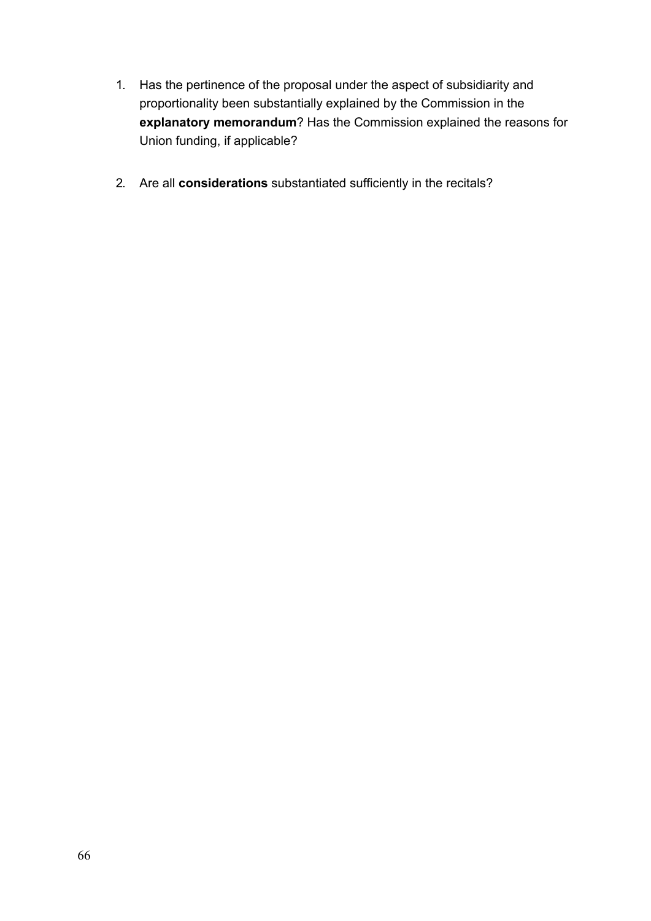1. Has the pertinence of the proposal under the aspect of subsidiarity and proportionality been substantially explained by the Commission in the **explanatory memorandum**? Has the Commission explained the reasons for Union funding, if applicable?

2. Are all **considerations** substantiated sufficiently in the recitals?